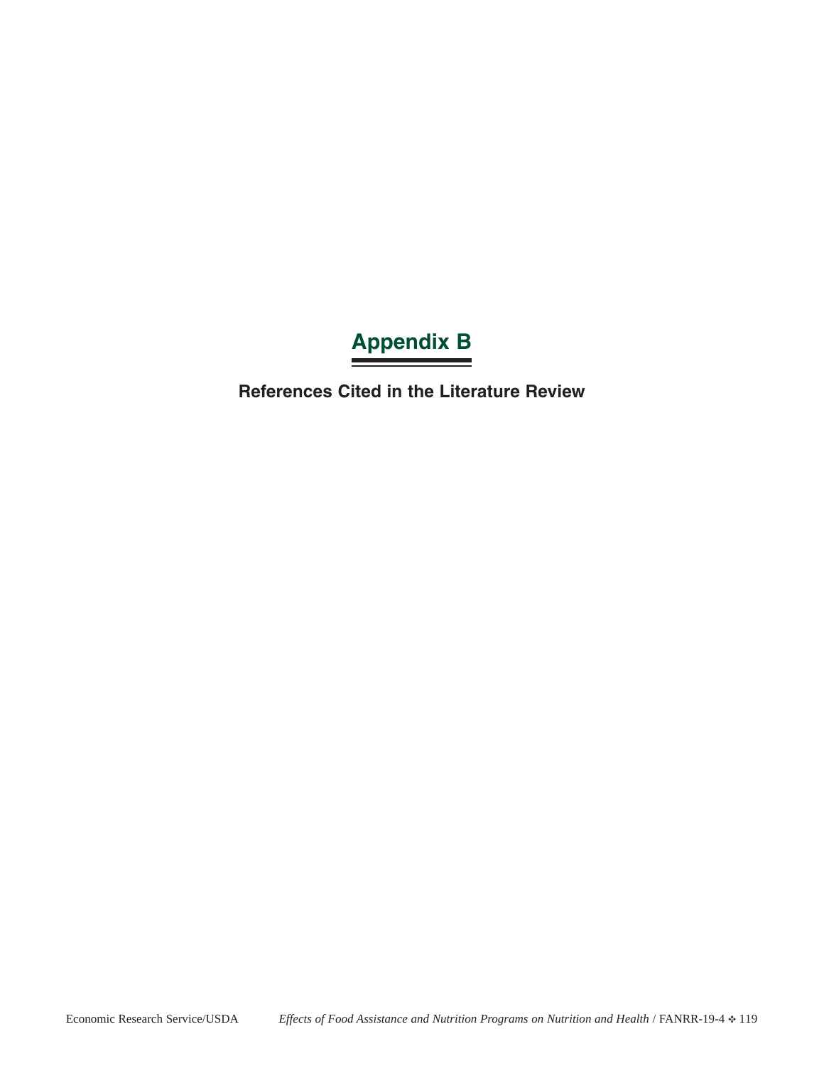# Appendix B

## References Cited in the Literature Review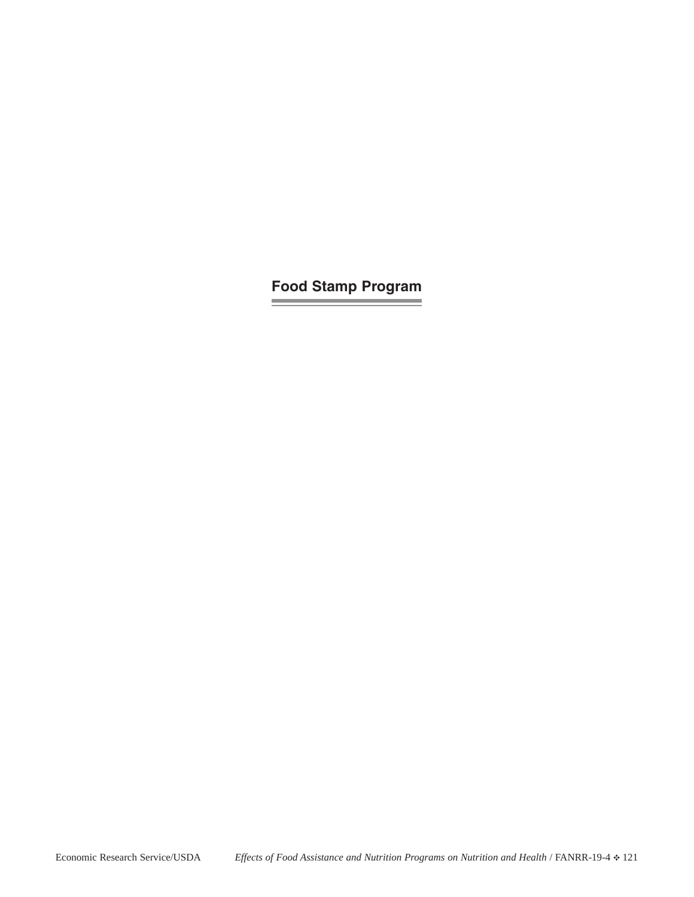# Food Stamp Program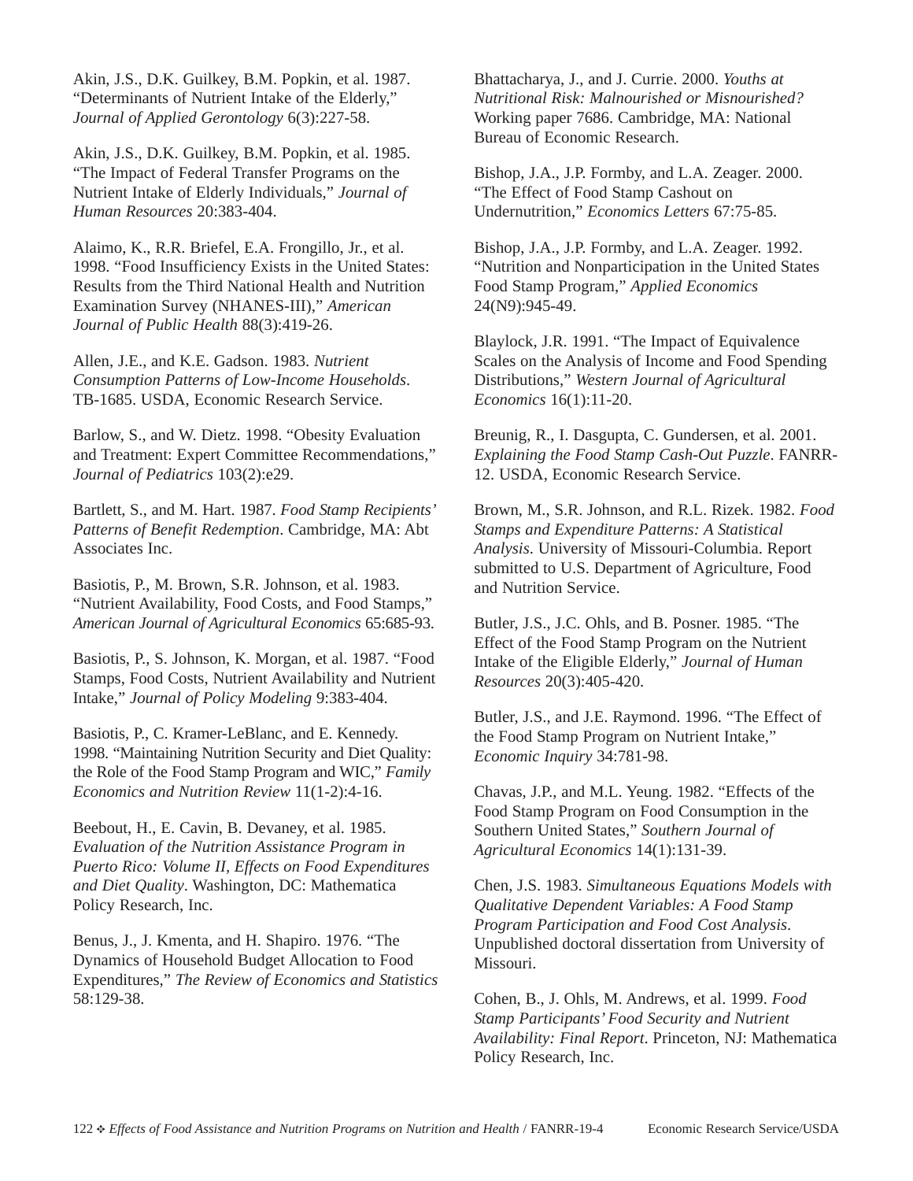Akin, J.S., D.K. Guilkey, B.M. Popkin, et al. 1987. "Determinants of Nutrient Intake of the Elderly," *Journal of Applied Gerontology* 6(3):227-58.

Akin, J.S., D.K. Guilkey, B.M. Popkin, et al. 1985. "The Impact of Federal Transfer Programs on the Nutrient Intake of Elderly Individuals," *Journal of Human Resources* 20:383-404.

Alaimo, K., R.R. Briefel, E.A. Frongillo, Jr., et al. 1998. "Food Insufficiency Exists in the United States: Results from the Third National Health and Nutrition Examination Survey (NHANES-III)," *American Journal of Public Health* 88(3):419-26.

Allen, J.E., and K.E. Gadson. 1983. *Nutrient Consumption Patterns of Low-Income Households*. TB-1685. USDA, Economic Research Service.

Barlow, S., and W. Dietz. 1998. "Obesity Evaluation and Treatment: Expert Committee Recommendations," *Journal of Pediatrics* 103(2):e29.

Bartlett, S., and M. Hart. 1987. *Food Stamp Recipients' Patterns of Benefit Redemption*. Cambridge, MA: Abt Associates Inc.

Basiotis, P., M. Brown, S.R. Johnson, et al. 1983. "Nutrient Availability, Food Costs, and Food Stamps," *American Journal of Agricultural Economics* 65:685-93.

Basiotis, P., S. Johnson, K. Morgan, et al. 1987. "Food Stamps, Food Costs, Nutrient Availability and Nutrient Intake," *Journal of Policy Modeling* 9:383-404.

Basiotis, P., C. Kramer-LeBlanc, and E. Kennedy. 1998. "Maintaining Nutrition Security and Diet Quality: the Role of the Food Stamp Program and WIC," *Family Economics and Nutrition Review* 11(1-2):4-16.

Beebout, H., E. Cavin, B. Devaney, et al. 1985. *Evaluation of the Nutrition Assistance Program in Puerto Rico: Volume II, Effects on Food Expenditures and Diet Quality*. Washington, DC: Mathematica Policy Research, Inc.

Benus, J., J. Kmenta, and H. Shapiro. 1976. "The Dynamics of Household Budget Allocation to Food Expenditures," *The Review of Economics and Statistics* 58:129-38.

Bhattacharya, J., and J. Currie. 2000. *Youths at Nutritional Risk: Malnourished or Misnourished?* Working paper 7686. Cambridge, MA: National Bureau of Economic Research.

Bishop, J.A., J.P. Formby, and L.A. Zeager. 2000. "The Effect of Food Stamp Cashout on Undernutrition," *Economics Letters* 67:75-85.

Bishop, J.A., J.P. Formby, and L.A. Zeager. 1992. "Nutrition and Nonparticipation in the United States Food Stamp Program," *Applied Economics* 24(N9):945-49.

Blaylock, J.R. 1991. "The Impact of Equivalence Scales on the Analysis of Income and Food Spending Distributions," *Western Journal of Agricultural Economics* 16(1):11-20.

Breunig, R., I. Dasgupta, C. Gundersen, et al. 2001. *Explaining the Food Stamp Cash-Out Puzzle*. FANRR-12. USDA, Economic Research Service.

Brown, M., S.R. Johnson, and R.L. Rizek. 1982. *Food Stamps and Expenditure Patterns: A Statistical Analysis*. University of Missouri-Columbia. Report submitted to U.S. Department of Agriculture, Food and Nutrition Service.

Butler, J.S., J.C. Ohls, and B. Posner. 1985. "The Effect of the Food Stamp Program on the Nutrient Intake of the Eligible Elderly," *Journal of Human Resources* 20(3):405-420.

Butler, J.S., and J.E. Raymond. 1996. "The Effect of the Food Stamp Program on Nutrient Intake," *Economic Inquiry* 34:781-98.

Chavas, J.P., and M.L. Yeung. 1982. "Effects of the Food Stamp Program on Food Consumption in the Southern United States," *Southern Journal of Agricultural Economics* 14(1):131-39.

Chen, J.S. 1983. *Simultaneous Equations Models with Qualitative Dependent Variables: A Food Stamp Program Participation and Food Cost Analysis*. Unpublished doctoral dissertation from University of Missouri.

Cohen, B., J. Ohls, M. Andrews, et al. 1999. *Food Stamp Participants' Food Security and Nutrient Availability: Final Report*. Princeton, NJ: Mathematica Policy Research, Inc.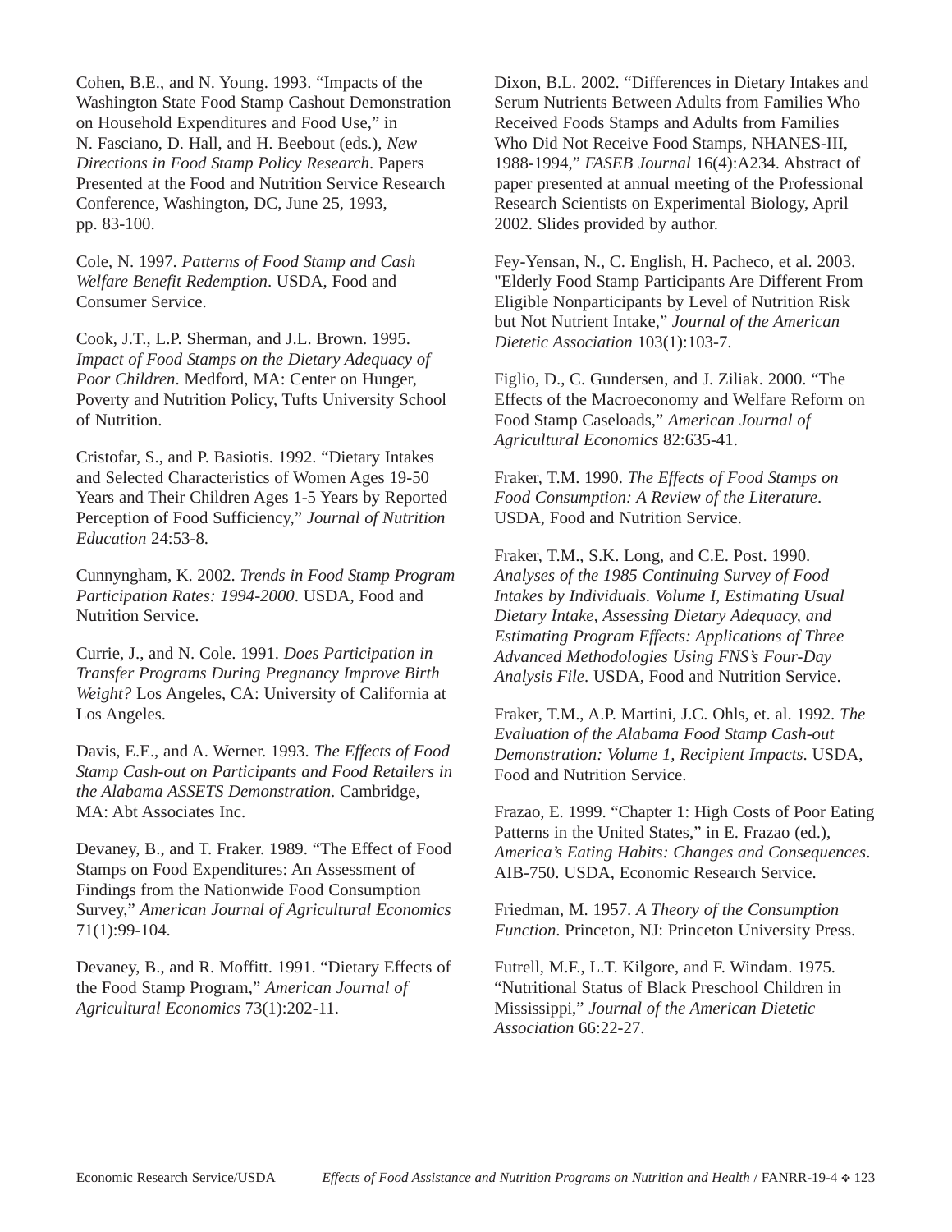Cohen, B.E., and N. Young. 1993. “Impacts of the Washington State Food Stamp Cashout Demonstration on Household Expenditures and Food Use,” in N. Fasciano, D. Hall, and H. Beebout (eds.), *New Directions in Food Stamp Policy Research*. Papers Presented at the Food and Nutrition Service Research Conference, Washington, DC, June 25, 1993, pp. 83-100.

Cole, N. 1997. *Patterns of Food Stamp and Cash Welfare Benefit Redemption*. USDA, Food and Consumer Service.

Cook, J.T., L.P. Sherman, and J.L. Brown. 1995. *Impact of Food Stamps on the Dietary Adequacy of Poor Children*. Medford, MA: Center on Hunger, Poverty and Nutrition Policy, Tufts University School of Nutrition.

Cristofar, S., and P. Basiotis. 1992. “Dietary Intakes and Selected Characteristics of Women Ages 19-50 Years and Their Children Ages 1-5 Years by Reported Perception of Food Sufficiency,” *Journal of Nutrition Education* 24:53-8.

Cunnyngham, K. 2002. *Trends in Food Stamp Program Participation Rates: 1994-2000*. USDA, Food and Nutrition Service.

Currie, J., and N. Cole. 1991. *Does Participation in Transfer Programs During Pregnancy Improve Birth Weight?* Los Angeles, CA: University of California at Los Angeles.

Davis, E.E., and A. Werner. 1993. *The Effects of Food Stamp Cash-out on Participants and Food Retailers in the Alabama ASSETS Demonstration*. Cambridge, MA: Abt Associates Inc.

Devaney, B., and T. Fraker. 1989. “The Effect of Food Stamps on Food Expenditures: An Assessment of Findings from the Nationwide Food Consumption Survey,” *American Journal of Agricultural Economics* 71(1):99-104.

Devaney, B., and R. Moffitt. 1991. “Dietary Effects of the Food Stamp Program,” *American Journal of Agricultural Economics* 73(1):202-11.

Dixon, B.L. 2002. “Differences in Dietary Intakes and Serum Nutrients Between Adults from Families Who Received Foods Stamps and Adults from Families Who Did Not Receive Food Stamps, NHANES-III, 1988-1994,” *FASEB Journal* 16(4):A234. Abstract of paper presented at annual meeting of the Professional Research Scientists on Experimental Biology, April 2002. Slides provided by author.

Fey-Yensan, N., C. English, H. Pacheco, et al. 2003. "Elderly Food Stamp Participants Are Different From Eligible Nonparticipants by Level of Nutrition Risk but Not Nutrient Intake,” *Journal of the American Dietetic Association* 103(1):103-7.

Figlio, D., C. Gundersen, and J. Ziliak. 2000. “The Effects of the Macroeconomy and Welfare Reform on Food Stamp Caseloads,” *American Journal of Agricultural Economics* 82:635-41.

Fraker, T.M. 1990. *The Effects of Food Stamps on Food Consumption: A Review of the Literature*. USDA, Food and Nutrition Service.

Fraker, T.M., S.K. Long, and C.E. Post. 1990. *Analyses of the 1985 Continuing Survey of Food Intakes by Individuals. Volume I, Estimating Usual Dietary Intake, Assessing Dietary Adequacy, and Estimating Program Effects: Applications of Three Advanced Methodologies Using FNS’s Four-Day Analysis File*. USDA, Food and Nutrition Service.

Fraker, T.M., A.P. Martini, J.C. Ohls, et. al. 1992. *The Evaluation of the Alabama Food Stamp Cash-out Demonstration: Volume 1, Recipient Impacts*. USDA, Food and Nutrition Service.

Frazao, E. 1999. “Chapter 1: High Costs of Poor Eating Patterns in the United States,” in E. Frazao (ed.), *America’s Eating Habits: Changes and Consequences*. AIB-750. USDA, Economic Research Service.

Friedman, M. 1957. *A Theory of the Consumption Function*. Princeton, NJ: Princeton University Press.

Futrell, M.F., L.T. Kilgore, and F. Windam. 1975. “Nutritional Status of Black Preschool Children in Mississippi,” *Journal of the American Dietetic Association* 66:22-27.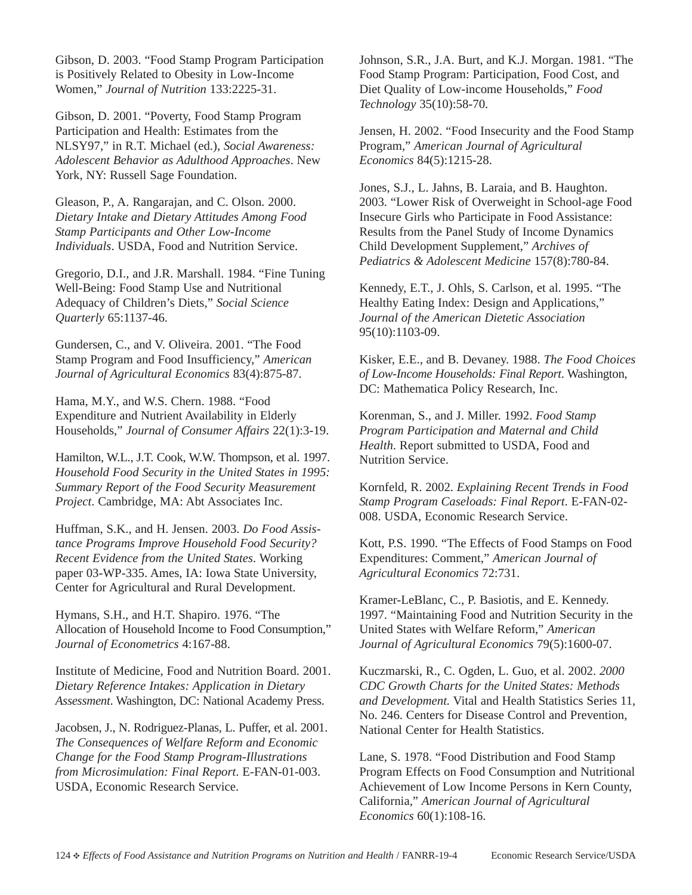Gibson, D. 2003. "Food Stamp Program Participation is Positively Related to Obesity in Low-Income Women," *Journal of Nutrition* 133:2225-31.

Gibson, D. 2001. "Poverty, Food Stamp Program Participation and Health: Estimates from the NLSY97," in R.T. Michael (ed.), *Social Awareness: Adolescent Behavior as Adulthood Approaches*. New York, NY: Russell Sage Foundation.

Gleason, P., A. Rangarajan, and C. Olson. 2000. *Dietary Intake and Dietary Attitudes Among Food Stamp Participants and Other Low-Income Individuals*. USDA, Food and Nutrition Service.

Gregorio, D.I., and J.R. Marshall. 1984. "Fine Tuning Well-Being: Food Stamp Use and Nutritional Adequacy of Children's Diets," *Social Science Quarterly* 65:1137-46.

Gundersen, C., and V. Oliveira. 2001. "The Food Stamp Program and Food Insufficiency," *American Journal of Agricultural Economics* 83(4):875-87.

Hama, M.Y., and W.S. Chern. 1988. "Food Expenditure and Nutrient Availability in Elderly Households," *Journal of Consumer Affairs* 22(1):3-19.

Hamilton, W.L., J.T. Cook, W.W. Thompson, et al. 1997. *Household Food Security in the United States in 1995: Summary Report of the Food Security Measurement Project*. Cambridge, MA: Abt Associates Inc.

Huffman, S.K., and H. Jensen. 2003. *Do Food Assistance Programs Improve Household Food Security? Recent Evidence from the United States*. Working paper 03-WP-335. Ames, IA: Iowa State University, Center for Agricultural and Rural Development.

Hymans, S.H., and H.T. Shapiro. 1976. "The Allocation of Household Income to Food Consumption," *Journal of Econometrics* 4:167-88.

Institute of Medicine, Food and Nutrition Board. 2001. *Dietary Reference Intakes: Application in Dietary Assessment*. Washington, DC: National Academy Press.

Jacobsen, J., N. Rodriguez-Planas, L. Puffer, et al. 2001. *The Consequences of Welfare Reform and Economic Change for the Food Stamp Program-Illustrations from Microsimulation: Final Report*. E-FAN-01-003. USDA, Economic Research Service.

Johnson, S.R., J.A. Burt, and K.J. Morgan. 1981. "The Food Stamp Program: Participation, Food Cost, and Diet Quality of Low-income Households," *Food Technology* 35(10):58-70.

Jensen, H. 2002. "Food Insecurity and the Food Stamp Program," *American Journal of Agricultural Economics* 84(5):1215-28.

Jones, S.J., L. Jahns, B. Laraia, and B. Haughton. 2003. "Lower Risk of Overweight in School-age Food Insecure Girls who Participate in Food Assistance: Results from the Panel Study of Income Dynamics Child Development Supplement," *Archives of Pediatrics & Adolescent Medicine* 157(8):780-84.

Kennedy, E.T., J. Ohls, S. Carlson, et al. 1995. "The Healthy Eating Index: Design and Applications," *Journal of the American Dietetic Association* 95(10):1103-09.

Kisker, E.E., and B. Devaney. 1988. *The Food Choices of Low-Income Households: Final Report*. Washington, DC: Mathematica Policy Research, Inc.

Korenman, S., and J. Miller. 1992. *Food Stamp Program Participation and Maternal and Child Health*. Report submitted to USDA, Food and Nutrition Service.

Kornfeld, R. 2002. *Explaining Recent Trends in Food Stamp Program Caseloads: Final Report*. E-FAN-02-008. USDA, Economic Research Service.

Kott, P.S. 1990. "The Effects of Food Stamps on Food Expenditures: Comment," *American Journal of Agricultural Economics* 72:731.

Kramer-LeBlanc, C., P. Basiotis, and E. Kennedy. 1997. "Maintaining Food and Nutrition Security in the United States with Welfare Reform," *American Journal of Agricultural Economics* 79(5):1600-07.

Kuczmarski, R., C. Ogden, L. Guo, et al. 2002. *2000 CDC Growth Charts for the United States: Methods and Development*. Vital and Health Statistics Series 11, No. 246. Centers for Disease Control and Prevention, National Center for Health Statistics.

Lane, S. 1978. "Food Distribution and Food Stamp Program Effects on Food Consumption and Nutritional Achievement of Low Income Persons in Kern County, California," *American Journal of Agricultural Economics* 60(1):108-16.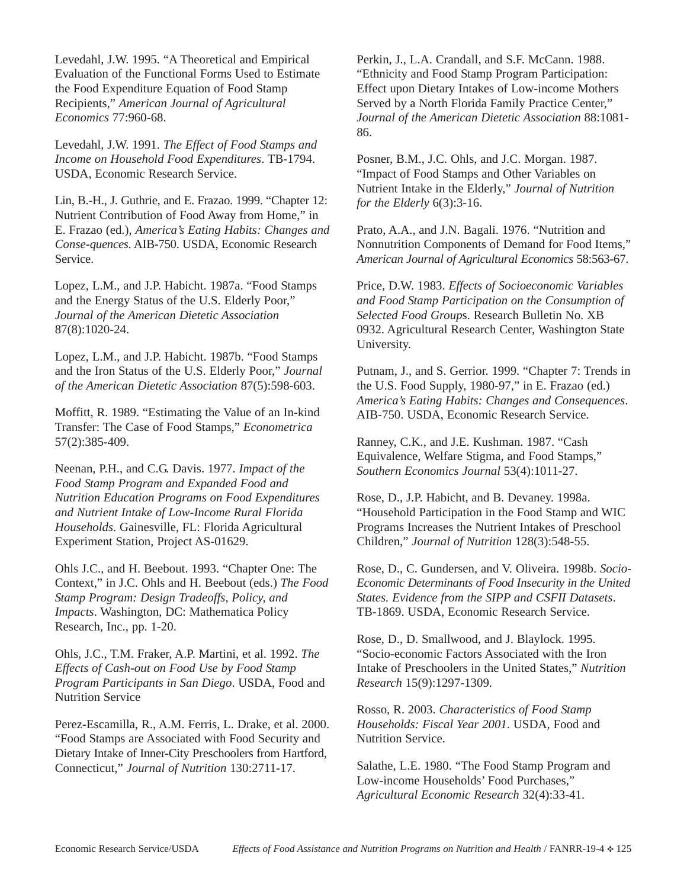Levedahl, J.W. 1995. “A Theoretical and Empirical Evaluation of the Functional Forms Used to Estimate the Food Expenditure Equation of Food Stamp Recipients,” *American Journal of Agricultural Economics* 77:960-68.

Levedahl, J.W. 1991. *The Effect of Food Stamps and Income on Household Food Expenditures*. TB-1794. USDA, Economic Research Service.

Lin, B.-H., J. Guthrie, and E. Frazao. 1999. “Chapter 12: Nutrient Contribution of Food Away from Home,” in E. Frazao (ed.), *America’s Eating Habits: Changes and Conse-quences*. AIB-750. USDA, Economic Research Service.

Lopez, L.M., and J.P. Habicht. 1987a. “Food Stamps and the Energy Status of the U.S. Elderly Poor,” *Journal of the American Dietetic Association* 87(8):1020-24.

Lopez, L.M., and J.P. Habicht. 1987b. “Food Stamps and the Iron Status of the U.S. Elderly Poor,” *Journal of the American Dietetic Association* 87(5):598-603.

Moffitt, R. 1989. “Estimating the Value of an In-kind Transfer: The Case of Food Stamps,” *Econometrica* 57(2):385-409.

Neenan, P.H., and C.G. Davis. 1977. *Impact of the Food Stamp Program and Expanded Food and Nutrition Education Programs on Food Expenditures and Nutrient Intake of Low-Income Rural Florida Households*. Gainesville, FL: Florida Agricultural Experiment Station, Project AS-01629.

Ohls J.C., and H. Beebout. 1993. “Chapter One: The Context,” in J.C. Ohls and H. Beebout (eds.) *The Food Stamp Program: Design Tradeoffs, Policy, and Impacts*. Washington, DC: Mathematica Policy Research, Inc., pp. 1-20.

Ohls, J.C., T.M. Fraker, A.P. Martini, et al. 1992. *The Effects of Cash-out on Food Use by Food Stamp Program Participants in San Diego*. USDA, Food and Nutrition Service

Perez-Escamilla, R., A.M. Ferris, L. Drake, et al. 2000. “Food Stamps are Associated with Food Security and Dietary Intake of Inner-City Preschoolers from Hartford, Connecticut,” *Journal of Nutrition* 130:2711-17.

Perkin, J., L.A. Crandall, and S.F. McCann. 1988. “Ethnicity and Food Stamp Program Participation: Effect upon Dietary Intakes of Low-income Mothers Served by a North Florida Family Practice Center,” *Journal of the American Dietetic Association* 88:1081-86.

Posner, B.M., J.C. Ohls, and J.C. Morgan. 1987. “Impact of Food Stamps and Other Variables on Nutrient Intake in the Elderly,” *Journal of Nutrition for the Elderly* 6(3):3-16.

Prato, A.A., and J.N. Bagali. 1976. “Nutrition and Nonnutrition Components of Demand for Food Items,” *American Journal of Agricultural Economics* 58:563-67.

Price, D.W. 1983. *Effects of Socioeconomic Variables and Food Stamp Participation on the Consumption of Selected Food Groups*. Research Bulletin No. XB 0932. Agricultural Research Center, Washington State University.

Putnam, J., and S. Gerrior. 1999. “Chapter 7: Trends in the U.S. Food Supply, 1980-97,” in E. Frazao (ed.) *America’s Eating Habits: Changes and Consequences*. AIB-750. USDA, Economic Research Service.

Ranney, C.K., and J.E. Kushman. 1987. “Cash Equivalence, Welfare Stigma, and Food Stamps,” *Southern Economics Journal* 53(4):1011-27.

Rose, D., J.P. Habicht, and B. Devaney. 1998a. “Household Participation in the Food Stamp and WIC Programs Increases the Nutrient Intakes of Preschool Children,” *Journal of Nutrition* 128(3):548-55.

Rose, D., C. Gundersen, and V. Oliveira. 1998b. *Socio-Economic Determinants of Food Insecurity in the United States. Evidence from the SIPP and CSFII Datasets*. TB-1869. USDA, Economic Research Service.

Rose, D., D. Smallwood, and J. Blaylock. 1995. “Socio-economic Factors Associated with the Iron Intake of Preschoolers in the United States,” *Nutrition Research* 15(9):1297-1309.

Rosso, R. 2003. *Characteristics of Food Stamp Households: Fiscal Year 2001*. USDA, Food and Nutrition Service.

Salathe, L.E. 1980. “The Food Stamp Program and Low-income Households’ Food Purchases,” *Agricultural Economic Research* 32(4):33-41.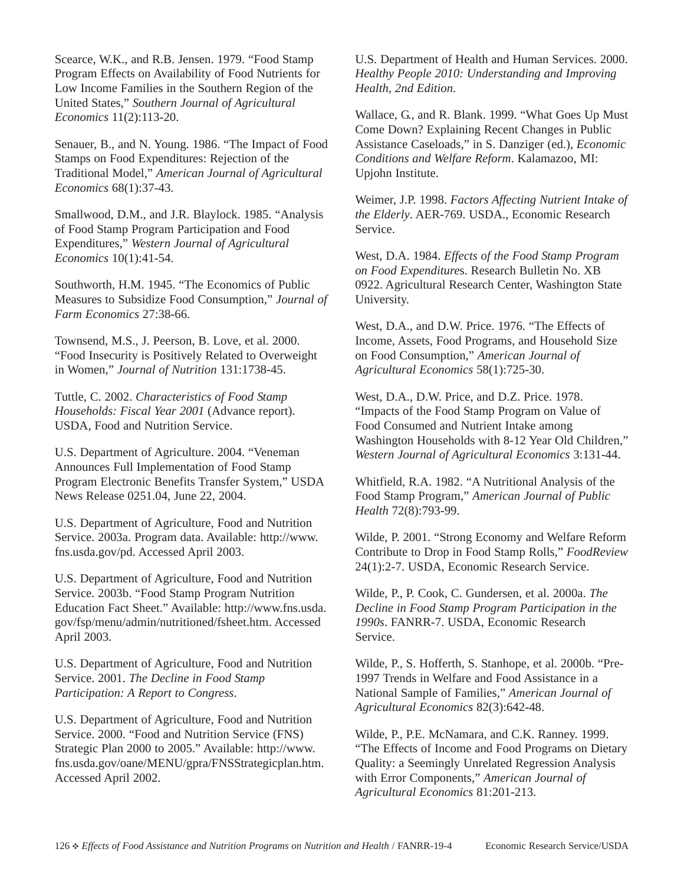Scearce, W.K., and R.B. Jensen. 1979. "Food Stamp Program Effects on Availability of Food Nutrients for Low Income Families in the Southern Region of the United States," *Southern Journal of Agricultural Economics* 11(2):113-20.

Senauer, B., and N. Young. 1986. "The Impact of Food Stamps on Food Expenditures: Rejection of the Traditional Model," *American Journal of Agricultural Economics* 68(1):37-43.

Smallwood, D.M., and J.R. Blaylock. 1985. "Analysis of Food Stamp Program Participation and Food Expenditures," *Western Journal of Agricultural Economics* 10(1):41-54.

Southworth, H.M. 1945. "The Economics of Public Measures to Subsidize Food Consumption," *Journal of Farm Economics* 27:38-66.

Townsend, M.S., J. Peerson, B. Love, et al. 2000. "Food Insecurity is Positively Related to Overweight in Women," *Journal of Nutrition* 131:1738-45.

Tuttle, C. 2002. *Characteristics of Food Stamp Households: Fiscal Year 2001* (Advance report). USDA, Food and Nutrition Service.

U.S. Department of Agriculture. 2004. "Veneman Announces Full Implementation of Food Stamp Program Electronic Benefits Transfer System," USDA News Release 0251.04, June 22, 2004.

U.S. Department of Agriculture, Food and Nutrition Service. 2003a. Program data. Available: http://www.fns.usda.gov/pd. Accessed April 2003.

U.S. Department of Agriculture, Food and Nutrition Service. 2003b. "Food Stamp Program Nutrition Education Fact Sheet." Available: http://www.fns.usda.gov/fsp/menu/admin/nutritioned/fsheet.htm. Accessed April 2003.

U.S. Department of Agriculture, Food and Nutrition Service. 2001. *The Decline in Food Stamp Participation: A Report to Congress*.

U.S. Department of Agriculture, Food and Nutrition Service. 2000. "Food and Nutrition Service (FNS) Strategic Plan 2000 to 2005." Available: http://www.fns.usda.gov/oane/MENU/gpra/FNSStrategicplan.htm. Accessed April 2002.

U.S. Department of Health and Human Services. 2000. *Healthy People 2010: Understanding and Improving Health, 2nd Edition.*

Wallace, G., and R. Blank. 1999. "What Goes Up Must Come Down? Explaining Recent Changes in Public Assistance Caseloads," in S. Danziger (ed.), *Economic Conditions and Welfare Reform*. Kalamazoo, MI: Upjohn Institute.

Weimer, J.P. 1998. *Factors Affecting Nutrient Intake of the Elderly*. AER-769. USDA., Economic Research Service.

West, D.A. 1984. *Effects of the Food Stamp Program on Food Expenditures*. Research Bulletin No. XB 0922. Agricultural Research Center, Washington State University.

West, D.A., and D.W. Price. 1976. "The Effects of Income, Assets, Food Programs, and Household Size on Food Consumption," *American Journal of Agricultural Economics* 58(1):725-30.

West, D.A., D.W. Price, and D.Z. Price. 1978. "Impacts of the Food Stamp Program on Value of Food Consumed and Nutrient Intake among Washington Households with 8-12 Year Old Children," *Western Journal of Agricultural Economics* 3:131-44.

Whitfield, R.A. 1982. "A Nutritional Analysis of the Food Stamp Program," *American Journal of Public Health* 72(8):793-99.

Wilde, P. 2001. "Strong Economy and Welfare Reform Contribute to Drop in Food Stamp Rolls," *FoodReview* 24(1):2-7. USDA, Economic Research Service.

Wilde, P., P. Cook, C. Gundersen, et al. 2000a. *The Decline in Food Stamp Program Participation in the 1990s*. FANRR-7. USDA, Economic Research Service.

Wilde, P., S. Hofferth, S. Stanhope, et al. 2000b. "Pre-1997 Trends in Welfare and Food Assistance in a National Sample of Families," *American Journal of Agricultural Economics* 82(3):642-48.

Wilde, P., P.E. McNamara, and C.K. Ranney. 1999. "The Effects of Income and Food Programs on Dietary Quality: a Seemingly Unrelated Regression Analysis with Error Components," *American Journal of Agricultural Economics* 81:201-213.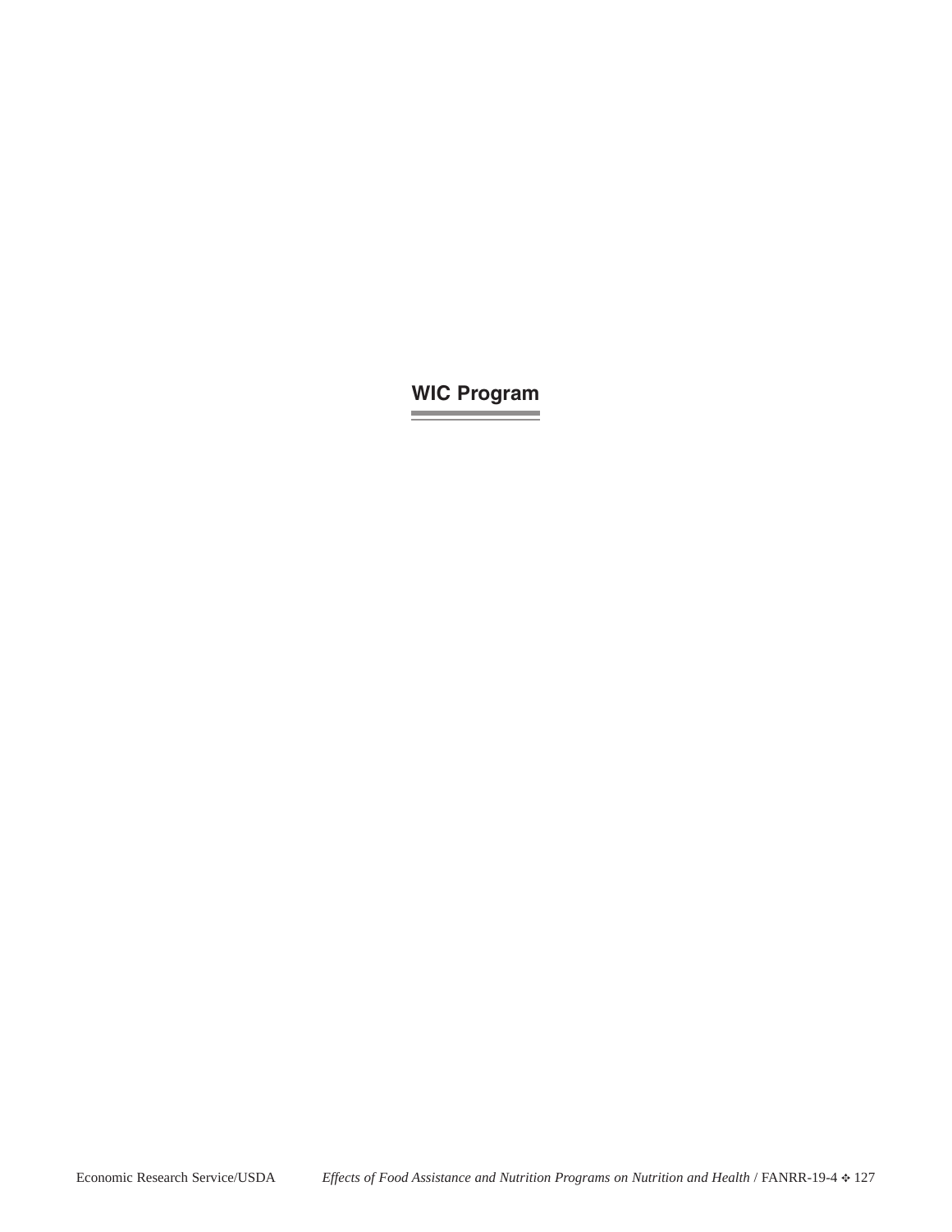# WIC Program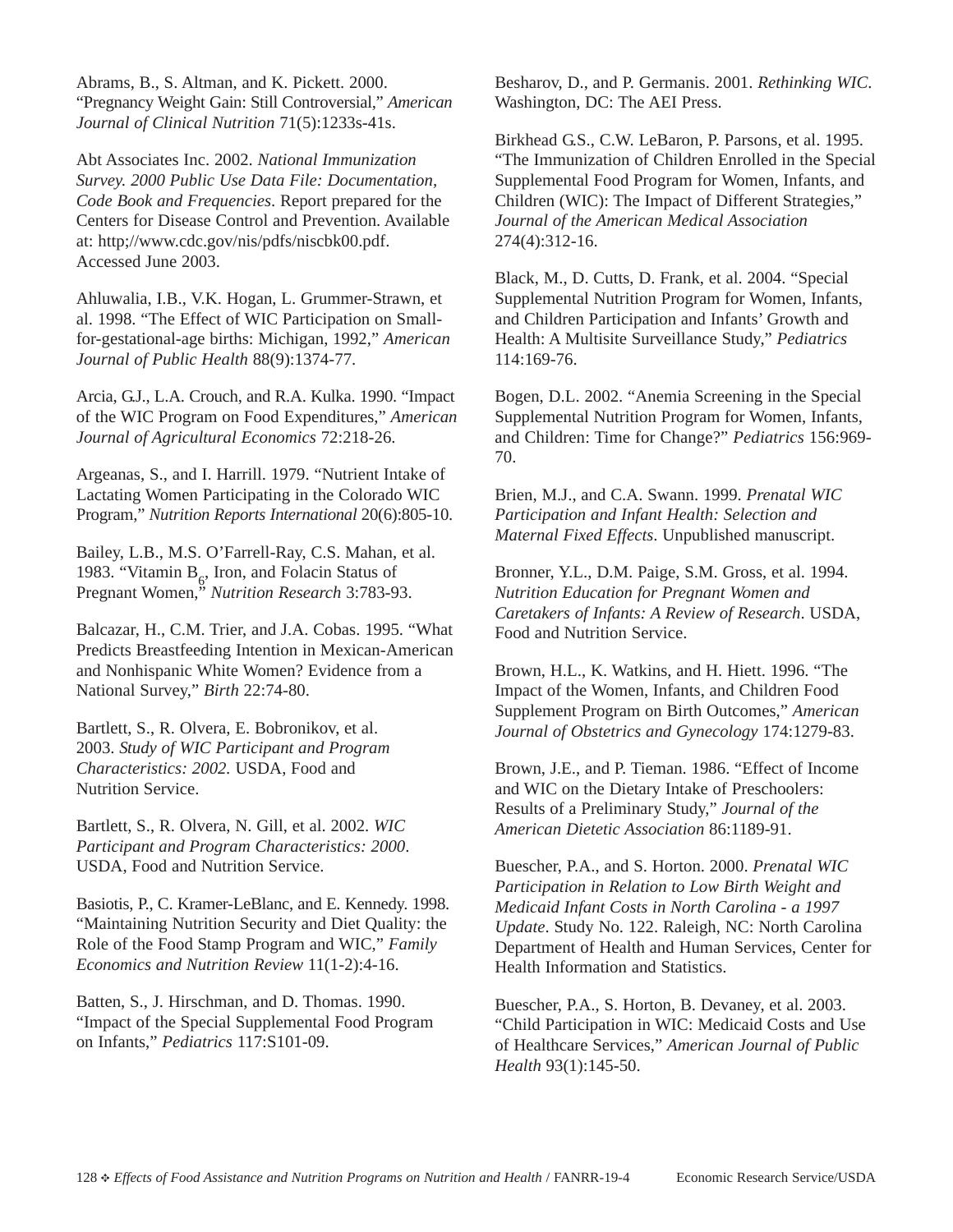Abrams, B., S. Altman, and K. Pickett. 2000. “Pregnancy Weight Gain: Still Controversial,” *American Journal of Clinical Nutrition* 71(5):1233s-41s.

Abt Associates Inc. 2002. *National Immunization Survey. 2000 Public Use Data File: Documentation, Code Book and Frequencies*. Report prepared for the Centers for Disease Control and Prevention. Available at: http;//www.cdc.gov/nis/pdfs/niscbk00.pdf. Accessed June 2003.

Ahluwalia, I.B., V.K. Hogan, L. Grummer-Strawn, et al. 1998. “The Effect of WIC Participation on Small-for-gestational-age births: Michigan, 1992,” *American Journal of Public Health* 88(9):1374-77.

Arcia, G.J., L.A. Crouch, and R.A. Kulka. 1990. “Impact of the WIC Program on Food Expenditures,” *American Journal of Agricultural Economics* 72:218-26.

Argeanas, S., and I. Harrill. 1979. “Nutrient Intake of Lactating Women Participating in the Colorado WIC Program,” *Nutrition Reports International* 20(6):805-10.

Bailey, L.B., M.S. O’Farrell-Ray, C.S. Mahan, et al. 1983. “Vitamin $B_6$, Iron, and Folacin Status of Pregnant Women,” *Nutrition Research* 3:783-93.

Balcazar, H., C.M. Trier, and J.A. Cobas. 1995. “What Predicts Breastfeeding Intention in Mexican-American and Nonhispanic White Women? Evidence from a National Survey,” *Birth* 22:74-80.

Bartlett, S., R. Olvera, E. Bobronikov, et al. 2003. *Study of WIC Participant and Program Characteristics: 2002.* USDA, Food and Nutrition Service.

Bartlett, S., R. Olvera, N. Gill, et al. 2002. *WIC Participant and Program Characteristics: 2000*. USDA, Food and Nutrition Service.

Basiotis, P., C. Kramer-LeBlanc, and E. Kennedy. 1998. “Maintaining Nutrition Security and Diet Quality: the Role of the Food Stamp Program and WIC,” *Family Economics and Nutrition Review* 11(1-2):4-16.

Batten, S., J. Hirschman, and D. Thomas. 1990. “Impact of the Special Supplemental Food Program on Infants,” *Pediatrics* 117:S101-09.

Besharov, D., and P. Germanis. 2001. *Rethinking WIC*. Washington, DC: The AEI Press.

Birkhead G.S., C.W. LeBaron, P. Parsons, et al. 1995. “The Immunization of Children Enrolled in the Special Supplemental Food Program for Women, Infants, and Children (WIC): The Impact of Different Strategies,” *Journal of the American Medical Association* 274(4):312-16.

Black, M., D. Cutts, D. Frank, et al. 2004. “Special Supplemental Nutrition Program for Women, Infants, and Children Participation and Infants’ Growth and Health: A Multisite Surveillance Study,” *Pediatrics* 114:169-76.

Bogen, D.L. 2002. “Anemia Screening in the Special Supplemental Nutrition Program for Women, Infants, and Children: Time for Change?” *Pediatrics* 156:969-70.

Brien, M.J., and C.A. Swann. 1999. *Prenatal WIC Participation and Infant Health: Selection and Maternal Fixed Effects*. Unpublished manuscript.

Bronner, Y.L., D.M. Paige, S.M. Gross, et al. 1994. *Nutrition Education for Pregnant Women and Caretakers of Infants: A Review of Research*. USDA, Food and Nutrition Service.

Brown, H.L., K. Watkins, and H. Hiett. 1996. “The Impact of the Women, Infants, and Children Food Supplement Program on Birth Outcomes,” *American Journal of Obstetrics and Gynecology* 174:1279-83.

Brown, J.E., and P. Tieman. 1986. “Effect of Income and WIC on the Dietary Intake of Preschoolers: Results of a Preliminary Study,” *Journal of the American Dietetic Association* 86:1189-91.

Buescher, P.A., and S. Horton. 2000. *Prenatal WIC Participation in Relation to Low Birth Weight and Medicaid Infant Costs in North Carolina - a 1997 Update*. Study No. 122. Raleigh, NC: North Carolina Department of Health and Human Services, Center for Health Information and Statistics.

Buescher, P.A., S. Horton, B. Devaney, et al. 2003. “Child Participation in WIC: Medicaid Costs and Use of Healthcare Services,” *American Journal of Public Health* 93(1):145-50.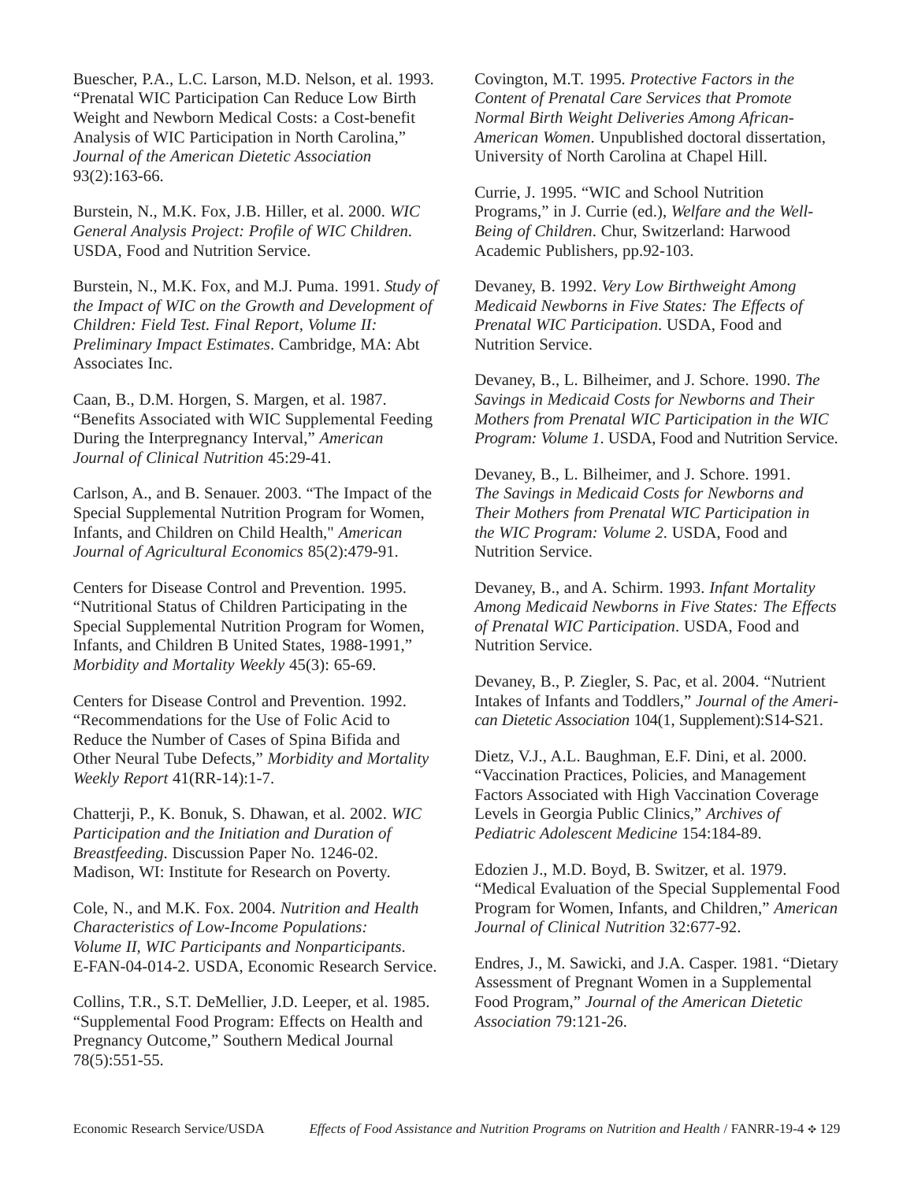Buescher, P.A., L.C. Larson, M.D. Nelson, et al. 1993. "Prenatal WIC Participation Can Reduce Low Birth Weight and Newborn Medical Costs: a Cost-benefit Analysis of WIC Participation in North Carolina," *Journal of the American Dietetic Association* 93(2):163-66.

Burstein, N., M.K. Fox, J.B. Hiller, et al. 2000. *WIC General Analysis Project: Profile of WIC Children*. USDA, Food and Nutrition Service.

Burstein, N., M.K. Fox, and M.J. Puma. 1991. *Study of the Impact of WIC on the Growth and Development of Children: Field Test. Final Report, Volume II: Preliminary Impact Estimates*. Cambridge, MA: Abt Associates Inc.

Caan, B., D.M. Horgen, S. Margen, et al. 1987. "Benefits Associated with WIC Supplemental Feeding During the Interpregnancy Interval," *American Journal of Clinical Nutrition* 45:29-41.

Carlson, A., and B. Senauer. 2003. "The Impact of the Special Supplemental Nutrition Program for Women, Infants, and Children on Child Health," *American Journal of Agricultural Economics* 85(2):479-91.

Centers for Disease Control and Prevention. 1995. "Nutritional Status of Children Participating in the Special Supplemental Nutrition Program for Women, Infants, and Children B United States, 1988-1991," *Morbidity and Mortality Weekly* 45(3): 65-69.

Centers for Disease Control and Prevention. 1992. "Recommendations for the Use of Folic Acid to Reduce the Number of Cases of Spina Bifida and Other Neural Tube Defects," *Morbidity and Mortality Weekly Report* 41(RR-14):1-7.

Chatterji, P., K. Bonuk, S. Dhawan, et al. 2002. *WIC Participation and the Initiation and Duration of Breastfeeding*. Discussion Paper No. 1246-02. Madison, WI: Institute for Research on Poverty.

Cole, N., and M.K. Fox. 2004. *Nutrition and Health Characteristics of Low-Income Populations: Volume II, WIC Participants and Nonparticipants*. E-FAN-04-014-2. USDA, Economic Research Service.

Collins, T.R., S.T. DeMellier, J.D. Leeper, et al. 1985. "Supplemental Food Program: Effects on Health and Pregnancy Outcome," Southern Medical Journal 78(5):551-55.

Covington, M.T. 1995. *Protective Factors in the Content of Prenatal Care Services that Promote Normal Birth Weight Deliveries Among African-American Women*. Unpublished doctoral dissertation, University of North Carolina at Chapel Hill.

Currie, J. 1995. "WIC and School Nutrition Programs," in J. Currie (ed.), *Welfare and the Well-Being of Children*. Chur, Switzerland: Harwood Academic Publishers, pp.92-103.

Devaney, B. 1992. *Very Low Birthweight Among Medicaid Newborns in Five States: The Effects of Prenatal WIC Participation*. USDA, Food and Nutrition Service.

Devaney, B., L. Bilheimer, and J. Schore. 1990. *The Savings in Medicaid Costs for Newborns and Their Mothers from Prenatal WIC Participation in the WIC Program: Volume 1*. USDA, Food and Nutrition Service.

Devaney, B., L. Bilheimer, and J. Schore. 1991. *The Savings in Medicaid Costs for Newborns and Their Mothers from Prenatal WIC Participation in the WIC Program: Volume 2*. USDA, Food and Nutrition Service.

Devaney, B., and A. Schirm. 1993. *Infant Mortality Among Medicaid Newborns in Five States: The Effects of Prenatal WIC Participation*. USDA, Food and Nutrition Service.

Devaney, B., P. Ziegler, S. Pac, et al. 2004. "Nutrient Intakes of Infants and Toddlers," *Journal of the American Dietetic Association* 104(1, Supplement):S14-S21.

Dietz, V.J., A.L. Baughman, E.F. Dini, et al. 2000. "Vaccination Practices, Policies, and Management Factors Associated with High Vaccination Coverage Levels in Georgia Public Clinics," *Archives of Pediatric Adolescent Medicine* 154:184-89.

Edozien J., M.D. Boyd, B. Switzer, et al. 1979. "Medical Evaluation of the Special Supplemental Food Program for Women, Infants, and Children," *American Journal of Clinical Nutrition* 32:677-92.

Endres, J., M. Sawicki, and J.A. Casper. 1981. "Dietary Assessment of Pregnant Women in a Supplemental Food Program," *Journal of the American Dietetic Association* 79:121-26.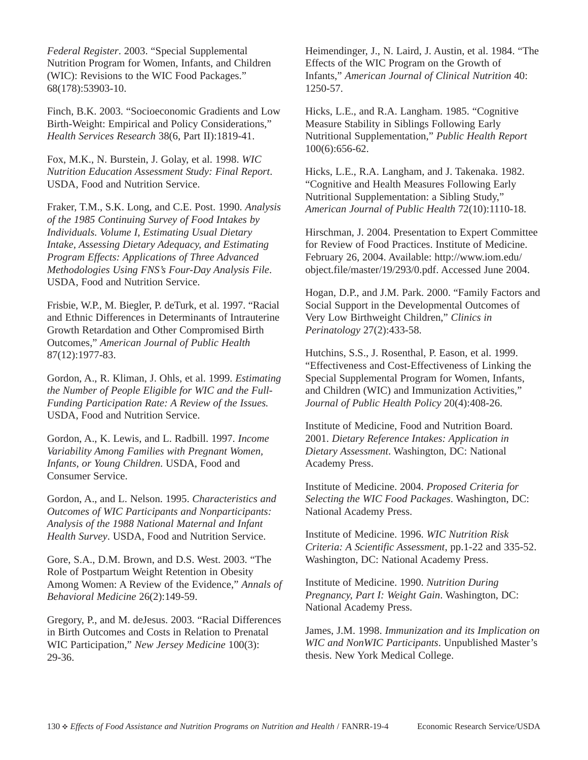*Federal Register*. 2003. "Special Supplemental Nutrition Program for Women, Infants, and Children (WIC): Revisions to the WIC Food Packages." 68(178):53903-10.

Finch, B.K. 2003. "Socioeconomic Gradients and Low Birth-Weight: Empirical and Policy Considerations," *Health Services Research* 38(6, Part II):1819-41.

Fox, M.K., N. Burstein, J. Golay, et al. 1998. *WIC Nutrition Education Assessment Study: Final Report*. USDA, Food and Nutrition Service.

Fraker, T.M., S.K. Long, and C.E. Post. 1990. *Analysis of the 1985 Continuing Survey of Food Intakes by Individuals. Volume I, Estimating Usual Dietary Intake, Assessing Dietary Adequacy, and Estimating Program Effects: Applications of Three Advanced Methodologies Using FNS's Four-Day Analysis File*. USDA, Food and Nutrition Service.

Frisbie, W.P., M. Biegler, P. deTurk, et al. 1997. "Racial and Ethnic Differences in Determinants of Intrauterine Growth Retardation and Other Compromised Birth Outcomes," *American Journal of Public Health* 87(12):1977-83.

Gordon, A., R. Kliman, J. Ohls, et al. 1999. *Estimating the Number of People Eligible for WIC and the Full-Funding Participation Rate: A Review of the Issues.* USDA, Food and Nutrition Service.

Gordon, A., K. Lewis, and L. Radbill. 1997. *Income Variability Among Families with Pregnant Women, Infants, or Young Children*. USDA, Food and Consumer Service.

Gordon, A., and L. Nelson. 1995. *Characteristics and Outcomes of WIC Participants and Nonparticipants: Analysis of the 1988 National Maternal and Infant Health Survey*. USDA, Food and Nutrition Service.

Gore, S.A., D.M. Brown, and D.S. West. 2003. "The Role of Postpartum Weight Retention in Obesity Among Women: A Review of the Evidence," *Annals of Behavioral Medicine* 26(2):149-59.

Gregory, P., and M. deJesus. 2003. "Racial Differences in Birth Outcomes and Costs in Relation to Prenatal WIC Participation," *New Jersey Medicine* 100(3): 29-36.

Heimendinger, J., N. Laird, J. Austin, et al. 1984. "The Effects of the WIC Program on the Growth of Infants," *American Journal of Clinical Nutrition* 40: 1250-57.

Hicks, L.E., and R.A. Langham. 1985. "Cognitive Measure Stability in Siblings Following Early Nutritional Supplementation," *Public Health Report* 100(6):656-62.

Hicks, L.E., R.A. Langham, and J. Takenaka. 1982. "Cognitive and Health Measures Following Early Nutritional Supplementation: a Sibling Study," *American Journal of Public Health* 72(10):1110-18.

Hirschman, J. 2004. Presentation to Expert Committee for Review of Food Practices. Institute of Medicine. February 26, 2004. Available: http://www.iom.edu/object.file/master/19/293/0.pdf. Accessed June 2004.

Hogan, D.P., and J.M. Park. 2000. "Family Factors and Social Support in the Developmental Outcomes of Very Low Birthweight Children," *Clinics in Perinatology* 27(2):433-58.

Hutchins, S.S., J. Rosenthal, P. Eason, et al. 1999. "Effectiveness and Cost-Effectiveness of Linking the Special Supplemental Program for Women, Infants, and Children (WIC) and Immunization Activities," *Journal of Public Health Policy* 20(4):408-26.

Institute of Medicine, Food and Nutrition Board. 2001. *Dietary Reference Intakes: Application in Dietary Assessment*. Washington, DC: National Academy Press.

Institute of Medicine. 2004. *Proposed Criteria for Selecting the WIC Food Packages*. Washington, DC: National Academy Press.

Institute of Medicine. 1996. *WIC Nutrition Risk Criteria: A Scientific Assessment*, pp.1-22 and 335-52. Washington, DC: National Academy Press.

Institute of Medicine. 1990. *Nutrition During Pregnancy, Part I: Weight Gain*. Washington, DC: National Academy Press.

James, J.M. 1998. *Immunization and its Implication on WIC and NonWIC Participants*. Unpublished Master's thesis. New York Medical College.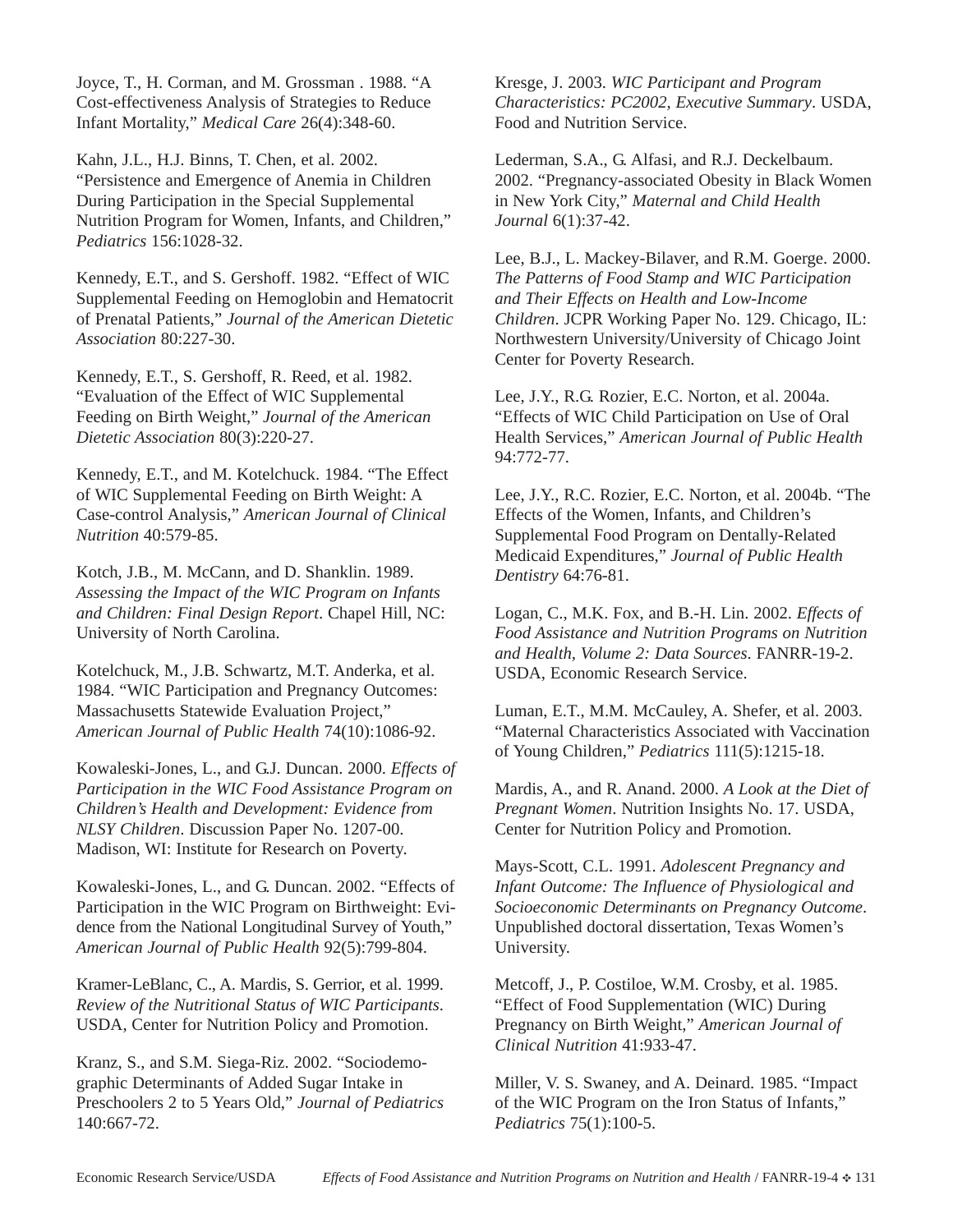Joyce, T., H. Corman, and M. Grossman . 1988. "A Cost-effectiveness Analysis of Strategies to Reduce Infant Mortality," *Medical Care* 26(4):348-60.

Kahn, J.L., H.J. Binns, T. Chen, et al. 2002. "Persistence and Emergence of Anemia in Children During Participation in the Special Supplemental Nutrition Program for Women, Infants, and Children," *Pediatrics* 156:1028-32.

Kennedy, E.T., and S. Gershoff. 1982. "Effect of WIC Supplemental Feeding on Hemoglobin and Hematocrit of Prenatal Patients," *Journal of the American Dietetic Association* 80:227-30.

Kennedy, E.T., S. Gershoff, R. Reed, et al. 1982. "Evaluation of the Effect of WIC Supplemental Feeding on Birth Weight," *Journal of the American Dietetic Association* 80(3):220-27.

Kennedy, E.T., and M. Kotelchuck. 1984. "The Effect of WIC Supplemental Feeding on Birth Weight: A Case-control Analysis," *American Journal of Clinical Nutrition* 40:579-85.

Kotch, J.B., M. McCann, and D. Shanklin. 1989. *Assessing the Impact of the WIC Program on Infants and Children: Final Design Report*. Chapel Hill, NC: University of North Carolina.

Kotelchuck, M., J.B. Schwartz, M.T. Anderka, et al. 1984. "WIC Participation and Pregnancy Outcomes: Massachusetts Statewide Evaluation Project," *American Journal of Public Health* 74(10):1086-92.

Kowaleski-Jones, L., and G.J. Duncan. 2000. *Effects of Participation in the WIC Food Assistance Program on Children's Health and Development: Evidence from NLSY Children*. Discussion Paper No. 1207-00. Madison, WI: Institute for Research on Poverty.

Kowaleski-Jones, L., and G. Duncan. 2002. "Effects of Participation in the WIC Program on Birthweight: Evidence from the National Longitudinal Survey of Youth," *American Journal of Public Health* 92(5):799-804.

Kramer-LeBlanc, C., A. Mardis, S. Gerrior, et al. 1999. *Review of the Nutritional Status of WIC Participants*. USDA, Center for Nutrition Policy and Promotion.

Kranz, S., and S.M. Siega-Riz. 2002. "Sociodemographic Determinants of Added Sugar Intake in Preschoolers 2 to 5 Years Old," *Journal of Pediatrics* 140:667-72.

Kresge, J. 2003. *WIC Participant and Program Characteristics: PC2002, Executive Summary*. USDA, Food and Nutrition Service.

Lederman, S.A., G. Alfasi, and R.J. Deckelbaum. 2002. "Pregnancy-associated Obesity in Black Women in New York City," *Maternal and Child Health Journal* 6(1):37-42.

Lee, B.J., L. Mackey-Bilaver, and R.M. Goerge. 2000. *The Patterns of Food Stamp and WIC Participation and Their Effects on Health and Low-Income Children*. JCPR Working Paper No. 129. Chicago, IL: Northwestern University/University of Chicago Joint Center for Poverty Research.

Lee, J.Y., R.G. Rozier, E.C. Norton, et al. 2004a. "Effects of WIC Child Participation on Use of Oral Health Services," *American Journal of Public Health* 94:772-77.

Lee, J.Y., R.C. Rozier, E.C. Norton, et al. 2004b. "The Effects of the Women, Infants, and Children's Supplemental Food Program on Dentally-Related Medicaid Expenditures," *Journal of Public Health Dentistry* 64:76-81.

Logan, C., M.K. Fox, and B.-H. Lin. 2002. *Effects of Food Assistance and Nutrition Programs on Nutrition and Health, Volume 2: Data Sources*. FANRR-19-2. USDA, Economic Research Service.

Luman, E.T., M.M. McCauley, A. Shefer, et al. 2003. "Maternal Characteristics Associated with Vaccination of Young Children," *Pediatrics* 111(5):1215-18.

Mardis, A., and R. Anand. 2000. *A Look at the Diet of Pregnant Women*. Nutrition Insights No. 17. USDA, Center for Nutrition Policy and Promotion.

Mays-Scott, C.L. 1991. *Adolescent Pregnancy and Infant Outcome: The Influence of Physiological and Socioeconomic Determinants on Pregnancy Outcome*. Unpublished doctoral dissertation, Texas Women's University.

Metcoff, J., P. Costiloe, W.M. Crosby, et al. 1985. "Effect of Food Supplementation (WIC) During Pregnancy on Birth Weight," *American Journal of Clinical Nutrition* 41:933-47.

Miller, V. S. Swaney, and A. Deinard. 1985. "Impact of the WIC Program on the Iron Status of Infants," *Pediatrics* 75(1):100-5.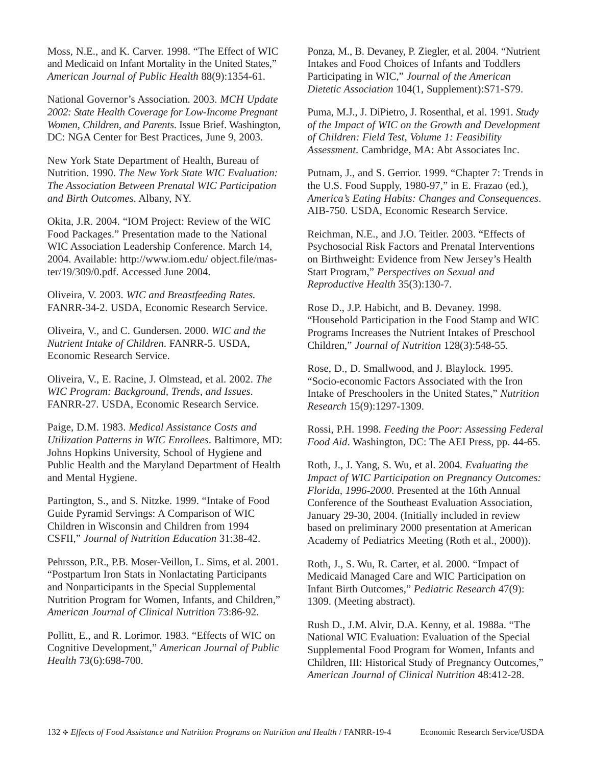Moss, N.E., and K. Carver. 1998. "The Effect of WIC and Medicaid on Infant Mortality in the United States," *American Journal of Public Health* 88(9):1354-61.

National Governor's Association. 2003. *MCH Update 2002: State Health Coverage for Low-Income Pregnant Women, Children, and Parents*. Issue Brief. Washington, DC: NGA Center for Best Practices, June 9, 2003.

New York State Department of Health, Bureau of Nutrition. 1990. *The New York State WIC Evaluation: The Association Between Prenatal WIC Participation and Birth Outcomes*. Albany, NY.

Okita, J.R. 2004. "IOM Project: Review of the WIC Food Packages." Presentation made to the National WIC Association Leadership Conference. March 14, 2004. Available: http://www.iom.edu/ object.file/master/19/309/0.pdf. Accessed June 2004.

Oliveira, V. 2003. *WIC and Breastfeeding Rates.* FANRR-34-2. USDA, Economic Research Service.

Oliveira, V., and C. Gundersen. 2000. *WIC and the Nutrient Intake of Children*. FANRR-5. USDA, Economic Research Service.

Oliveira, V., E. Racine, J. Olmstead, et al. 2002. *The WIC Program: Background, Trends, and Issues*. FANRR-27. USDA, Economic Research Service.

Paige, D.M. 1983. *Medical Assistance Costs and Utilization Patterns in WIC Enrollees*. Baltimore, MD: Johns Hopkins University, School of Hygiene and Public Health and the Maryland Department of Health and Mental Hygiene.

Partington, S., and S. Nitzke. 1999. "Intake of Food Guide Pyramid Servings: A Comparison of WIC Children in Wisconsin and Children from 1994 CSFII," *Journal of Nutrition Education* 31:38-42.

Pehrsson, P.R., P.B. Moser-Veillon, L. Sims, et al. 2001. "Postpartum Iron Stats in Nonlactating Participants and Nonparticipants in the Special Supplemental Nutrition Program for Women, Infants, and Children," *American Journal of Clinical Nutrition* 73:86-92.

Pollitt, E., and R. Lorimor. 1983. "Effects of WIC on Cognitive Development," *American Journal of Public Health* 73(6):698-700.

Ponza, M., B. Devaney, P. Ziegler, et al. 2004. "Nutrient Intakes and Food Choices of Infants and Toddlers Participating in WIC," *Journal of the American Dietetic Association* 104(1, Supplement):S71-S79.

Puma, M.J., J. DiPietro, J. Rosenthal, et al. 1991. *Study of the Impact of WIC on the Growth and Development of Children: Field Test, Volume 1: Feasibility Assessment*. Cambridge, MA: Abt Associates Inc.

Putnam, J., and S. Gerrior. 1999. "Chapter 7: Trends in the U.S. Food Supply, 1980-97," in E. Frazao (ed.), *America's Eating Habits: Changes and Consequences*. AIB-750. USDA, Economic Research Service.

Reichman, N.E., and J.O. Teitler. 2003. "Effects of Psychosocial Risk Factors and Prenatal Interventions on Birthweight: Evidence from New Jersey's Health Start Program," *Perspectives on Sexual and Reproductive Health* 35(3):130-7.

Rose D., J.P. Habicht, and B. Devaney. 1998. "Household Participation in the Food Stamp and WIC Programs Increases the Nutrient Intakes of Preschool Children," *Journal of Nutrition* 128(3):548-55.

Rose, D., D. Smallwood, and J. Blaylock. 1995. "Socio-economic Factors Associated with the Iron Intake of Preschoolers in the United States," *Nutrition Research* 15(9):1297-1309.

Rossi, P.H. 1998. *Feeding the Poor: Assessing Federal Food Aid*. Washington, DC: The AEI Press, pp. 44-65.

Roth, J., J. Yang, S. Wu, et al. 2004. *Evaluating the Impact of WIC Participation on Pregnancy Outcomes: Florida, 1996-2000*. Presented at the 16th Annual Conference of the Southeast Evaluation Association, January 29-30, 2004. (Initially included in review based on preliminary 2000 presentation at American Academy of Pediatrics Meeting (Roth et al., 2000)).

Roth, J., S. Wu, R. Carter, et al. 2000. "Impact of Medicaid Managed Care and WIC Participation on Infant Birth Outcomes," *Pediatric Research* 47(9): 1309. (Meeting abstract).

Rush D., J.M. Alvir, D.A. Kenny, et al. 1988a. "The National WIC Evaluation: Evaluation of the Special Supplemental Food Program for Women, Infants and Children, III: Historical Study of Pregnancy Outcomes," *American Journal of Clinical Nutrition* 48:412-28.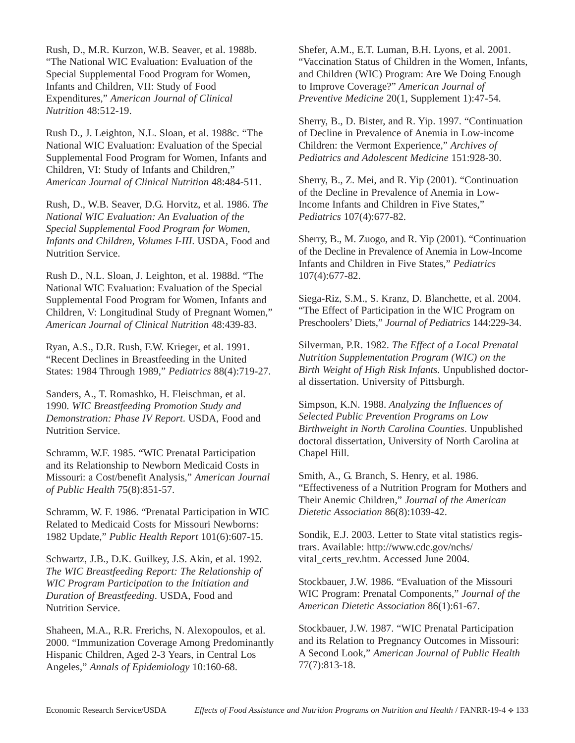Rush, D., M.R. Kurzon, W.B. Seaver, et al. 1988b. "The National WIC Evaluation: Evaluation of the Special Supplemental Food Program for Women, Infants and Children, VII: Study of Food Expenditures," *American Journal of Clinical Nutrition* 48:512-19.

Rush D., J. Leighton, N.L. Sloan, et al. 1988c. "The National WIC Evaluation: Evaluation of the Special Supplemental Food Program for Women, Infants and Children, VI: Study of Infants and Children," *American Journal of Clinical Nutrition* 48:484-511.

Rush, D., W.B. Seaver, D.G. Horvitz, et al. 1986. *The National WIC Evaluation: An Evaluation of the Special Supplemental Food Program for Women, Infants and Children, Volumes I-III*. USDA, Food and Nutrition Service.

Rush D., N.L. Sloan, J. Leighton, et al. 1988d. "The National WIC Evaluation: Evaluation of the Special Supplemental Food Program for Women, Infants and Children, V: Longitudinal Study of Pregnant Women," *American Journal of Clinical Nutrition* 48:439-83.

Ryan, A.S., D.R. Rush, F.W. Krieger, et al. 1991. "Recent Declines in Breastfeeding in the United States: 1984 Through 1989," *Pediatrics* 88(4):719-27.

Sanders, A., T. Romashko, H. Fleischman, et al. 1990. *WIC Breastfeeding Promotion Study and Demonstration: Phase IV Report*. USDA, Food and Nutrition Service.

Schramm, W.F. 1985. "WIC Prenatal Participation and its Relationship to Newborn Medicaid Costs in Missouri: a Cost/benefit Analysis," *American Journal of Public Health* 75(8):851-57.

Schramm, W. F. 1986. "Prenatal Participation in WIC Related to Medicaid Costs for Missouri Newborns: 1982 Update," *Public Health Report* 101(6):607-15.

Schwartz, J.B., D.K. Guilkey, J.S. Akin, et al. 1992. *The WIC Breastfeeding Report: The Relationship of WIC Program Participation to the Initiation and Duration of Breastfeeding*. USDA, Food and Nutrition Service.

Shaheen, M.A., R.R. Frerichs, N. Alexopoulos, et al. 2000. "Immunization Coverage Among Predominantly Hispanic Children, Aged 2-3 Years, in Central Los Angeles," *Annals of Epidemiology* 10:160-68.

Shefer, A.M., E.T. Luman, B.H. Lyons, et al. 2001. "Vaccination Status of Children in the Women, Infants, and Children (WIC) Program: Are We Doing Enough to Improve Coverage?" *American Journal of Preventive Medicine* 20(1, Supplement 1):47-54.

Sherry, B., D. Bister, and R. Yip. 1997. "Continuation of Decline in Prevalence of Anemia in Low-income Children: the Vermont Experience," *Archives of Pediatrics and Adolescent Medicine* 151:928-30.

Sherry, B., Z. Mei, and R. Yip (2001). "Continuation of the Decline in Prevalence of Anemia in Low-Income Infants and Children in Five States," *Pediatrics* 107(4):677-82.

Sherry, B., M. Zuogo, and R. Yip (2001). "Continuation of the Decline in Prevalence of Anemia in Low-Income Infants and Children in Five States," *Pediatrics* 107(4):677-82.

Siega-Riz, S.M., S. Kranz, D. Blanchette, et al. 2004. "The Effect of Participation in the WIC Program on Preschoolers' Diets," *Journal of Pediatrics* 144:229-34.

Silverman, P.R. 1982. *The Effect of a Local Prenatal Nutrition Supplementation Program (WIC) on the Birth Weight of High Risk Infants*. Unpublished doctoral dissertation. University of Pittsburgh.

Simpson, K.N. 1988. *Analyzing the Influences of Selected Public Prevention Programs on Low Birthweight in North Carolina Counties*. Unpublished doctoral dissertation, University of North Carolina at Chapel Hill.

Smith, A., G. Branch, S. Henry, et al. 1986. "Effectiveness of a Nutrition Program for Mothers and Their Anemic Children," *Journal of the American Dietetic Association* 86(8):1039-42.

Sondik, E.J. 2003. Letter to State vital statistics registrars. Available: http://www.cdc.gov/nchs/vital_certs_rev.htm. Accessed June 2004.

Stockbauer, J.W. 1986. "Evaluation of the Missouri WIC Program: Prenatal Components," *Journal of the American Dietetic Association* 86(1):61-67.

Stockbauer, J.W. 1987. "WIC Prenatal Participation and its Relation to Pregnancy Outcomes in Missouri: A Second Look," *American Journal of Public Health* 77(7):813-18.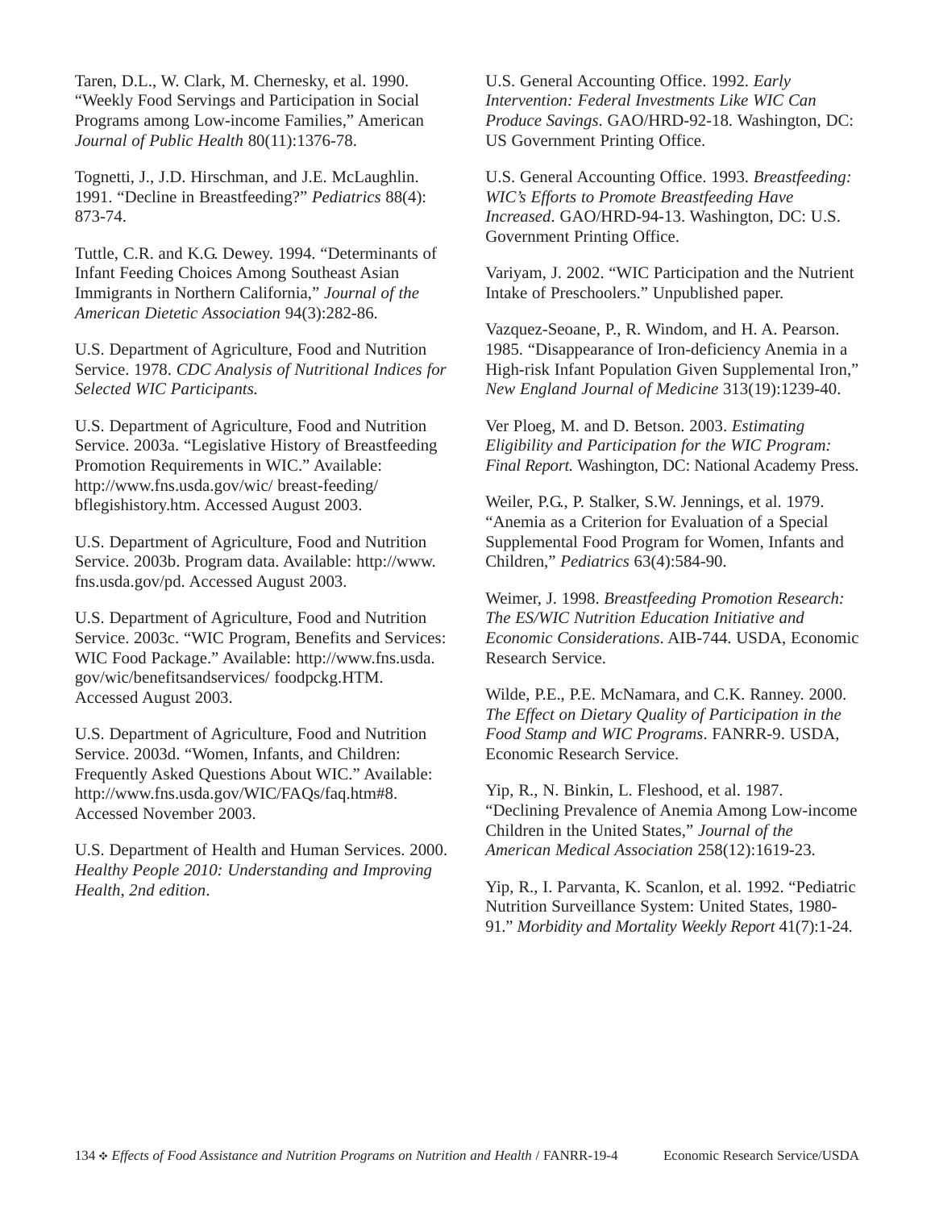Taren, D.L., W. Clark, M. Chernesky, et al. 1990. "Weekly Food Servings and Participation in Social Programs among Low-income Families," American *Journal of Public Health* 80(11):1376-78.

Tognetti, J., J.D. Hirschman, and J.E. McLaughlin. 1991. "Decline in Breastfeeding?" *Pediatrics* 88(4): 873-74.

Tuttle, C.R. and K.G. Dewey. 1994. "Determinants of Infant Feeding Choices Among Southeast Asian Immigrants in Northern California," *Journal of the American Dietetic Association* 94(3):282-86.

U.S. Department of Agriculture, Food and Nutrition Service. 1978. *CDC Analysis of Nutritional Indices for Selected WIC Participants.*

U.S. Department of Agriculture, Food and Nutrition Service. 2003a. "Legislative History of Breastfeeding Promotion Requirements in WIC." Available: http://www.fns.usda.gov/wic/ breast-feeding/ bflegishistory.htm. Accessed August 2003.

U.S. Department of Agriculture, Food and Nutrition Service. 2003b. Program data. Available: http://www.fns.usda.gov/pd. Accessed August 2003.

U.S. Department of Agriculture, Food and Nutrition Service. 2003c. "WIC Program, Benefits and Services: WIC Food Package." Available: http://www.fns.usda.gov/wic/benefitsandservices/ foodpckg.HTM. Accessed August 2003.

U.S. Department of Agriculture, Food and Nutrition Service. 2003d. "Women, Infants, and Children: Frequently Asked Questions About WIC." Available: http://www.fns.usda.gov/WIC/FAQs/faq.htm#8. Accessed November 2003.

U.S. Department of Health and Human Services. 2000. *Healthy People 2010: Understanding and Improving Health, 2nd edition*.

U.S. General Accounting Office. 1992. *Early Intervention: Federal Investments Like WIC Can Produce Savings*. GAO/HRD-92-18. Washington, DC: US Government Printing Office.

U.S. General Accounting Office. 1993. *Breastfeeding: WIC's Efforts to Promote Breastfeeding Have Increased*. GAO/HRD-94-13. Washington, DC: U.S. Government Printing Office.

Variyam, J. 2002. "WIC Participation and the Nutrient Intake of Preschoolers." Unpublished paper.

Vazquez-Seoane, P., R. Windom, and H. A. Pearson. 1985. "Disappearance of Iron-deficiency Anemia in a High-risk Infant Population Given Supplemental Iron," *New England Journal of Medicine* 313(19):1239-40.

Ver Ploeg, M. and D. Betson. 2003. *Estimating Eligibility and Participation for the WIC Program: Final Report.* Washington, DC: National Academy Press.

Weiler, P.G., P. Stalker, S.W. Jennings, et al. 1979. "Anemia as a Criterion for Evaluation of a Special Supplemental Food Program for Women, Infants and Children," *Pediatrics* 63(4):584-90.

Weimer, J. 1998. *Breastfeeding Promotion Research: The ES/WIC Nutrition Education Initiative and Economic Considerations*. AIB-744. USDA, Economic Research Service.

Wilde, P.E., P.E. McNamara, and C.K. Ranney. 2000. *The Effect on Dietary Quality of Participation in the Food Stamp and WIC Programs*. FANRR-9. USDA, Economic Research Service.

Yip, R., N. Binkin, L. Fleshood, et al. 1987. "Declining Prevalence of Anemia Among Low-income Children in the United States," *Journal of the American Medical Association* 258(12):1619-23.

Yip, R., I. Parvanta, K. Scanlon, et al. 1992. "Pediatric Nutrition Surveillance System: United States, 1980-91." *Morbidity and Mortality Weekly Report* 41(7):1-24.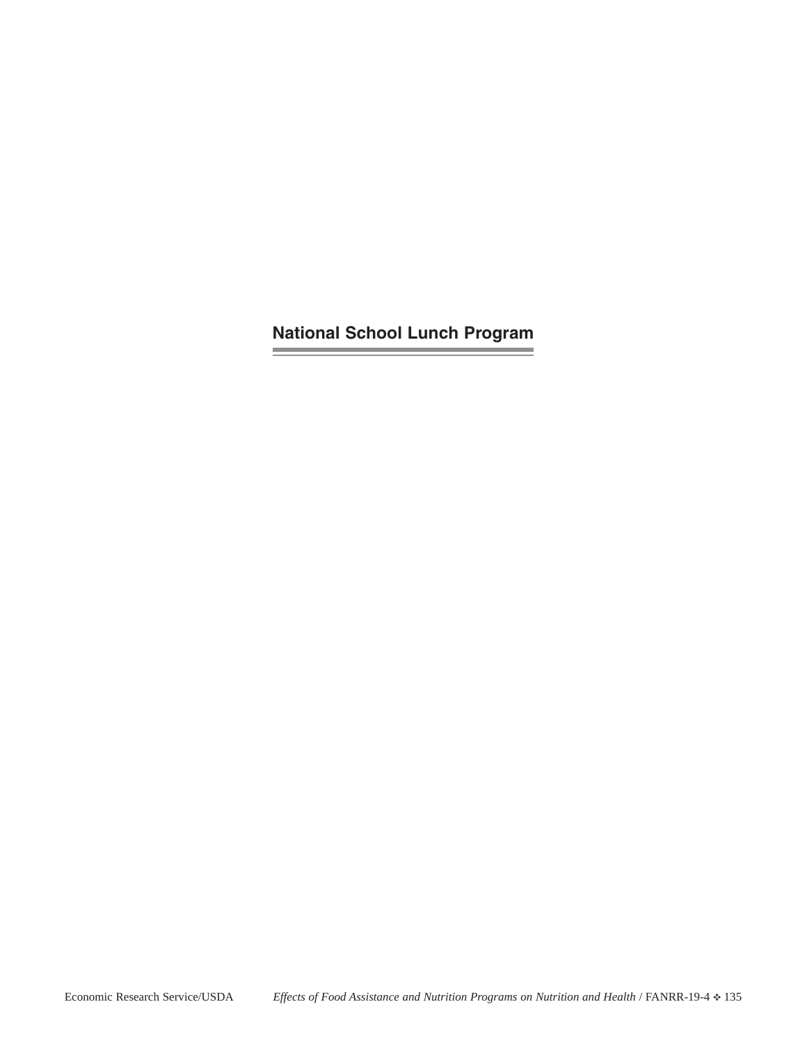# National School Lunch Program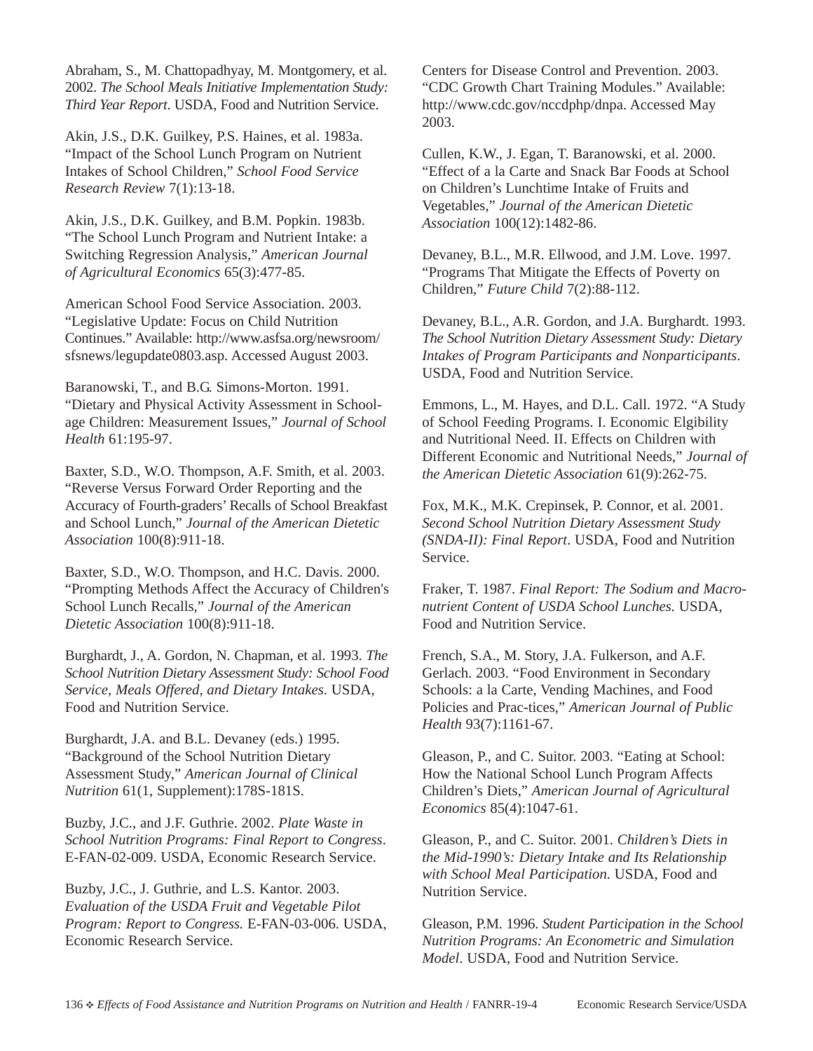Abraham, S., M. Chattopadhyay, M. Montgomery, et al. 2002. *The School Meals Initiative Implementation Study: Third Year Report*. USDA, Food and Nutrition Service.

Akin, J.S., D.K. Guilkey, P.S. Haines, et al. 1983a. "Impact of the School Lunch Program on Nutrient Intakes of School Children," *School Food Service Research Review* 7(1):13-18.

Akin, J.S., D.K. Guilkey, and B.M. Popkin. 1983b. "The School Lunch Program and Nutrient Intake: a Switching Regression Analysis," *American Journal of Agricultural Economics* 65(3):477-85.

American School Food Service Association. 2003. "Legislative Update: Focus on Child Nutrition Continues." Available: http://www.asfsa.org/newsroom/sfsnews/legupdate0803.asp. Accessed August 2003.

Baranowski, T., and B.G. Simons-Morton. 1991. "Dietary and Physical Activity Assessment in School-age Children: Measurement Issues," *Journal of School Health* 61:195-97.

Baxter, S.D., W.O. Thompson, A.F. Smith, et al. 2003. "Reverse Versus Forward Order Reporting and the Accuracy of Fourth-graders' Recalls of School Breakfast and School Lunch," *Journal of the American Dietetic Association* 100(8):911-18.

Baxter, S.D., W.O. Thompson, and H.C. Davis. 2000. "Prompting Methods Affect the Accuracy of Children's School Lunch Recalls," *Journal of the American Dietetic Association* 100(8):911-18.

Burghardt, J., A. Gordon, N. Chapman, et al. 1993. *The School Nutrition Dietary Assessment Study: School Food Service, Meals Offered, and Dietary Intakes*. USDA, Food and Nutrition Service.

Burghardt, J.A. and B.L. Devaney (eds.) 1995. "Background of the School Nutrition Dietary Assessment Study," *American Journal of Clinical Nutrition* 61(1, Supplement):178S-181S.

Buzby, J.C., and J.F. Guthrie. 2002. *Plate Waste in School Nutrition Programs: Final Report to Congress*. E-FAN-02-009. USDA, Economic Research Service.

Buzby, J.C., J. Guthrie, and L.S. Kantor. 2003. *Evaluation of the USDA Fruit and Vegetable Pilot Program: Report to Congress.* E-FAN-03-006. USDA, Economic Research Service.

Centers for Disease Control and Prevention. 2003. "CDC Growth Chart Training Modules." Available: http://www.cdc.gov/nccdphp/dnpa. Accessed May 2003.

Cullen, K.W., J. Egan, T. Baranowski, et al. 2000. "Effect of a la Carte and Snack Bar Foods at School on Children's Lunchtime Intake of Fruits and Vegetables," *Journal of the American Dietetic Association* 100(12):1482-86.

Devaney, B.L., M.R. Ellwood, and J.M. Love. 1997. "Programs That Mitigate the Effects of Poverty on Children," *Future Child* 7(2):88-112.

Devaney, B.L., A.R. Gordon, and J.A. Burghardt. 1993. *The School Nutrition Dietary Assessment Study: Dietary Intakes of Program Participants and Nonparticipants*. USDA, Food and Nutrition Service.

Emmons, L., M. Hayes, and D.L. Call. 1972. "A Study of School Feeding Programs. I. Economic Elgibility and Nutritional Need. II. Effects on Children with Different Economic and Nutritional Needs," *Journal of the American Dietetic Association* 61(9):262-75.

Fox, M.K., M.K. Crepinsek, P. Connor, et al. 2001. *Second School Nutrition Dietary Assessment Study (SNDA-II): Final Report*. USDA, Food and Nutrition Service.

Fraker, T. 1987. *Final Report: The Sodium and Macro-nutrient Content of USDA School Lunches.* USDA, Food and Nutrition Service.

French, S.A., M. Story, J.A. Fulkerson, and A.F. Gerlach. 2003. "Food Environment in Secondary Schools: a la Carte, Vending Machines, and Food Policies and Prac-tices," *American Journal of Public Health* 93(7):1161-67.

Gleason, P., and C. Suitor. 2003. "Eating at School: How the National School Lunch Program Affects Children's Diets," *American Journal of Agricultural Economics* 85(4):1047-61.

Gleason, P., and C. Suitor. 2001. *Children's Diets in the Mid-1990's: Dietary Intake and Its Relationship with School Meal Participation.* USDA, Food and Nutrition Service.

Gleason, P.M. 1996. *Student Participation in the School Nutrition Programs: An Econometric and Simulation Model*. USDA, Food and Nutrition Service.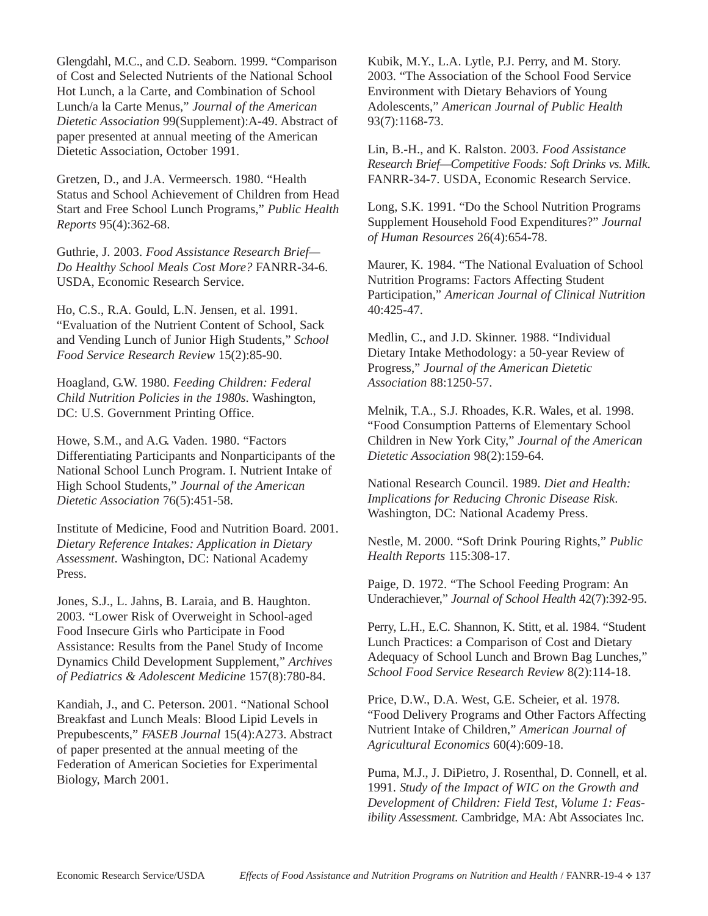Glengdahl, M.C., and C.D. Seaborn. 1999. "Comparison of Cost and Selected Nutrients of the National School Hot Lunch, a la Carte, and Combination of School Lunch/a la Carte Menus," *Journal of the American Dietetic Association* 99(Supplement):A-49. Abstract of paper presented at annual meeting of the American Dietetic Association, October 1991.

Gretzen, D., and J.A. Vermeersch. 1980. "Health Status and School Achievement of Children from Head Start and Free School Lunch Programs," *Public Health Reports* 95(4):362-68.

Guthrie, J. 2003. *Food Assistance Research Brief—Do Healthy School Meals Cost More?* FANRR-34-6. USDA, Economic Research Service.

Ho, C.S., R.A. Gould, L.N. Jensen, et al. 1991. "Evaluation of the Nutrient Content of School, Sack and Vending Lunch of Junior High Students," *School Food Service Research Review* 15(2):85-90.

Hoagland, G.W. 1980. *Feeding Children: Federal Child Nutrition Policies in the 1980s*. Washington, DC: U.S. Government Printing Office.

Howe, S.M., and A.G. Vaden. 1980. "Factors Differentiating Participants and Nonparticipants of the National School Lunch Program. I. Nutrient Intake of High School Students," *Journal of the American Dietetic Association* 76(5):451-58.

Institute of Medicine, Food and Nutrition Board. 2001. *Dietary Reference Intakes: Application in Dietary Assessment*. Washington, DC: National Academy Press.

Jones, S.J., L. Jahns, B. Laraia, and B. Haughton. 2003. "Lower Risk of Overweight in School-aged Food Insecure Girls who Participate in Food Assistance: Results from the Panel Study of Income Dynamics Child Development Supplement," *Archives of Pediatrics & Adolescent Medicine* 157(8):780-84.

Kandiah, J., and C. Peterson. 2001. "National School Breakfast and Lunch Meals: Blood Lipid Levels in Prepubescents," *FASEB Journal* 15(4):A273. Abstract of paper presented at the annual meeting of the Federation of American Societies for Experimental Biology, March 2001.

Kubik, M.Y., L.A. Lytle, P.J. Perry, and M. Story. 2003. "The Association of the School Food Service Environment with Dietary Behaviors of Young Adolescents," *American Journal of Public Health* 93(7):1168-73.

Lin, B.-H., and K. Ralston. 2003. *Food Assistance Research Brief—Competitive Foods: Soft Drinks vs. Milk*. FANRR-34-7. USDA, Economic Research Service.

Long, S.K. 1991. "Do the School Nutrition Programs Supplement Household Food Expenditures?" *Journal of Human Resources* 26(4):654-78.

Maurer, K. 1984. "The National Evaluation of School Nutrition Programs: Factors Affecting Student Participation," *American Journal of Clinical Nutrition* 40:425-47.

Medlin, C., and J.D. Skinner. 1988. "Individual Dietary Intake Methodology: a 50-year Review of Progress," *Journal of the American Dietetic Association* 88:1250-57.

Melnik, T.A., S.J. Rhoades, K.R. Wales, et al. 1998. "Food Consumption Patterns of Elementary School Children in New York City," *Journal of the American Dietetic Association* 98(2):159-64.

National Research Council. 1989. *Diet and Health: Implications for Reducing Chronic Disease Risk*. Washington, DC: National Academy Press.

Nestle, M. 2000. "Soft Drink Pouring Rights," *Public Health Reports* 115:308-17.

Paige, D. 1972. "The School Feeding Program: An Underachiever," *Journal of School Health* 42(7):392-95.

Perry, L.H., E.C. Shannon, K. Stitt, et al. 1984. "Student Lunch Practices: a Comparison of Cost and Dietary Adequacy of School Lunch and Brown Bag Lunches," *School Food Service Research Review* 8(2):114-18.

Price, D.W., D.A. West, G.E. Scheier, et al. 1978. "Food Delivery Programs and Other Factors Affecting Nutrient Intake of Children," *American Journal of Agricultural Economics* 60(4):609-18.

Puma, M.J., J. DiPietro, J. Rosenthal, D. Connell, et al. 1991. *Study of the Impact of WIC on the Growth and Development of Children: Field Test, Volume 1: Feasibility Assessment.* Cambridge, MA: Abt Associates Inc.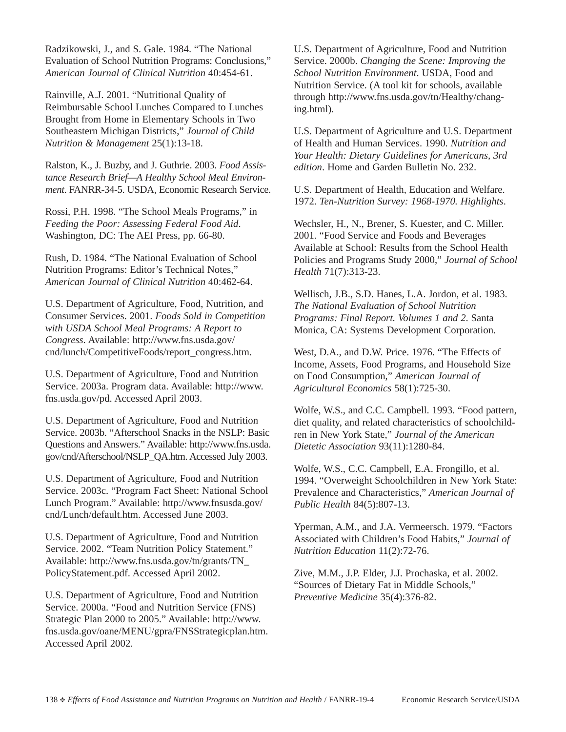Radzikowski, J., and S. Gale. 1984. “The National Evaluation of School Nutrition Programs: Conclusions,” *American Journal of Clinical Nutrition* 40:454-61.

Rainville, A.J. 2001. “Nutritional Quality of Reimbursable School Lunches Compared to Lunches Brought from Home in Elementary Schools in Two Southeastern Michigan Districts,” *Journal of Child Nutrition & Management* 25(1):13-18.

Ralston, K., J. Buzby, and J. Guthrie. 2003. *Food Assistance Research Brief—A Healthy School Meal Environment*. FANRR-34-5. USDA, Economic Research Service.

Rossi, P.H. 1998. “The School Meals Programs,” in *Feeding the Poor: Assessing Federal Food Aid*. Washington, DC: The AEI Press, pp. 66-80.

Rush, D. 1984. “The National Evaluation of School Nutrition Programs: Editor’s Technical Notes,” *American Journal of Clinical Nutrition* 40:462-64.

U.S. Department of Agriculture, Food, Nutrition, and Consumer Services. 2001. *Foods Sold in Competition with USDA School Meal Programs: A Report to Congress*. Available: http://www.fns.usda.gov/cnd/lunch/CompetitiveFoods/report_congress.htm.

U.S. Department of Agriculture, Food and Nutrition Service. 2003a. Program data. Available: http://www.fns.usda.gov/pd. Accessed April 2003.

U.S. Department of Agriculture, Food and Nutrition Service. 2003b. “Afterschool Snacks in the NSLP: Basic Questions and Answers.” Available: http://www.fns.usda.gov/cnd/Afterschool/NSLP_QA.htm. Accessed July 2003.

U.S. Department of Agriculture, Food and Nutrition Service. 2003c. “Program Fact Sheet: National School Lunch Program.” Available: http://www.fnsusda.gov/cnd/Lunch/default.htm. Accessed June 2003.

U.S. Department of Agriculture, Food and Nutrition Service. 2002. “Team Nutrition Policy Statement.” Available: http://www.fns.usda.gov/tn/grants/TN_PolicyStatement.pdf. Accessed April 2002.

U.S. Department of Agriculture, Food and Nutrition Service. 2000a. “Food and Nutrition Service (FNS) Strategic Plan 2000 to 2005.” Available: http://www.fns.usda.gov/oane/MENU/gpra/FNSStrategicplan.htm. Accessed April 2002.

U.S. Department of Agriculture, Food and Nutrition Service. 2000b. *Changing the Scene: Improving the School Nutrition Environment*. USDA, Food and Nutrition Service. (A tool kit for schools, available through http://www.fns.usda.gov/tn/Healthy/changing.html).

U.S. Department of Agriculture and U.S. Department of Health and Human Services. 1990. *Nutrition and Your Health: Dietary Guidelines for Americans, 3rd edition*. Home and Garden Bulletin No. 232.

U.S. Department of Health, Education and Welfare. 1972. *Ten-Nutrition Survey: 1968-1970. Highlights*.

Wechsler, H., N., Brener, S. Kuester, and C. Miller. 2001. “Food Service and Foods and Beverages Available at School: Results from the School Health Policies and Programs Study 2000,” *Journal of School Health* 71(7):313-23.

Wellisch, J.B., S.D. Hanes, L.A. Jordon, et al. 1983. *The National Evaluation of School Nutrition Programs: Final Report. Volumes 1 and 2*. Santa Monica, CA: Systems Development Corporation.

West, D.A., and D.W. Price. 1976. “The Effects of Income, Assets, Food Programs, and Household Size on Food Consumption,” *American Journal of Agricultural Economics* 58(1):725-30.

Wolfe, W.S., and C.C. Campbell. 1993. “Food pattern, diet quality, and related characteristics of schoolchildren in New York State,” *Journal of the American Dietetic Association* 93(11):1280-84.

Wolfe, W.S., C.C. Campbell, E.A. Frongillo, et al. 1994. “Overweight Schoolchildren in New York State: Prevalence and Characteristics,” *American Journal of Public Health* 84(5):807-13.

Yperman, A.M., and J.A. Vermeersch. 1979. “Factors Associated with Children’s Food Habits,” *Journal of Nutrition Education* 11(2):72-76.

Zive, M.M., J.P. Elder, J.J. Prochaska, et al. 2002. “Sources of Dietary Fat in Middle Schools,” *Preventive Medicine* 35(4):376-82.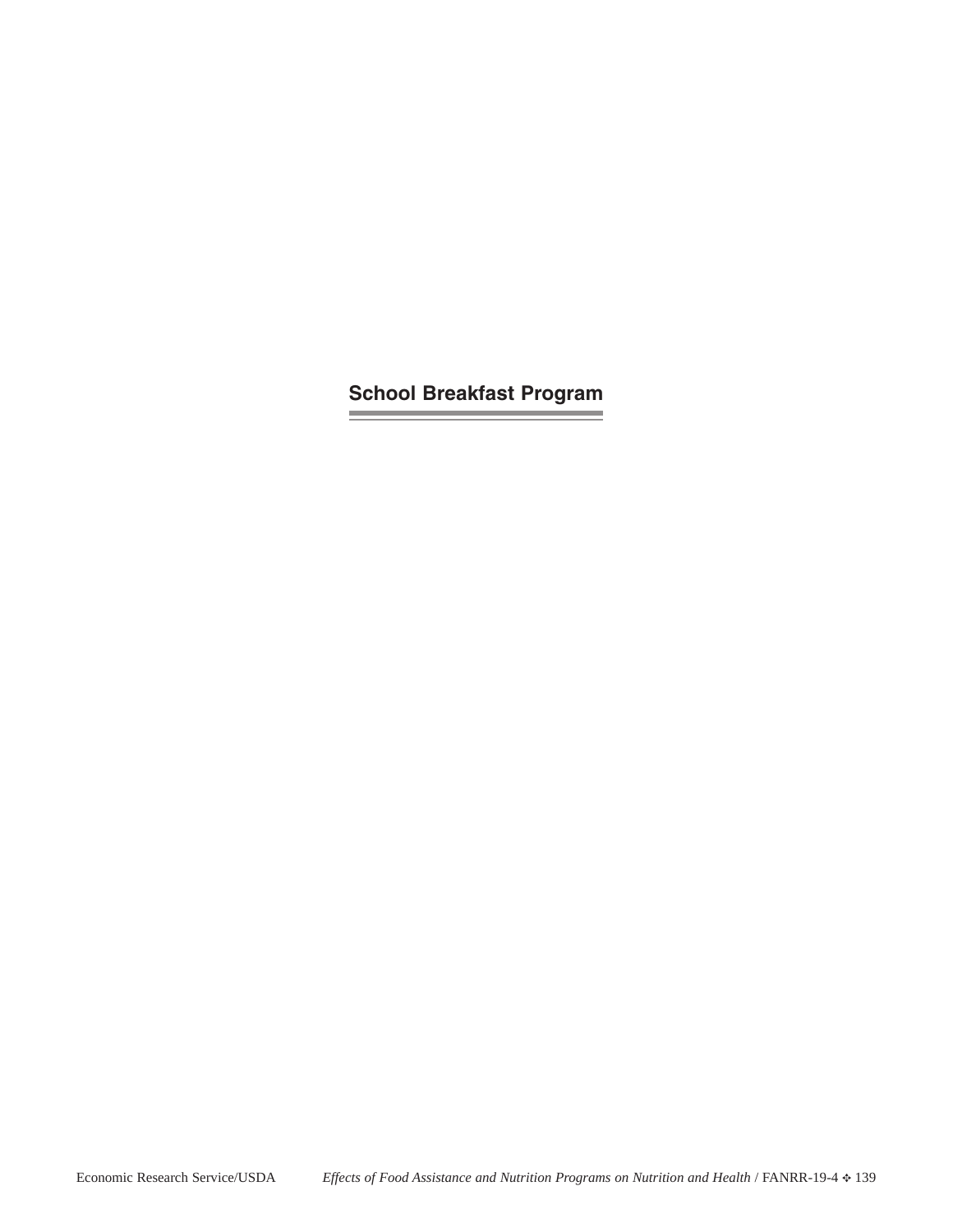# School Breakfast Program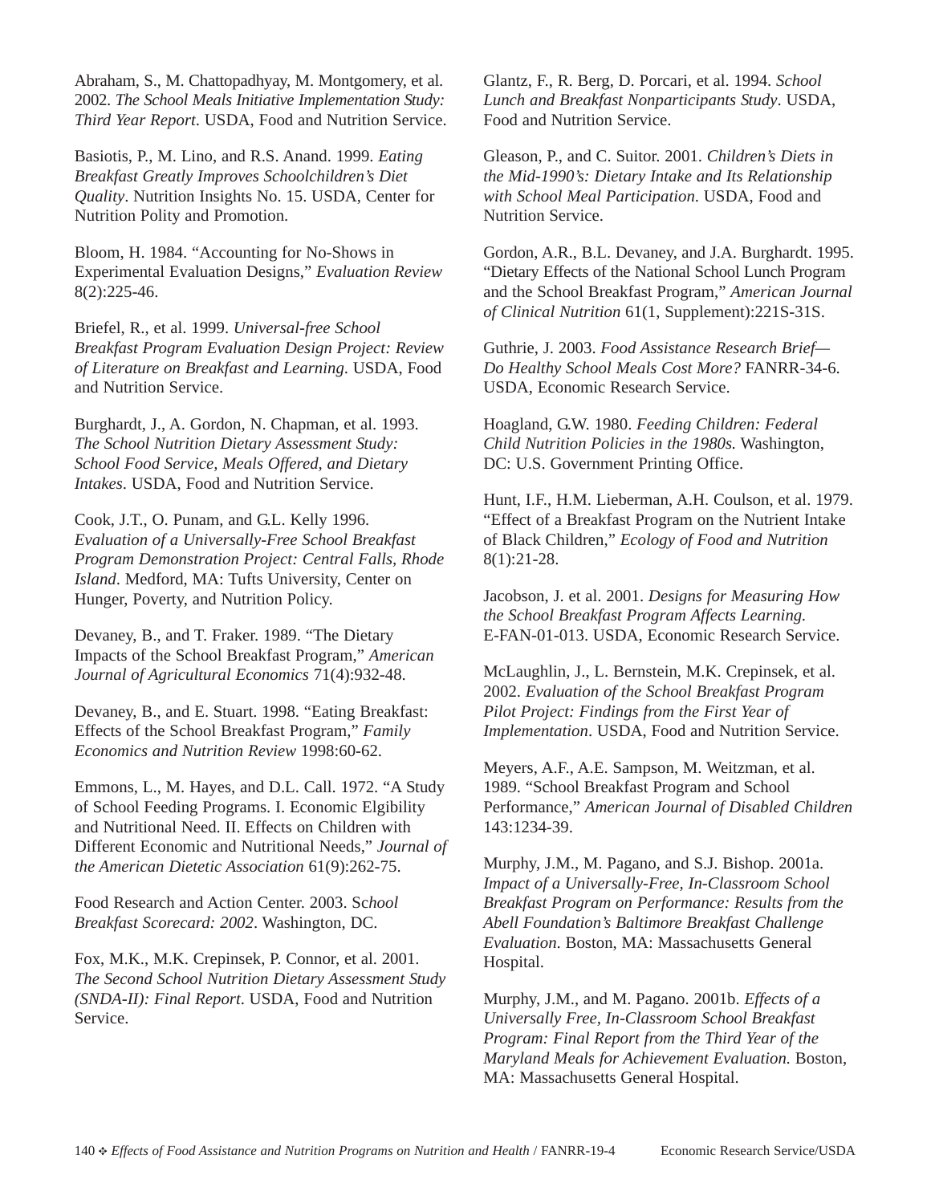Abraham, S., M. Chattopadhyay, M. Montgomery, et al. 2002. *The School Meals Initiative Implementation Study: Third Year Report*. USDA, Food and Nutrition Service.

Basiotis, P., M. Lino, and R.S. Anand. 1999. *Eating Breakfast Greatly Improves Schoolchildren's Diet Quality*. Nutrition Insights No. 15. USDA, Center for Nutrition Polity and Promotion.

Bloom, H. 1984. "Accounting for No-Shows in Experimental Evaluation Designs," *Evaluation Review* 8(2):225-46.

Briefel, R., et al. 1999. *Universal-free School Breakfast Program Evaluation Design Project: Review of Literature on Breakfast and Learning*. USDA, Food and Nutrition Service.

Burghardt, J., A. Gordon, N. Chapman, et al. 1993. *The School Nutrition Dietary Assessment Study: School Food Service, Meals Offered, and Dietary Intakes*. USDA, Food and Nutrition Service.

Cook, J.T., O. Punam, and G.L. Kelly 1996. *Evaluation of a Universally-Free School Breakfast Program Demonstration Project: Central Falls, Rhode Island*. Medford, MA: Tufts University, Center on Hunger, Poverty, and Nutrition Policy.

Devaney, B., and T. Fraker. 1989. "The Dietary Impacts of the School Breakfast Program," *American Journal of Agricultural Economics* 71(4):932-48.

Devaney, B., and E. Stuart. 1998. "Eating Breakfast: Effects of the School Breakfast Program," *Family Economics and Nutrition Review* 1998:60-62.

Emmons, L., M. Hayes, and D.L. Call. 1972. "A Study of School Feeding Programs. I. Economic Elgibility and Nutritional Need. II. Effects on Children with Different Economic and Nutritional Needs," *Journal of the American Dietetic Association* 61(9):262-75.

Food Research and Action Center. 2003. Sc*hool Breakfast Scorecard: 2002*. Washington, DC.

Fox, M.K., M.K. Crepinsek, P. Connor, et al. 2001. *The Second School Nutrition Dietary Assessment Study (SNDA-II): Final Report*. USDA, Food and Nutrition Service.

Glantz, F., R. Berg, D. Porcari, et al. 1994. *School Lunch and Breakfast Nonparticipants Study*. USDA, Food and Nutrition Service.

Gleason, P., and C. Suitor. 2001. *Children's Diets in the Mid-1990's: Dietary Intake and Its Relationship with School Meal Participation*. USDA, Food and Nutrition Service.

Gordon, A.R., B.L. Devaney, and J.A. Burghardt. 1995. "Dietary Effects of the National School Lunch Program and the School Breakfast Program," *American Journal of Clinical Nutrition* 61(1, Supplement):221S-31S.

Guthrie, J. 2003. *Food Assistance Research Brief—Do Healthy School Meals Cost More?* FANRR-34-6. USDA, Economic Research Service.

Hoagland, G.W. 1980. *Feeding Children: Federal Child Nutrition Policies in the 1980s.* Washington, DC: U.S. Government Printing Office.

Hunt, I.F., H.M. Lieberman, A.H. Coulson, et al. 1979. "Effect of a Breakfast Program on the Nutrient Intake of Black Children," *Ecology of Food and Nutrition* 8(1):21-28.

Jacobson, J. et al. 2001. *Designs for Measuring How the School Breakfast Program Affects Learning.* E-FAN-01-013. USDA, Economic Research Service.

McLaughlin, J., L. Bernstein, M.K. Crepinsek, et al. 2002. *Evaluation of the School Breakfast Program Pilot Project: Findings from the First Year of Implementation*. USDA, Food and Nutrition Service.

Meyers, A.F., A.E. Sampson, M. Weitzman, et al. 1989. "School Breakfast Program and School Performance," *American Journal of Disabled Children* 143:1234-39.

Murphy, J.M., M. Pagano, and S.J. Bishop. 2001a. *Impact of a Universally-Free, In-Classroom School Breakfast Program on Performance: Results from the Abell Foundation's Baltimore Breakfast Challenge Evaluation*. Boston, MA: Massachusetts General Hospital.

Murphy, J.M., and M. Pagano. 2001b. *Effects of a Universally Free, In-Classroom School Breakfast Program: Final Report from the Third Year of the Maryland Meals for Achievement Evaluation.* Boston, MA: Massachusetts General Hospital.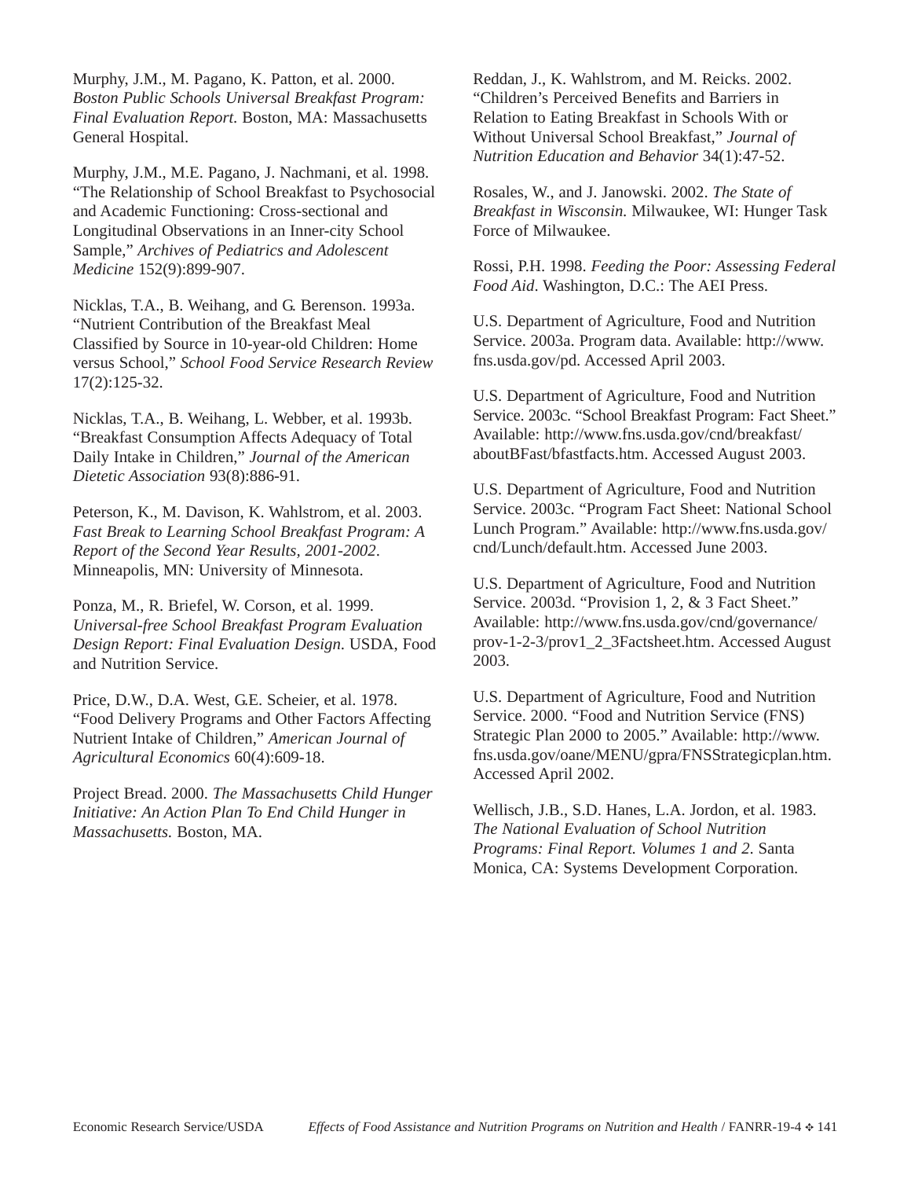Murphy, J.M., M. Pagano, K. Patton, et al. 2000. *Boston Public Schools Universal Breakfast Program: Final Evaluation Report.* Boston, MA: Massachusetts General Hospital.

Murphy, J.M., M.E. Pagano, J. Nachmani, et al. 1998. "The Relationship of School Breakfast to Psychosocial and Academic Functioning: Cross-sectional and Longitudinal Observations in an Inner-city School Sample," *Archives of Pediatrics and Adolescent Medicine* 152(9):899-907.

Nicklas, T.A., B. Weihang, and G. Berenson. 1993a. "Nutrient Contribution of the Breakfast Meal Classified by Source in 10-year-old Children: Home versus School," *School Food Service Research Review* 17(2):125-32.

Nicklas, T.A., B. Weihang, L. Webber, et al. 1993b. "Breakfast Consumption Affects Adequacy of Total Daily Intake in Children," *Journal of the American Dietetic Association* 93(8):886-91.

Peterson, K., M. Davison, K. Wahlstrom, et al. 2003. *Fast Break to Learning School Breakfast Program: A Report of the Second Year Results, 2001-2002*. Minneapolis, MN: University of Minnesota.

Ponza, M., R. Briefel, W. Corson, et al. 1999. *Universal-free School Breakfast Program Evaluation Design Report: Final Evaluation Design.* USDA, Food and Nutrition Service.

Price, D.W., D.A. West, G.E. Scheier, et al. 1978. "Food Delivery Programs and Other Factors Affecting Nutrient Intake of Children," *American Journal of Agricultural Economics* 60(4):609-18.

Project Bread. 2000. *The Massachusetts Child Hunger Initiative: An Action Plan To End Child Hunger in Massachusetts.* Boston, MA.

Reddan, J., K. Wahlstrom, and M. Reicks. 2002. "Children's Perceived Benefits and Barriers in Relation to Eating Breakfast in Schools With or Without Universal School Breakfast," *Journal of Nutrition Education and Behavior* 34(1):47-52.

Rosales, W., and J. Janowski. 2002. *The State of Breakfast in Wisconsin.* Milwaukee, WI: Hunger Task Force of Milwaukee.

Rossi, P.H. 1998. *Feeding the Poor: Assessing Federal Food Aid*. Washington, D.C.: The AEI Press.

U.S. Department of Agriculture, Food and Nutrition Service. 2003a. Program data. Available: http://www.fns.usda.gov/pd. Accessed April 2003.

U.S. Department of Agriculture, Food and Nutrition Service. 2003c. "School Breakfast Program: Fact Sheet." Available: http://www.fns.usda.gov/cnd/breakfast/aboutBFast/bfastfacts.htm. Accessed August 2003.

U.S. Department of Agriculture, Food and Nutrition Service. 2003c. "Program Fact Sheet: National School Lunch Program." Available: http://www.fns.usda.gov/cnd/Lunch/default.htm. Accessed June 2003.

U.S. Department of Agriculture, Food and Nutrition Service. 2003d. "Provision 1, 2, & 3 Fact Sheet." Available: http://www.fns.usda.gov/cnd/governance/prov-1-2-3/prov1_2_3Factsheet.htm. Accessed August 2003.

U.S. Department of Agriculture, Food and Nutrition Service. 2000. "Food and Nutrition Service (FNS) Strategic Plan 2000 to 2005." Available: http://www.fns.usda.gov/oane/MENU/gpra/FNSStrategicplan.htm. Accessed April 2002.

Wellisch, J.B., S.D. Hanes, L.A. Jordon, et al. 1983. *The National Evaluation of School Nutrition Programs: Final Report. Volumes 1 and 2*. Santa Monica, CA: Systems Development Corporation.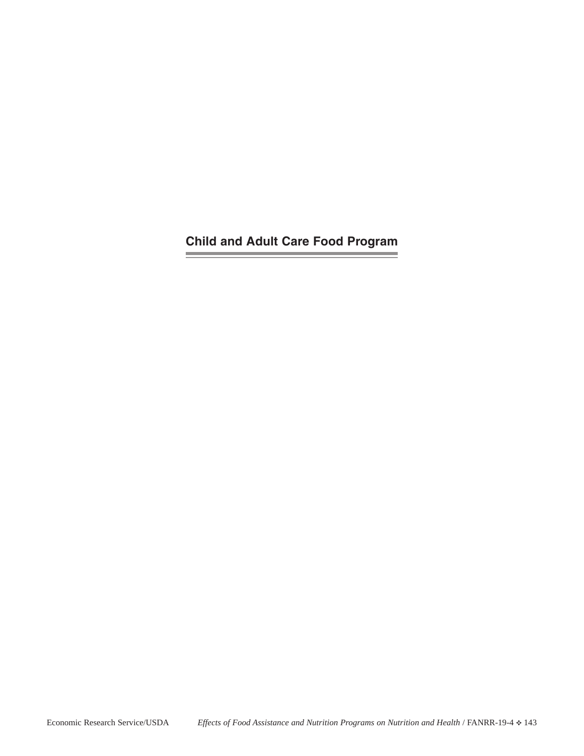# Child and Adult Care Food Program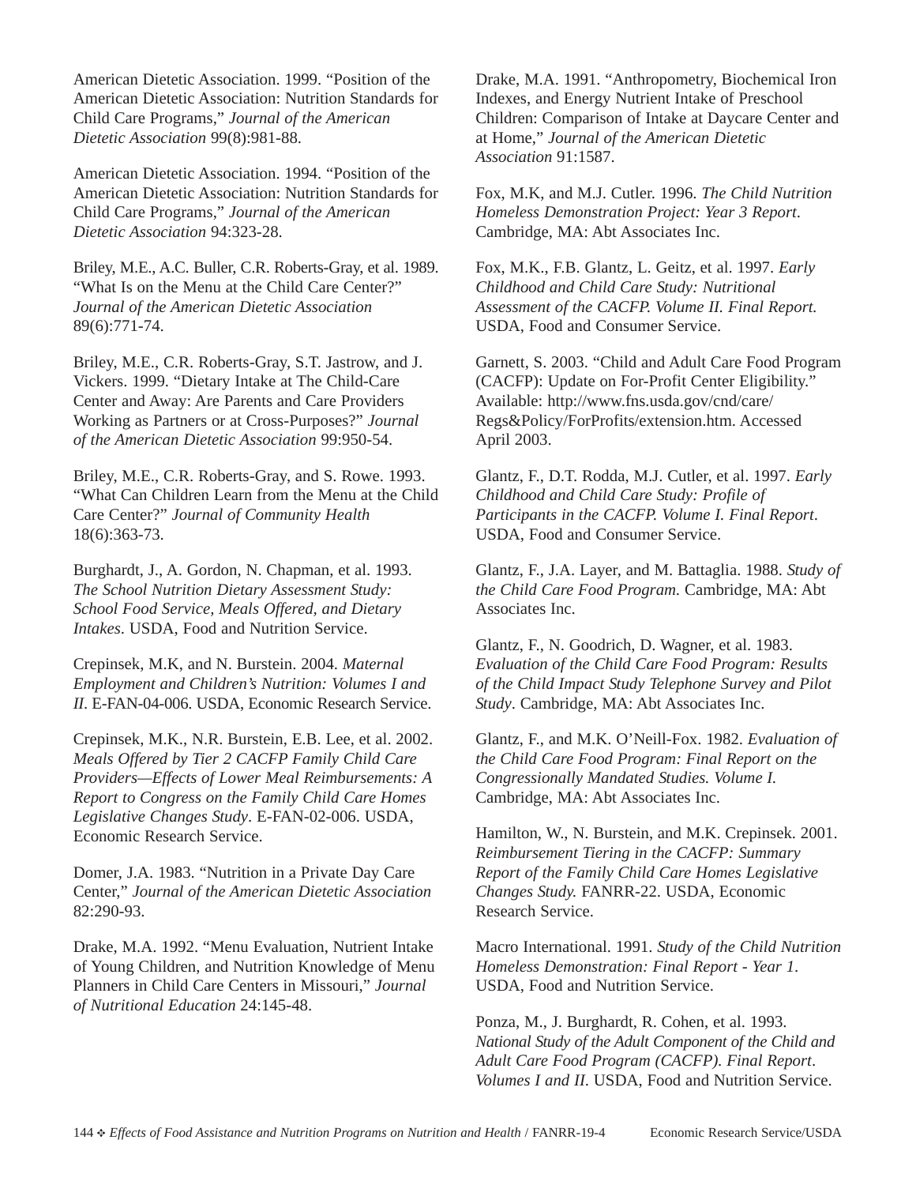American Dietetic Association. 1999. “Position of the American Dietetic Association: Nutrition Standards for Child Care Programs,” *Journal of the American Dietetic Association* 99(8):981-88.

American Dietetic Association. 1994. “Position of the American Dietetic Association: Nutrition Standards for Child Care Programs,” *Journal of the American Dietetic Association* 94:323-28.

Briley, M.E., A.C. Buller, C.R. Roberts-Gray, et al. 1989. “What Is on the Menu at the Child Care Center?” *Journal of the American Dietetic Association* 89(6):771-74.

Briley, M.E., C.R. Roberts-Gray, S.T. Jastrow, and J. Vickers. 1999. “Dietary Intake at The Child-Care Center and Away: Are Parents and Care Providers Working as Partners or at Cross-Purposes?” *Journal of the American Dietetic Association* 99:950-54.

Briley, M.E., C.R. Roberts-Gray, and S. Rowe. 1993. “What Can Children Learn from the Menu at the Child Care Center?” *Journal of Community Health* 18(6):363-73.

Burghardt, J., A. Gordon, N. Chapman, et al. 1993. *The School Nutrition Dietary Assessment Study: School Food Service, Meals Offered, and Dietary Intakes*. USDA, Food and Nutrition Service.

Crepinsek, M.K, and N. Burstein. 2004. *Maternal Employment and Children’s Nutrition: Volumes I and II*. E-FAN-04-006. USDA, Economic Research Service.

Crepinsek, M.K., N.R. Burstein, E.B. Lee, et al. 2002. *Meals Offered by Tier 2 CACFP Family Child Care Providers—Effects of Lower Meal Reimbursements: A Report to Congress on the Family Child Care Homes Legislative Changes Study*. E-FAN-02-006. USDA, Economic Research Service.

Domer, J.A. 1983. “Nutrition in a Private Day Care Center,” *Journal of the American Dietetic Association* 82:290-93.

Drake, M.A. 1992. “Menu Evaluation, Nutrient Intake of Young Children, and Nutrition Knowledge of Menu Planners in Child Care Centers in Missouri,” *Journal of Nutritional Education* 24:145-48.

Drake, M.A. 1991. “Anthropometry, Biochemical Iron Indexes, and Energy Nutrient Intake of Preschool Children: Comparison of Intake at Daycare Center and at Home,” *Journal of the American Dietetic Association* 91:1587.

Fox, M.K, and M.J. Cutler. 1996. *The Child Nutrition Homeless Demonstration Project: Year 3 Report*. Cambridge, MA: Abt Associates Inc.

Fox, M.K., F.B. Glantz, L. Geitz, et al. 1997. *Early Childhood and Child Care Study: Nutritional Assessment of the CACFP. Volume II. Final Report.* USDA, Food and Consumer Service.

Garnett, S. 2003. “Child and Adult Care Food Program (CACFP): Update on For-Profit Center Eligibility.” Available: http://www.fns.usda.gov/cnd/care/Regs&Policy/ForProfits/extension.htm. Accessed April 2003.

Glantz, F., D.T. Rodda, M.J. Cutler, et al. 1997. *Early Childhood and Child Care Study: Profile of Participants in the CACFP. Volume I. Final Report*. USDA, Food and Consumer Service.

Glantz, F., J.A. Layer, and M. Battaglia. 1988. *Study of the Child Care Food Program.* Cambridge, MA: Abt Associates Inc.

Glantz, F., N. Goodrich, D. Wagner, et al. 1983. *Evaluation of the Child Care Food Program: Results of the Child Impact Study Telephone Survey and Pilot Study*. Cambridge, MA: Abt Associates Inc.

Glantz, F., and M.K. O’Neill-Fox. 1982. *Evaluation of the Child Care Food Program: Final Report on the Congressionally Mandated Studies. Volume I.* Cambridge, MA: Abt Associates Inc.

Hamilton, W., N. Burstein, and M.K. Crepinsek. 2001. *Reimbursement Tiering in the CACFP: Summary Report of the Family Child Care Homes Legislative Changes Study.* FANRR-22. USDA, Economic Research Service.

Macro International. 1991. *Study of the Child Nutrition Homeless Demonstration: Final Report - Year 1.* USDA, Food and Nutrition Service.

Ponza, M., J. Burghardt, R. Cohen, et al. 1993. *National Study of the Adult Component of the Child and Adult Care Food Program (CACFP). Final Report. Volumes I and II.* USDA, Food and Nutrition Service.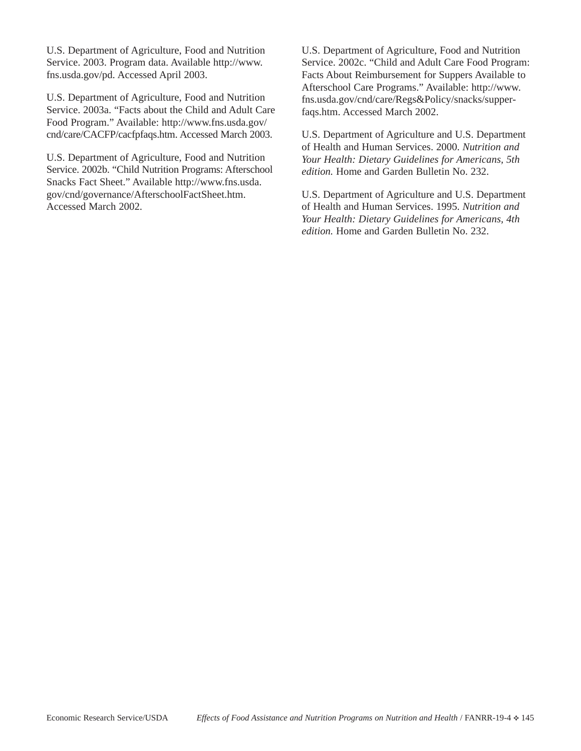U.S. Department of Agriculture, Food and Nutrition Service. 2003. Program data. Available http://www.fns.usda.gov/pd. Accessed April 2003.

U.S. Department of Agriculture, Food and Nutrition Service. 2003a. "Facts about the Child and Adult Care Food Program." Available: http://www.fns.usda.gov/cnd/care/CACFP/cacfpfaqs.htm. Accessed March 2003.

U.S. Department of Agriculture, Food and Nutrition Service. 2002b. "Child Nutrition Programs: Afterschool Snacks Fact Sheet." Available http://www.fns.usda.gov/cnd/governance/AfterschoolFactSheet.htm. Accessed March 2002.

U.S. Department of Agriculture, Food and Nutrition Service. 2002c. "Child and Adult Care Food Program: Facts About Reimbursement for Suppers Available to Afterschool Care Programs." Available: http://www.fns.usda.gov/cnd/care/Regs&Policy/snacks/supper-faqs.htm. Accessed March 2002.

U.S. Department of Agriculture and U.S. Department of Health and Human Services. 2000. *Nutrition and Your Health: Dietary Guidelines for Americans, 5th edition.* Home and Garden Bulletin No. 232.

U.S. Department of Agriculture and U.S. Department of Health and Human Services. 1995. *Nutrition and Your Health: Dietary Guidelines for Americans, 4th edition.* Home and Garden Bulletin No. 232.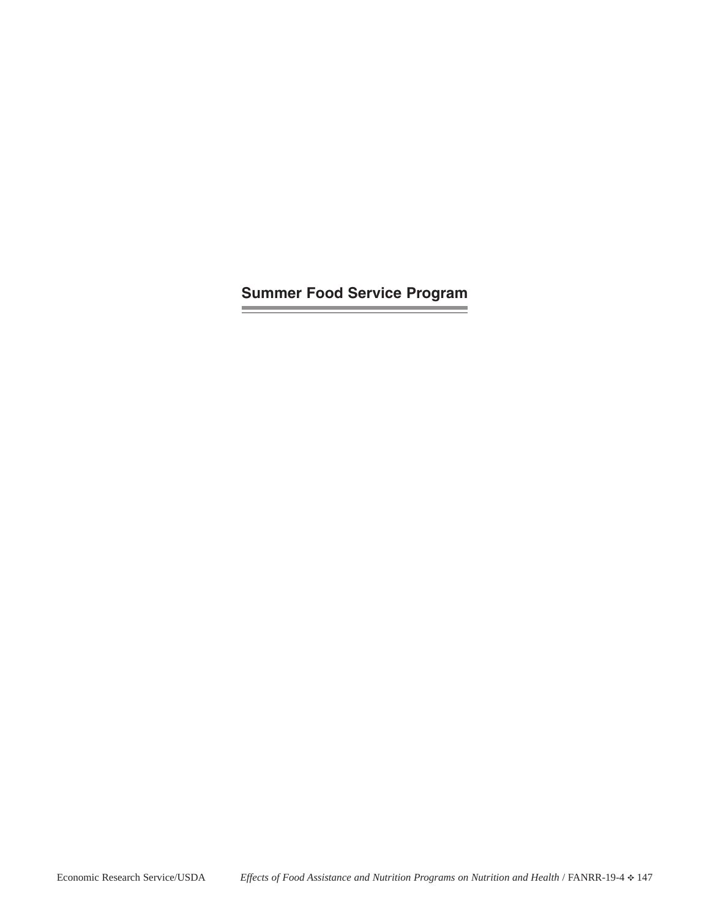# Summer Food Service Program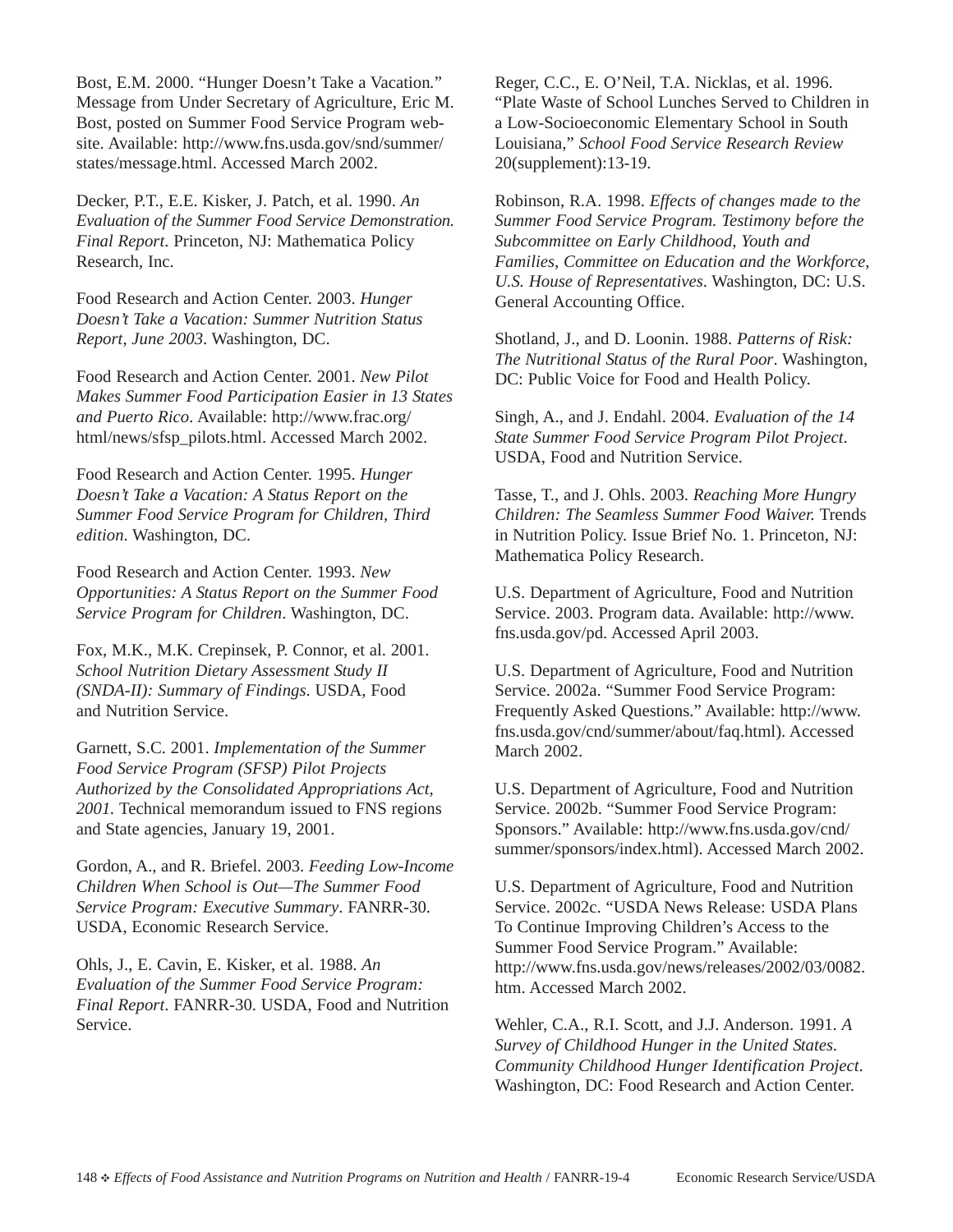Bost, E.M. 2000. "Hunger Doesn't Take a Vacation." Message from Under Secretary of Agriculture, Eric M. Bost, posted on Summer Food Service Program website. Available: http://www.fns.usda.gov/snd/summer/states/message.html. Accessed March 2002.

Decker, P.T., E.E. Kisker, J. Patch, et al. 1990. *An Evaluation of the Summer Food Service Demonstration. Final Report*. Princeton, NJ: Mathematica Policy Research, Inc.

Food Research and Action Center. 2003. *Hunger Doesn't Take a Vacation: Summer Nutrition Status Report, June 2003*. Washington, DC.

Food Research and Action Center. 2001. *New Pilot Makes Summer Food Participation Easier in 13 States and Puerto Rico*. Available: http://www.frac.org/html/news/sfsp_pilots.html. Accessed March 2002.

Food Research and Action Center. 1995. *Hunger Doesn't Take a Vacation: A Status Report on the Summer Food Service Program for Children, Third edition*. Washington, DC.

Food Research and Action Center. 1993. *New Opportunities: A Status Report on the Summer Food Service Program for Children*. Washington, DC.

Fox, M.K., M.K. Crepinsek, P. Connor, et al. 2001. *School Nutrition Dietary Assessment Study II (SNDA-II): Summary of Findings*. USDA, Food and Nutrition Service.

Garnett, S.C. 2001. *Implementation of the Summer Food Service Program (SFSP) Pilot Projects Authorized by the Consolidated Appropriations Act, 2001.* Technical memorandum issued to FNS regions and State agencies, January 19, 2001.

Gordon, A., and R. Briefel. 2003. *Feeding Low-Income Children When School is Out—The Summer Food Service Program: Executive Summary*. FANRR-30. USDA, Economic Research Service.

Ohls, J., E. Cavin, E. Kisker, et al. 1988. *An Evaluation of the Summer Food Service Program: Final Report*. FANRR-30. USDA, Food and Nutrition Service.

Reger, C.C., E. O'Neil, T.A. Nicklas, et al. 1996. "Plate Waste of School Lunches Served to Children in a Low-Socioeconomic Elementary School in South Louisiana," *School Food Service Research Review* 20(supplement):13-19.

Robinson, R.A. 1998. *Effects of changes made to the Summer Food Service Program. Testimony before the Subcommittee on Early Childhood, Youth and Families, Committee on Education and the Workforce, U.S. House of Representatives*. Washington, DC: U.S. General Accounting Office.

Shotland, J., and D. Loonin. 1988. *Patterns of Risk: The Nutritional Status of the Rural Poor*. Washington, DC: Public Voice for Food and Health Policy.

Singh, A., and J. Endahl. 2004. *Evaluation of the 14 State Summer Food Service Program Pilot Project*. USDA, Food and Nutrition Service.

Tasse, T., and J. Ohls. 2003. *Reaching More Hungry Children: The Seamless Summer Food Waiver.* Trends in Nutrition Policy. Issue Brief No. 1. Princeton, NJ: Mathematica Policy Research.

U.S. Department of Agriculture, Food and Nutrition Service. 2003. Program data. Available: http://www.fns.usda.gov/pd. Accessed April 2003.

U.S. Department of Agriculture, Food and Nutrition Service. 2002a. "Summer Food Service Program: Frequently Asked Questions." Available: http://www.fns.usda.gov/cnd/summer/about/faq.html). Accessed March 2002.

U.S. Department of Agriculture, Food and Nutrition Service. 2002b. "Summer Food Service Program: Sponsors." Available: http://www.fns.usda.gov/cnd/summer/sponsors/index.html). Accessed March 2002.

U.S. Department of Agriculture, Food and Nutrition Service. 2002c. "USDA News Release: USDA Plans To Continue Improving Children's Access to the Summer Food Service Program." Available: http://www.fns.usda.gov/news/releases/2002/03/0082.htm. Accessed March 2002.

Wehler, C.A., R.I. Scott, and J.J. Anderson. 1991. *A Survey of Childhood Hunger in the United States. Community Childhood Hunger Identification Project*. Washington, DC: Food Research and Action Center.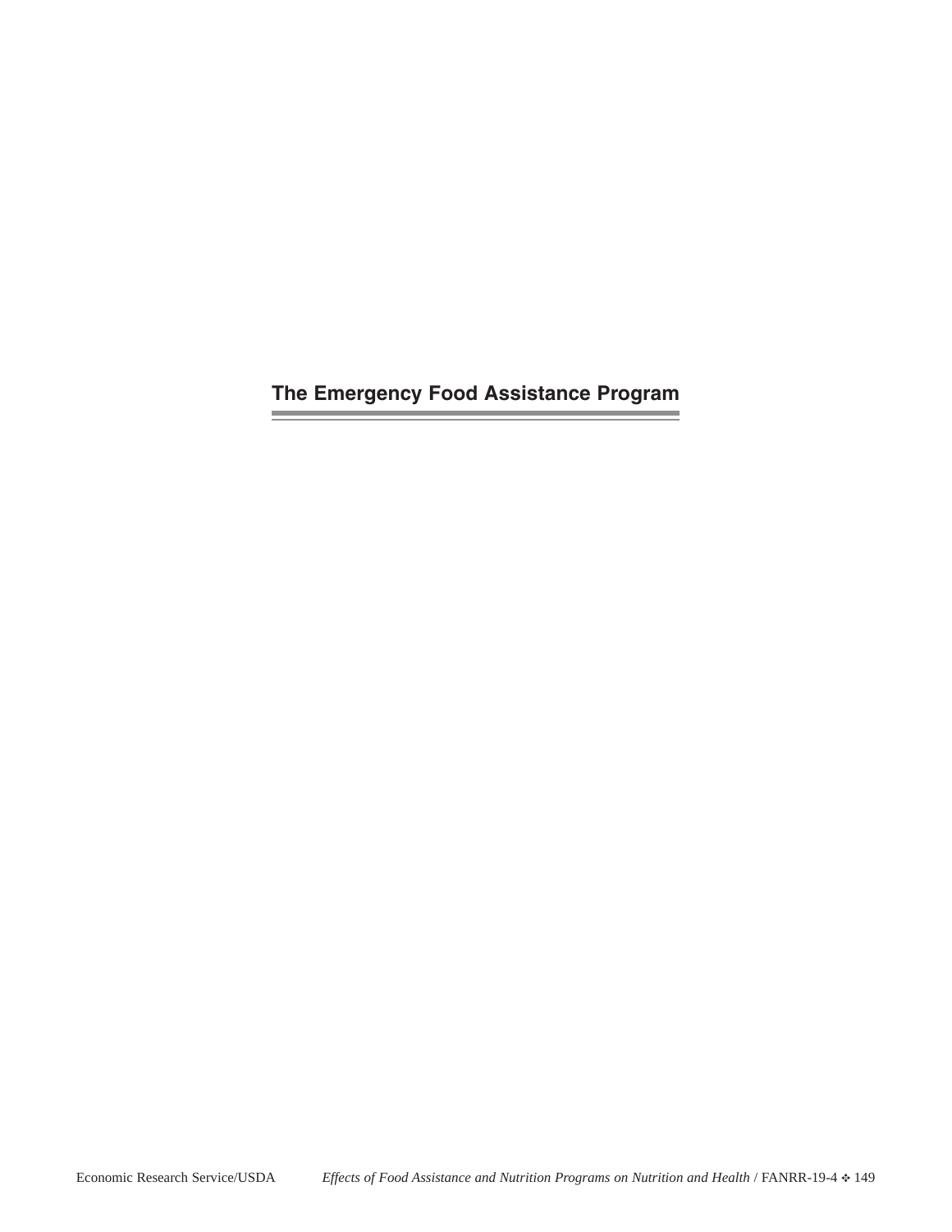# The Emergency Food Assistance Program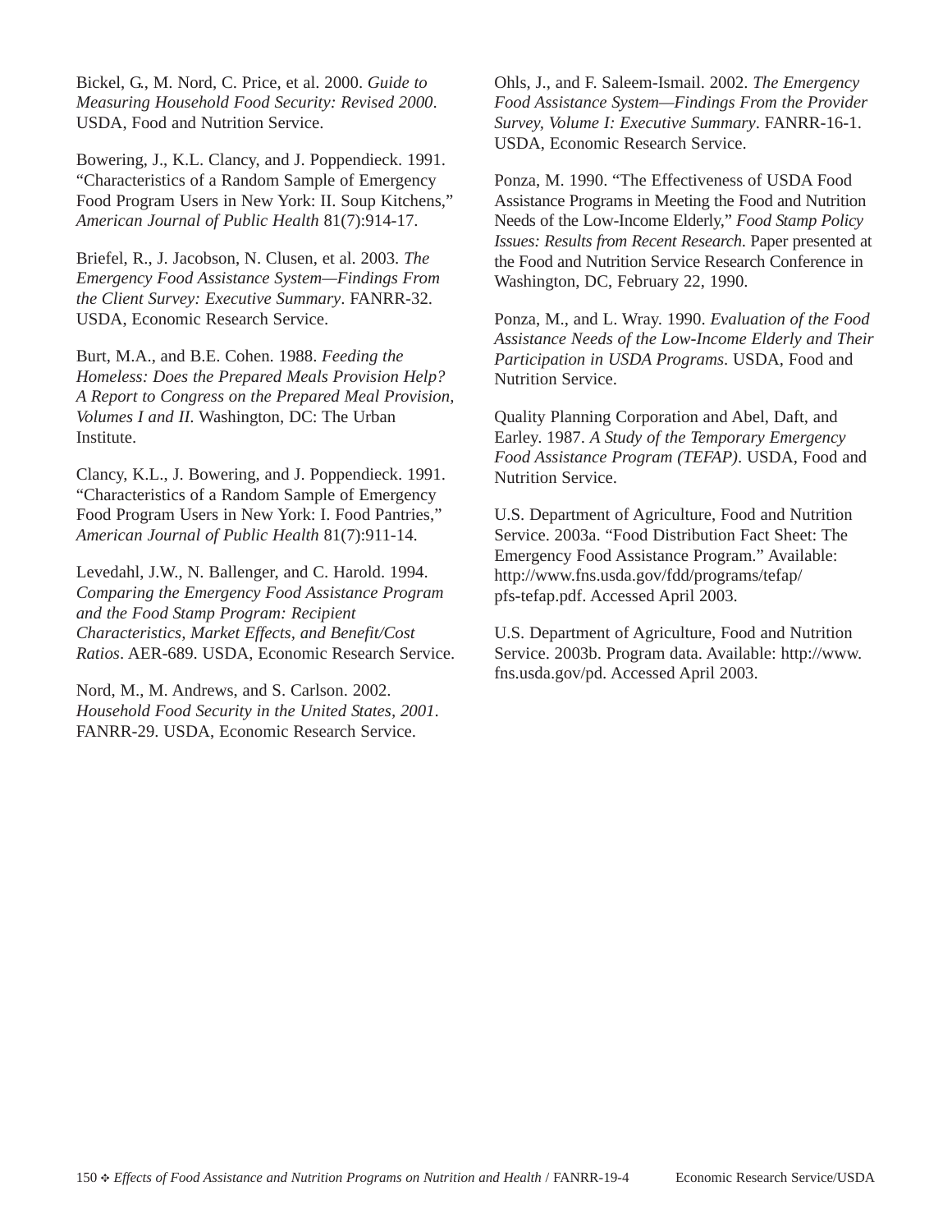Bickel, G., M. Nord, C. Price, et al. 2000. *Guide to Measuring Household Food Security: Revised 2000*. USDA, Food and Nutrition Service.

Bowering, J., K.L. Clancy, and J. Poppendieck. 1991. "Characteristics of a Random Sample of Emergency Food Program Users in New York: II. Soup Kitchens," *American Journal of Public Health* 81(7):914-17.

Briefel, R., J. Jacobson, N. Clusen, et al. 2003. *The Emergency Food Assistance System—Findings From the Client Survey: Executive Summary*. FANRR-32. USDA, Economic Research Service.

Burt, M.A., and B.E. Cohen. 1988. *Feeding the Homeless: Does the Prepared Meals Provision Help? A Report to Congress on the Prepared Meal Provision, Volumes I and II*. Washington, DC: The Urban Institute.

Clancy, K.L., J. Bowering, and J. Poppendieck. 1991. "Characteristics of a Random Sample of Emergency Food Program Users in New York: I. Food Pantries," *American Journal of Public Health* 81(7):911-14.

Levedahl, J.W., N. Ballenger, and C. Harold. 1994. *Comparing the Emergency Food Assistance Program and the Food Stamp Program: Recipient Characteristics, Market Effects, and Benefit/Cost Ratios*. AER-689. USDA, Economic Research Service.

Nord, M., M. Andrews, and S. Carlson. 2002. *Household Food Security in the United States, 2001*. FANRR-29. USDA, Economic Research Service.

Ohls, J., and F. Saleem-Ismail. 2002. *The Emergency Food Assistance System—Findings From the Provider Survey, Volume I: Executive Summary*. FANRR-16-1. USDA, Economic Research Service.

Ponza, M. 1990. "The Effectiveness of USDA Food Assistance Programs in Meeting the Food and Nutrition Needs of the Low-Income Elderly," *Food Stamp Policy Issues: Results from Recent Research*. Paper presented at the Food and Nutrition Service Research Conference in Washington, DC, February 22, 1990.

Ponza, M., and L. Wray. 1990. *Evaluation of the Food Assistance Needs of the Low-Income Elderly and Their Participation in USDA Programs*. USDA, Food and Nutrition Service.

Quality Planning Corporation and Abel, Daft, and Earley. 1987. *A Study of the Temporary Emergency Food Assistance Program (TEFAP)*. USDA, Food and Nutrition Service.

U.S. Department of Agriculture, Food and Nutrition Service. 2003a. "Food Distribution Fact Sheet: The Emergency Food Assistance Program." Available: http://www.fns.usda.gov/fdd/programs/tefap/pfs-tefap.pdf. Accessed April 2003.

U.S. Department of Agriculture, Food and Nutrition Service. 2003b. Program data. Available: http://www.fns.usda.gov/pd. Accessed April 2003.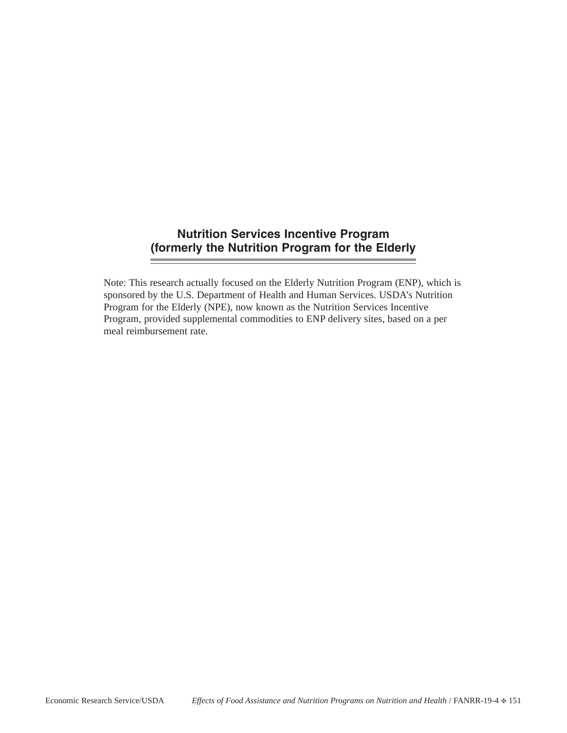# Nutrition Services Incentive Program (formerly the Nutrition Program for the Elderly

Note: This research actually focused on the Elderly Nutrition Program (ENP), which is sponsored by the U.S. Department of Health and Human Services. USDA's Nutrition Program for the Elderly (NPE), now known as the Nutrition Services Incentive Program, provided supplemental commodities to ENP delivery sites, based on a per meal reimbursement rate.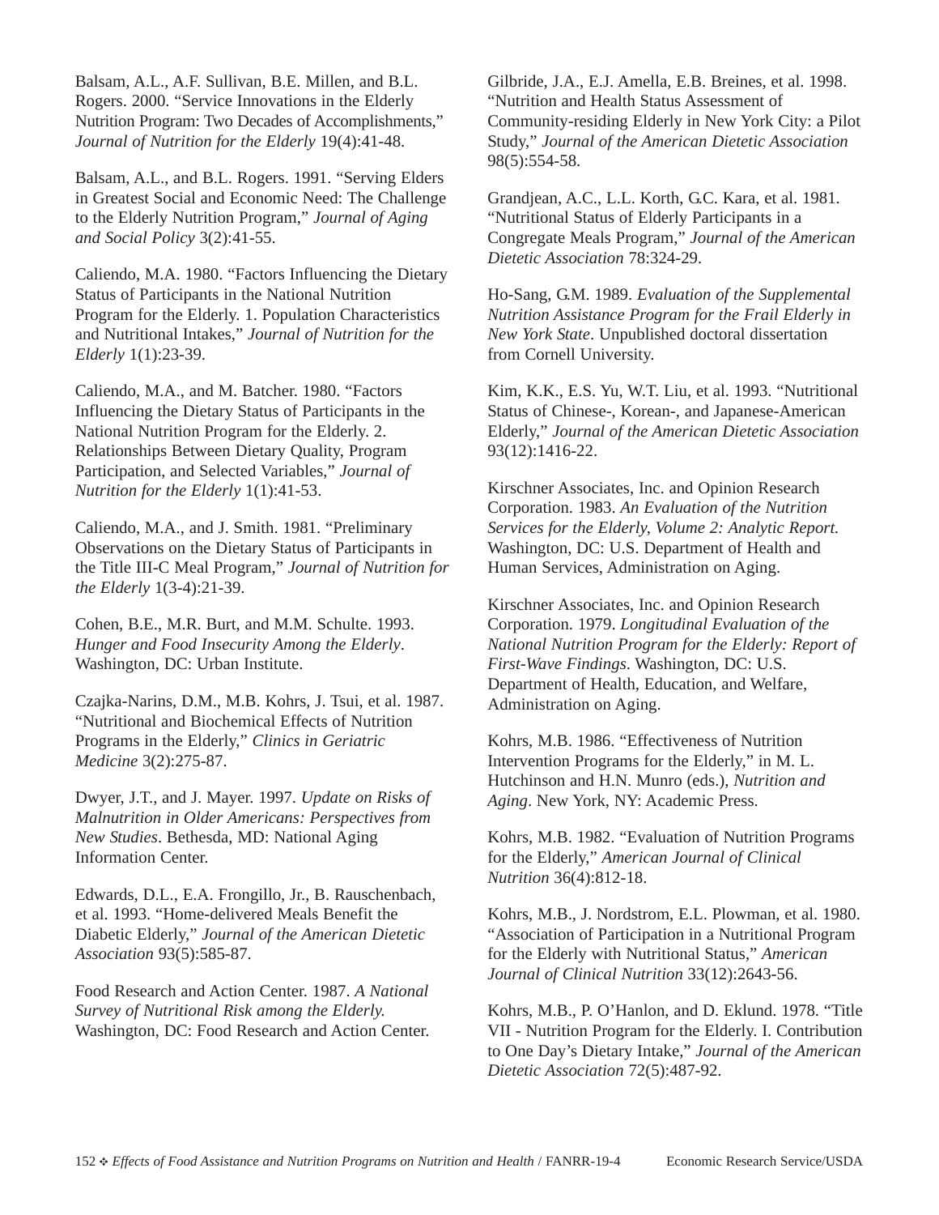Balsam, A.L., A.F. Sullivan, B.E. Millen, and B.L. Rogers. 2000. “Service Innovations in the Elderly Nutrition Program: Two Decades of Accomplishments,” *Journal of Nutrition for the Elderly* 19(4):41-48.

Balsam, A.L., and B.L. Rogers. 1991. “Serving Elders in Greatest Social and Economic Need: The Challenge to the Elderly Nutrition Program,” *Journal of Aging and Social Policy* 3(2):41-55.

Caliendo, M.A. 1980. “Factors Influencing the Dietary Status of Participants in the National Nutrition Program for the Elderly. 1. Population Characteristics and Nutritional Intakes,” *Journal of Nutrition for the Elderly* 1(1):23-39.

Caliendo, M.A., and M. Batcher. 1980. “Factors Influencing the Dietary Status of Participants in the National Nutrition Program for the Elderly. 2. Relationships Between Dietary Quality, Program Participation, and Selected Variables,” *Journal of Nutrition for the Elderly* 1(1):41-53.

Caliendo, M.A., and J. Smith. 1981. “Preliminary Observations on the Dietary Status of Participants in the Title III-C Meal Program,” *Journal of Nutrition for the Elderly* 1(3-4):21-39.

Cohen, B.E., M.R. Burt, and M.M. Schulte. 1993. *Hunger and Food Insecurity Among the Elderly*. Washington, DC: Urban Institute.

Czajka-Narins, D.M., M.B. Kohrs, J. Tsui, et al. 1987. “Nutritional and Biochemical Effects of Nutrition Programs in the Elderly,” *Clinics in Geriatric Medicine* 3(2):275-87.

Dwyer, J.T., and J. Mayer. 1997. *Update on Risks of Malnutrition in Older Americans: Perspectives from New Studies*. Bethesda, MD: National Aging Information Center.

Edwards, D.L., E.A. Frongillo, Jr., B. Rauschenbach, et al. 1993. “Home-delivered Meals Benefit the Diabetic Elderly,” *Journal of the American Dietetic Association* 93(5):585-87.

Food Research and Action Center. 1987. *A National Survey of Nutritional Risk among the Elderly.* Washington, DC: Food Research and Action Center.

Gilbride, J.A., E.J. Amella, E.B. Breines, et al. 1998. “Nutrition and Health Status Assessment of Community-residing Elderly in New York City: a Pilot Study,” *Journal of the American Dietetic Association* 98(5):554-58.

Grandjean, A.C., L.L. Korth, G.C. Kara, et al. 1981. “Nutritional Status of Elderly Participants in a Congregate Meals Program,” *Journal of the American Dietetic Association* 78:324-29.

Ho-Sang, G.M. 1989. *Evaluation of the Supplemental Nutrition Assistance Program for the Frail Elderly in New York State*. Unpublished doctoral dissertation from Cornell University.

Kim, K.K., E.S. Yu, W.T. Liu, et al. 1993. “Nutritional Status of Chinese-, Korean-, and Japanese-American Elderly,” *Journal of the American Dietetic Association* 93(12):1416-22.

Kirschner Associates, Inc. and Opinion Research Corporation. 1983. *An Evaluation of the Nutrition Services for the Elderly, Volume 2: Analytic Report.* Washington, DC: U.S. Department of Health and Human Services, Administration on Aging.

Kirschner Associates, Inc. and Opinion Research Corporation. 1979. *Longitudinal Evaluation of the National Nutrition Program for the Elderly: Report of First-Wave Findings*. Washington, DC: U.S. Department of Health, Education, and Welfare, Administration on Aging.

Kohrs, M.B. 1986. “Effectiveness of Nutrition Intervention Programs for the Elderly,” in M. L. Hutchinson and H.N. Munro (eds.), *Nutrition and Aging*. New York, NY: Academic Press.

Kohrs, M.B. 1982. “Evaluation of Nutrition Programs for the Elderly,” *American Journal of Clinical Nutrition* 36(4):812-18.

Kohrs, M.B., J. Nordstrom, E.L. Plowman, et al. 1980. “Association of Participation in a Nutritional Program for the Elderly with Nutritional Status,” *American Journal of Clinical Nutrition* 33(12):2643-56.

Kohrs, M.B., P. O’Hanlon, and D. Eklund. 1978. “Title VII - Nutrition Program for the Elderly. I. Contribution to One Day’s Dietary Intake,” *Journal of the American Dietetic Association* 72(5):487-92.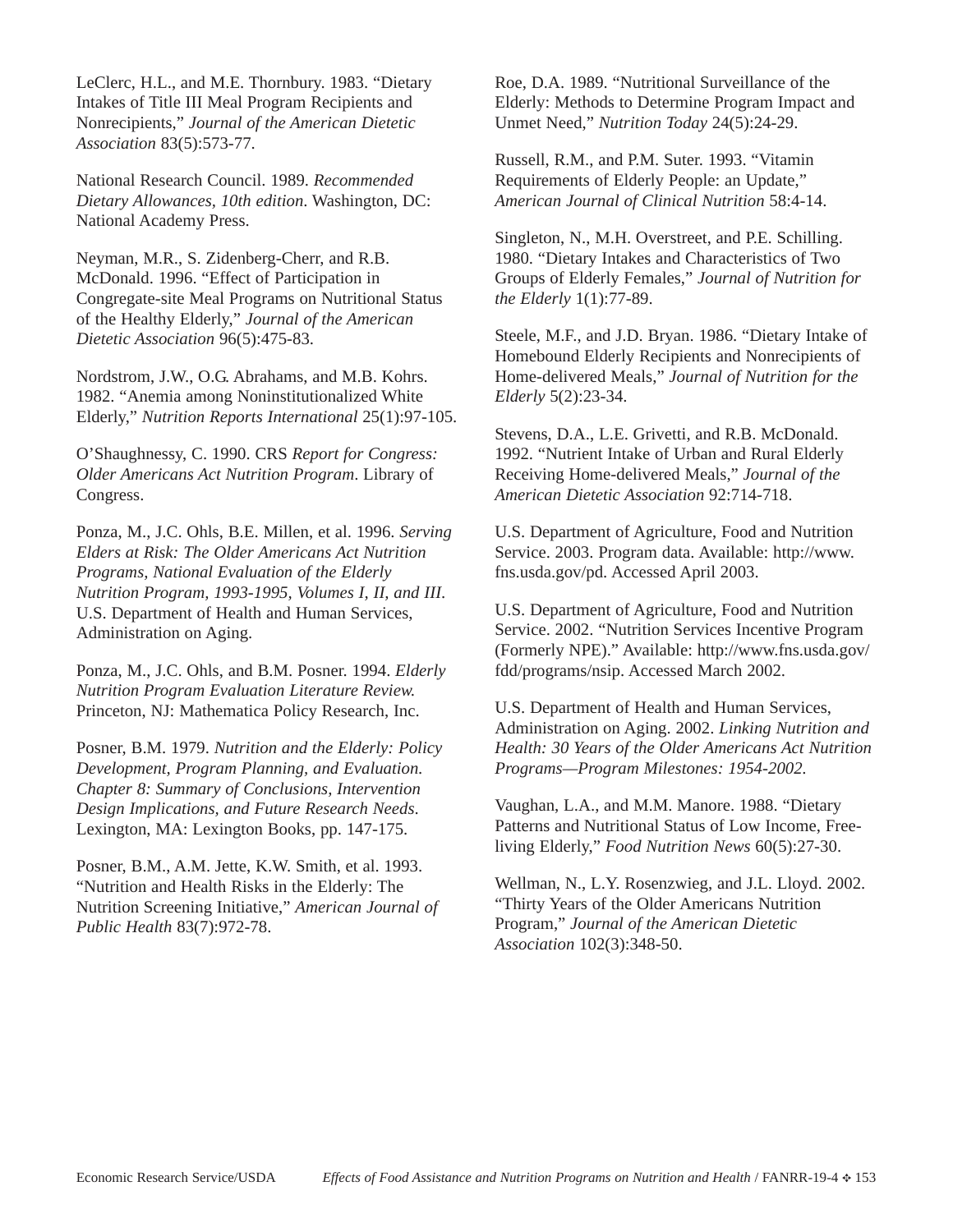LeClerc, H.L., and M.E. Thornbury. 1983. "Dietary Intakes of Title III Meal Program Recipients and Nonrecipients," *Journal of the American Dietetic Association* 83(5):573-77.

National Research Council. 1989. *Recommended Dietary Allowances, 10th edition*. Washington, DC: National Academy Press.

Neyman, M.R., S. Zidenberg-Cherr, and R.B. McDonald. 1996. "Effect of Participation in Congregate-site Meal Programs on Nutritional Status of the Healthy Elderly," *Journal of the American Dietetic Association* 96(5):475-83.

Nordstrom, J.W., O.G. Abrahams, and M.B. Kohrs. 1982. "Anemia among Noninstitutionalized White Elderly," *Nutrition Reports International* 25(1):97-105.

O'Shaughnessy, C. 1990. CRS *Report for Congress: Older Americans Act Nutrition Program*. Library of Congress.

Ponza, M., J.C. Ohls, B.E. Millen, et al. 1996. *Serving Elders at Risk: The Older Americans Act Nutrition Programs, National Evaluation of the Elderly Nutrition Program, 1993-1995, Volumes I, II, and III*. U.S. Department of Health and Human Services, Administration on Aging.

Ponza, M., J.C. Ohls, and B.M. Posner. 1994. *Elderly Nutrition Program Evaluation Literature Review.* Princeton, NJ: Mathematica Policy Research, Inc.

Posner, B.M. 1979. *Nutrition and the Elderly: Policy Development, Program Planning, and Evaluation. Chapter 8: Summary of Conclusions, Intervention Design Implications, and Future Research Needs*. Lexington, MA: Lexington Books, pp. 147-175.

Posner, B.M., A.M. Jette, K.W. Smith, et al. 1993. "Nutrition and Health Risks in the Elderly: The Nutrition Screening Initiative," *American Journal of Public Health* 83(7):972-78.

Roe, D.A. 1989. "Nutritional Surveillance of the Elderly: Methods to Determine Program Impact and Unmet Need," *Nutrition Today* 24(5):24-29.

Russell, R.M., and P.M. Suter. 1993. "Vitamin Requirements of Elderly People: an Update," *American Journal of Clinical Nutrition* 58:4-14.

Singleton, N., M.H. Overstreet, and P.E. Schilling. 1980. "Dietary Intakes and Characteristics of Two Groups of Elderly Females," *Journal of Nutrition for the Elderly* 1(1):77-89.

Steele, M.F., and J.D. Bryan. 1986. "Dietary Intake of Homebound Elderly Recipients and Nonrecipients of Home-delivered Meals," *Journal of Nutrition for the Elderly* 5(2):23-34.

Stevens, D.A., L.E. Grivetti, and R.B. McDonald. 1992. "Nutrient Intake of Urban and Rural Elderly Receiving Home-delivered Meals," *Journal of the American Dietetic Association* 92:714-718.

U.S. Department of Agriculture, Food and Nutrition Service. 2003. Program data. Available: http://www.fns.usda.gov/pd. Accessed April 2003.

U.S. Department of Agriculture, Food and Nutrition Service. 2002. "Nutrition Services Incentive Program (Formerly NPE)." Available: http://www.fns.usda.gov/fdd/programs/nsip. Accessed March 2002.

U.S. Department of Health and Human Services, Administration on Aging. 2002. *Linking Nutrition and Health: 30 Years of the Older Americans Act Nutrition Programs—Program Milestones: 1954-2002.*

Vaughan, L.A., and M.M. Manore. 1988. "Dietary Patterns and Nutritional Status of Low Income, Free-living Elderly," *Food Nutrition News* 60(5):27-30.

Wellman, N., L.Y. Rosenzwieg, and J.L. Lloyd. 2002. "Thirty Years of the Older Americans Nutrition Program," *Journal of the American Dietetic Association* 102(3):348-50.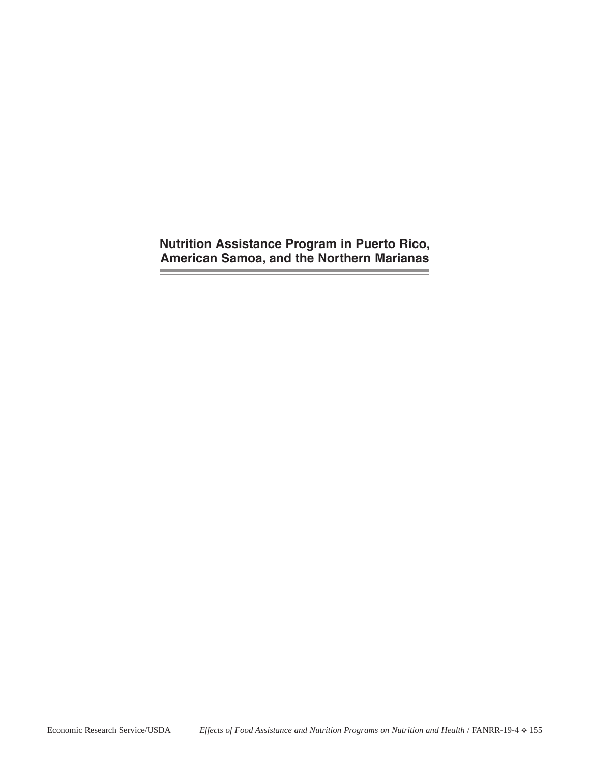# Nutrition Assistance Program in Puerto Rico, American Samoa, and the Northern Marianas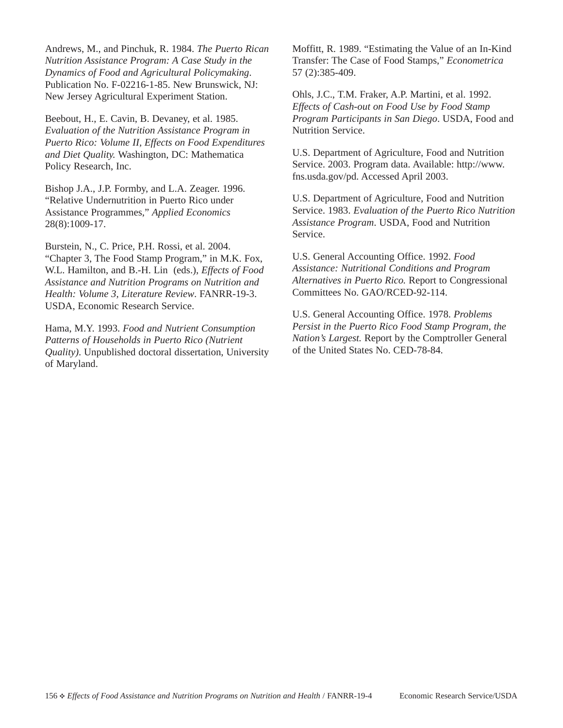Andrews, M., and Pinchuk, R. 1984. *The Puerto Rican Nutrition Assistance Program: A Case Study in the Dynamics of Food and Agricultural Policymaking*. Publication No. F-02216-1-85. New Brunswick, NJ: New Jersey Agricultural Experiment Station.

Beebout, H., E. Cavin, B. Devaney, et al. 1985. *Evaluation of the Nutrition Assistance Program in Puerto Rico: Volume II, Effects on Food Expenditures and Diet Quality.* Washington, DC: Mathematica Policy Research, Inc.

Bishop J.A., J.P. Formby, and L.A. Zeager. 1996. "Relative Undernutrition in Puerto Rico under Assistance Programmes," *Applied Economics* 28(8):1009-17.

Burstein, N., C. Price, P.H. Rossi, et al. 2004. "Chapter 3, The Food Stamp Program," in M.K. Fox, W.L. Hamilton, and B.-H. Lin (eds.), *Effects of Food Assistance and Nutrition Programs on Nutrition and Health: Volume 3, Literature Review*. FANRR-19-3. USDA, Economic Research Service.

Hama, M.Y. 1993. *Food and Nutrient Consumption Patterns of Households in Puerto Rico (Nutrient Quality)*. Unpublished doctoral dissertation, University of Maryland.

Moffitt, R. 1989. "Estimating the Value of an In-Kind Transfer: The Case of Food Stamps," *Econometrica* 57 (2):385-409.

Ohls, J.C., T.M. Fraker, A.P. Martini, et al. 1992. *Effects of Cash-out on Food Use by Food Stamp Program Participants in San Diego*. USDA, Food and Nutrition Service.

U.S. Department of Agriculture, Food and Nutrition Service. 2003. Program data. Available: http://www.fns.usda.gov/pd. Accessed April 2003.

U.S. Department of Agriculture, Food and Nutrition Service. 1983. *Evaluation of the Puerto Rico Nutrition Assistance Program*. USDA, Food and Nutrition Service.

U.S. General Accounting Office. 1992. *Food Assistance: Nutritional Conditions and Program Alternatives in Puerto Rico.* Report to Congressional Committees No. GAO/RCED-92-114.

U.S. General Accounting Office. 1978. *Problems Persist in the Puerto Rico Food Stamp Program, the Nation's Largest.* Report by the Comptroller General of the United States No. CED-78-84.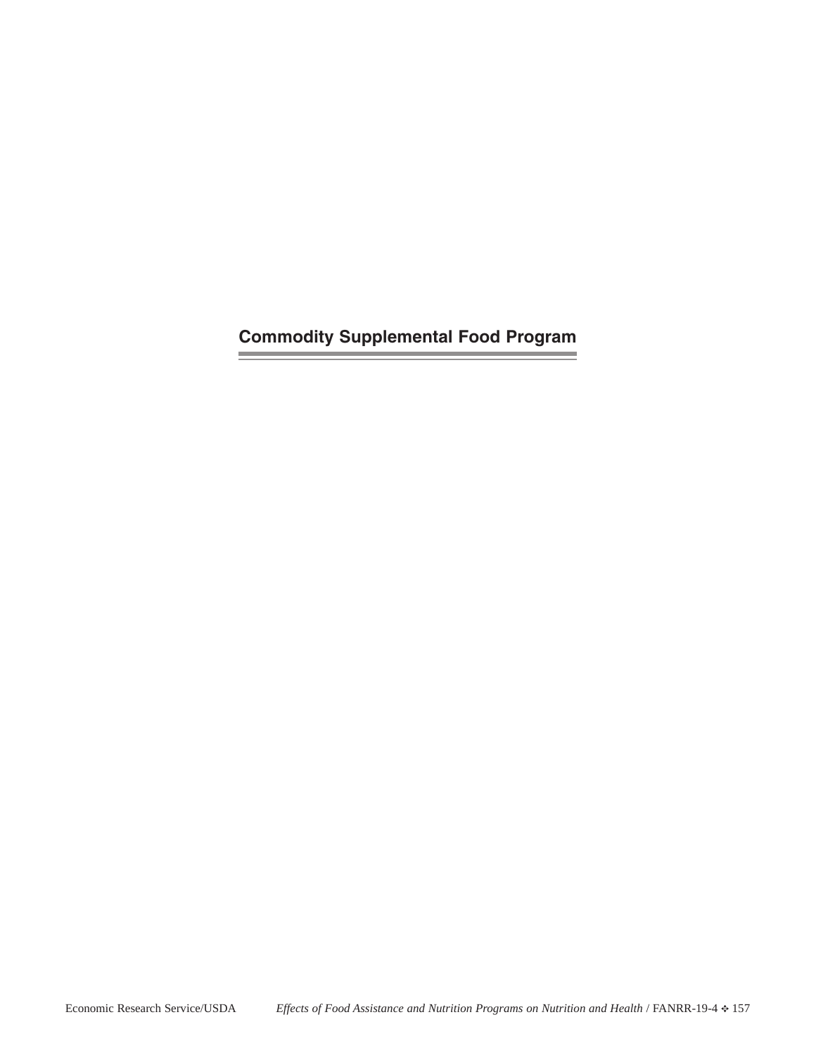# Commodity Supplemental Food Program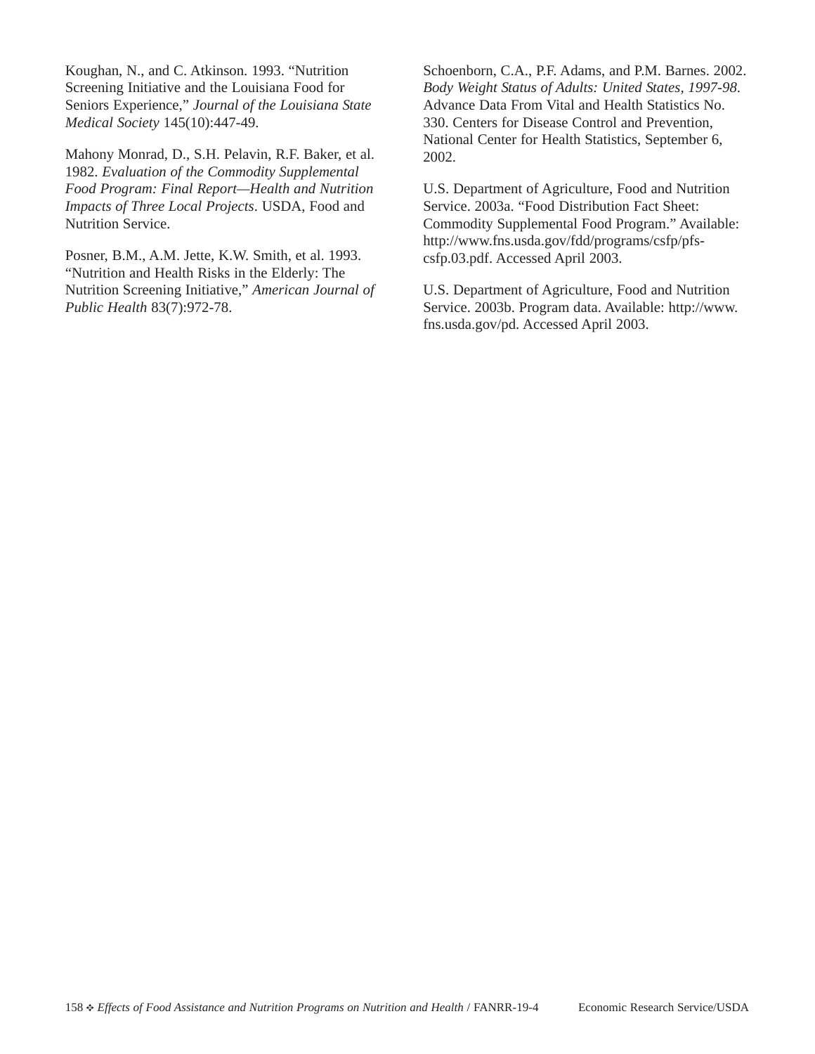Koughan, N., and C. Atkinson. 1993. "Nutrition Screening Initiative and the Louisiana Food for Seniors Experience," *Journal of the Louisiana State Medical Society* 145(10):447-49.

Mahony Monrad, D., S.H. Pelavin, R.F. Baker, et al. 1982. *Evaluation of the Commodity Supplemental Food Program: Final Report—Health and Nutrition Impacts of Three Local Projects*. USDA, Food and Nutrition Service.

Posner, B.M., A.M. Jette, K.W. Smith, et al. 1993. "Nutrition and Health Risks in the Elderly: The Nutrition Screening Initiative," *American Journal of Public Health* 83(7):972-78.

Schoenborn, C.A., P.F. Adams, and P.M. Barnes. 2002. *Body Weight Status of Adults: United States, 1997-98*. Advance Data From Vital and Health Statistics No. 330. Centers for Disease Control and Prevention, National Center for Health Statistics, September 6, 2002.

U.S. Department of Agriculture, Food and Nutrition Service. 2003a. "Food Distribution Fact Sheet: Commodity Supplemental Food Program." Available: http://www.fns.usda.gov/fdd/programs/csfp/pfs-csfp.03.pdf. Accessed April 2003.

U.S. Department of Agriculture, Food and Nutrition Service. 2003b. Program data. Available: http://www.fns.usda.gov/pd. Accessed April 2003.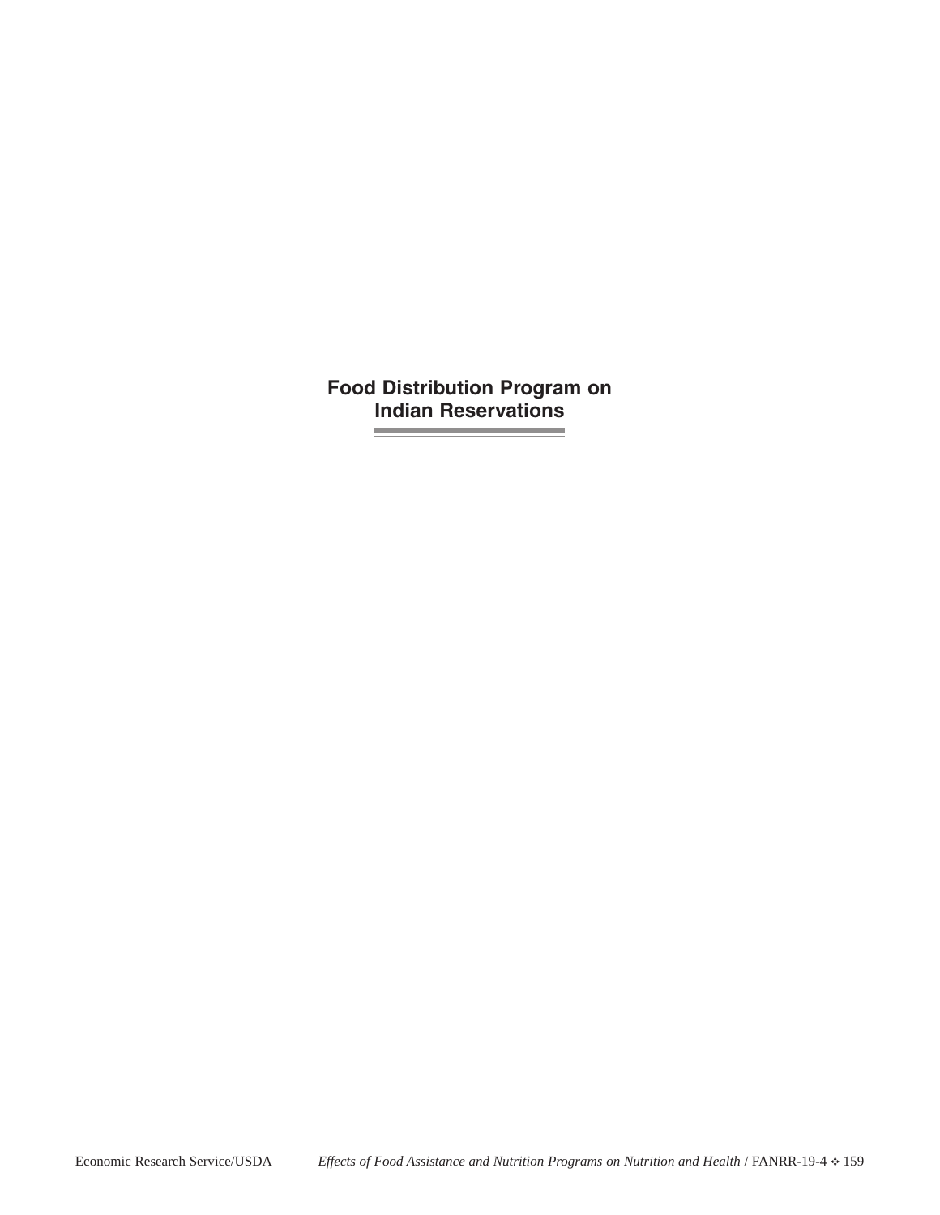# Food Distribution Program on Indian Reservations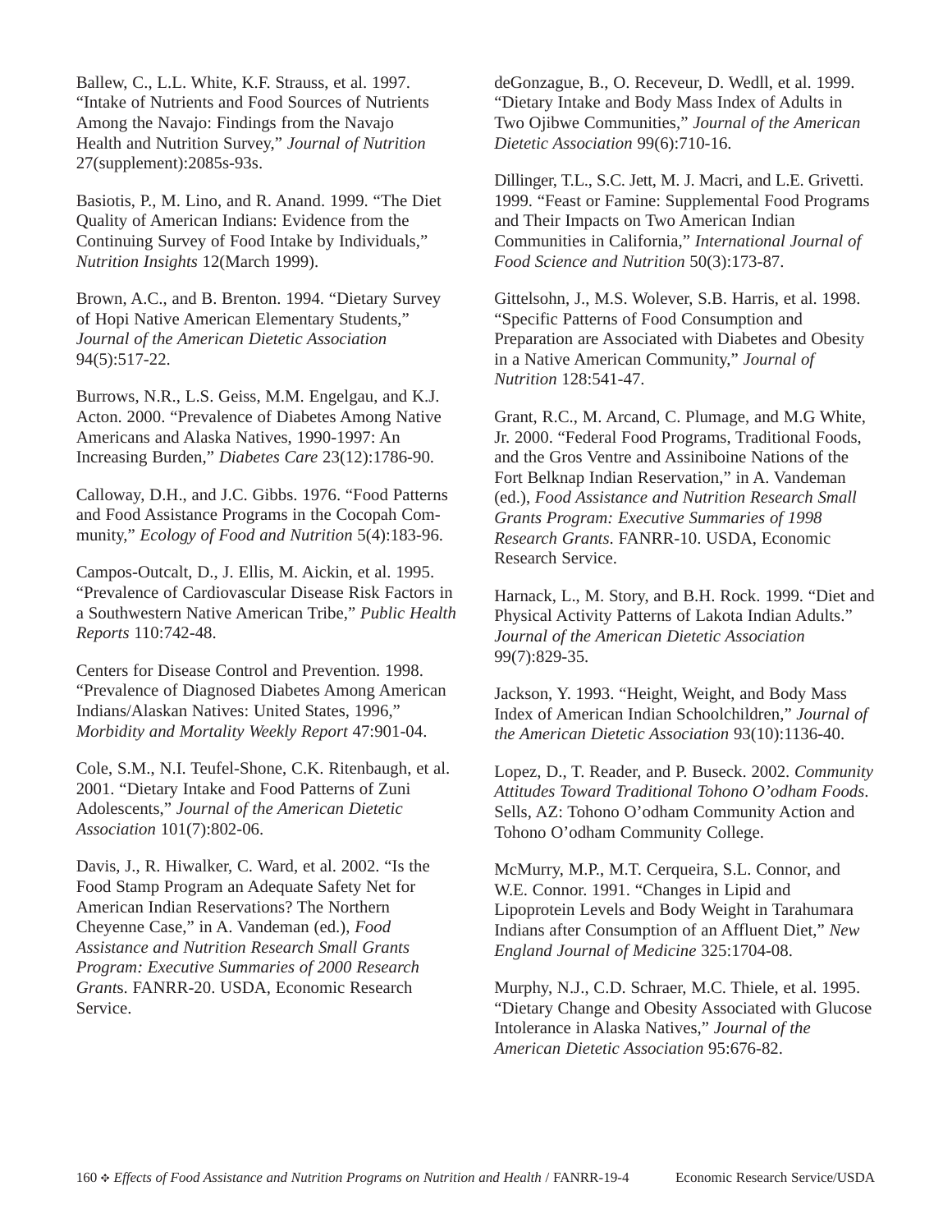Ballew, C., L.L. White, K.F. Strauss, et al. 1997. "Intake of Nutrients and Food Sources of Nutrients Among the Navajo: Findings from the Navajo Health and Nutrition Survey," *Journal of Nutrition* 27(supplement):2085s-93s.

Basiotis, P., M. Lino, and R. Anand. 1999. "The Diet Quality of American Indians: Evidence from the Continuing Survey of Food Intake by Individuals," *Nutrition Insights* 12(March 1999).

Brown, A.C., and B. Brenton. 1994. "Dietary Survey of Hopi Native American Elementary Students," *Journal of the American Dietetic Association* 94(5):517-22.

Burrows, N.R., L.S. Geiss, M.M. Engelgau, and K.J. Acton. 2000. "Prevalence of Diabetes Among Native Americans and Alaska Natives, 1990-1997: An Increasing Burden," *Diabetes Care* 23(12):1786-90.

Calloway, D.H., and J.C. Gibbs. 1976. "Food Patterns and Food Assistance Programs in the Cocopah Community," *Ecology of Food and Nutrition* 5(4):183-96.

Campos-Outcalt, D., J. Ellis, M. Aickin, et al. 1995. "Prevalence of Cardiovascular Disease Risk Factors in a Southwestern Native American Tribe," *Public Health Reports* 110:742-48.

Centers for Disease Control and Prevention. 1998. "Prevalence of Diagnosed Diabetes Among American Indians/Alaskan Natives: United States, 1996," *Morbidity and Mortality Weekly Report* 47:901-04.

Cole, S.M., N.I. Teufel-Shone, C.K. Ritenbaugh, et al. 2001. "Dietary Intake and Food Patterns of Zuni Adolescents," *Journal of the American Dietetic Association* 101(7):802-06.

Davis, J., R. Hiwalker, C. Ward, et al. 2002. "Is the Food Stamp Program an Adequate Safety Net for American Indian Reservations? The Northern Cheyenne Case," in A. Vandeman (ed.), *Food Assistance and Nutrition Research Small Grants Program: Executive Summaries of 2000 Research Grants*. FANRR-20. USDA, Economic Research Service.

deGonzague, B., O. Receveur, D. Wedll, et al. 1999. "Dietary Intake and Body Mass Index of Adults in Two Ojibwe Communities," *Journal of the American Dietetic Association* 99(6):710-16.

Dillinger, T.L., S.C. Jett, M. J. Macri, and L.E. Grivetti. 1999. "Feast or Famine: Supplemental Food Programs and Their Impacts on Two American Indian Communities in California," *International Journal of Food Science and Nutrition* 50(3):173-87.

Gittelsohn, J., M.S. Wolever, S.B. Harris, et al. 1998. "Specific Patterns of Food Consumption and Preparation are Associated with Diabetes and Obesity in a Native American Community," *Journal of Nutrition* 128:541-47.

Grant, R.C., M. Arcand, C. Plumage, and M.G White, Jr. 2000. "Federal Food Programs, Traditional Foods, and the Gros Ventre and Assiniboine Nations of the Fort Belknap Indian Reservation," in A. Vandeman (ed.), *Food Assistance and Nutrition Research Small Grants Program: Executive Summaries of 1998 Research Grants*. FANRR-10. USDA, Economic Research Service.

Harnack, L., M. Story, and B.H. Rock. 1999. "Diet and Physical Activity Patterns of Lakota Indian Adults." *Journal of the American Dietetic Association* 99(7):829-35.

Jackson, Y. 1993. "Height, Weight, and Body Mass Index of American Indian Schoolchildren," *Journal of the American Dietetic Association* 93(10):1136-40.

Lopez, D., T. Reader, and P. Buseck. 2002. *Community Attitudes Toward Traditional Tohono O'odham Foods*. Sells, AZ: Tohono O'odham Community Action and Tohono O'odham Community College.

McMurry, M.P., M.T. Cerqueira, S.L. Connor, and W.E. Connor. 1991. "Changes in Lipid and Lipoprotein Levels and Body Weight in Tarahumara Indians after Consumption of an Affluent Diet," *New England Journal of Medicine* 325:1704-08.

Murphy, N.J., C.D. Schraer, M.C. Thiele, et al. 1995. "Dietary Change and Obesity Associated with Glucose Intolerance in Alaska Natives," *Journal of the American Dietetic Association* 95:676-82.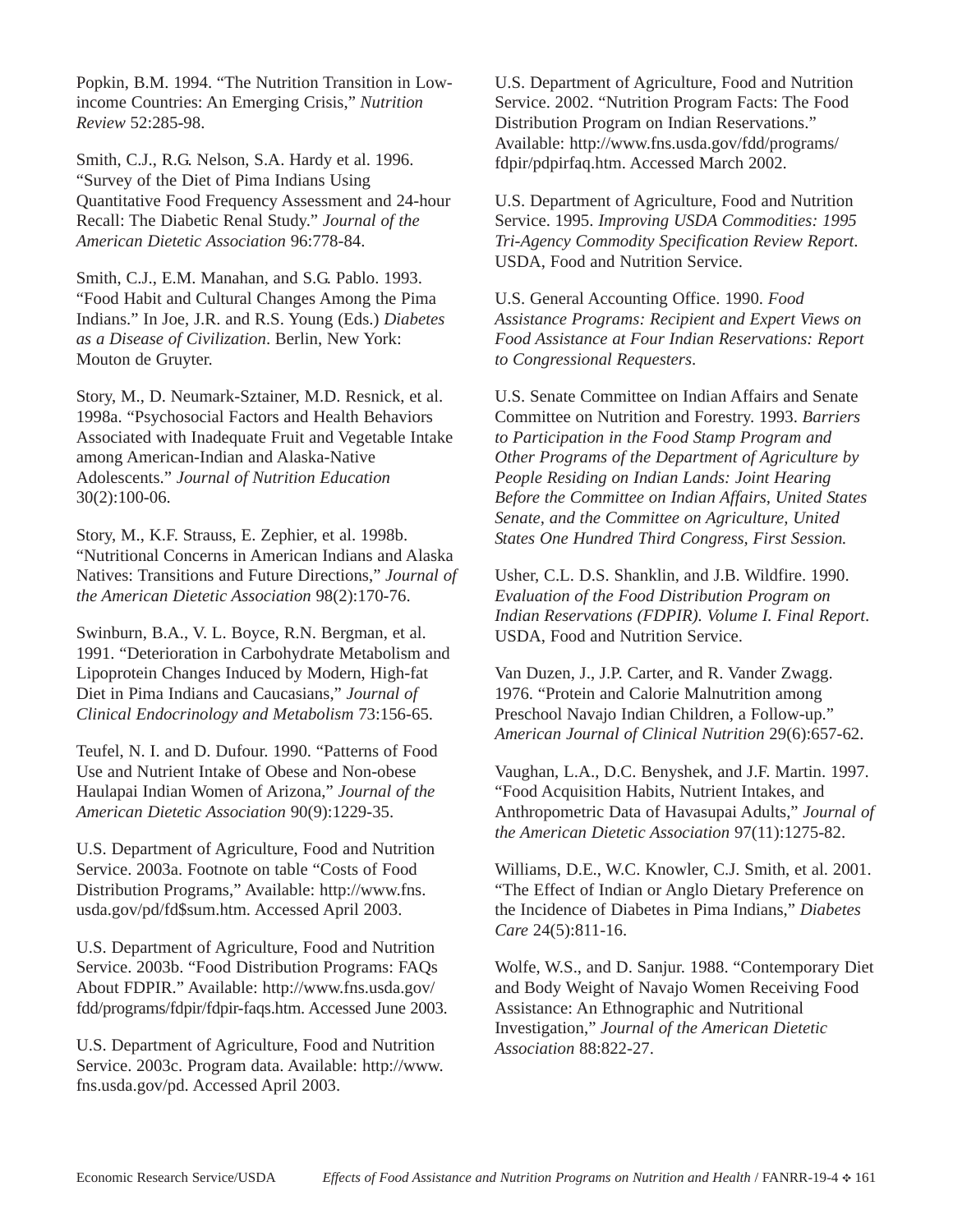Popkin, B.M. 1994. “The Nutrition Transition in Low-income Countries: An Emerging Crisis,” *Nutrition Review* 52:285-98.

Smith, C.J., R.G. Nelson, S.A. Hardy et al. 1996. “Survey of the Diet of Pima Indians Using Quantitative Food Frequency Assessment and 24-hour Recall: The Diabetic Renal Study.” *Journal of the American Dietetic Association* 96:778-84.

Smith, C.J., E.M. Manahan, and S.G. Pablo. 1993. “Food Habit and Cultural Changes Among the Pima Indians.” In Joe, J.R. and R.S. Young (Eds.) *Diabetes as a Disease of Civilization*. Berlin, New York: Mouton de Gruyter.

Story, M., D. Neumark-Sztainer, M.D. Resnick, et al. 1998a. “Psychosocial Factors and Health Behaviors Associated with Inadequate Fruit and Vegetable Intake among American-Indian and Alaska-Native Adolescents.” *Journal of Nutrition Education* 30(2):100-06.

Story, M., K.F. Strauss, E. Zephier, et al. 1998b. “Nutritional Concerns in American Indians and Alaska Natives: Transitions and Future Directions,” *Journal of the American Dietetic Association* 98(2):170-76.

Swinburn, B.A., V. L. Boyce, R.N. Bergman, et al. 1991. “Deterioration in Carbohydrate Metabolism and Lipoprotein Changes Induced by Modern, High-fat Diet in Pima Indians and Caucasians,” *Journal of Clinical Endocrinology and Metabolism* 73:156-65.

Teufel, N. I. and D. Dufour. 1990. “Patterns of Food Use and Nutrient Intake of Obese and Non-obese Haulapai Indian Women of Arizona,” *Journal of the American Dietetic Association* 90(9):1229-35.

U.S. Department of Agriculture, Food and Nutrition Service. 2003a. Footnote on table “Costs of Food Distribution Programs,” Available: http://www.fns.usda.gov/pd/fd$sum.htm. Accessed April 2003.

U.S. Department of Agriculture, Food and Nutrition Service. 2003b. “Food Distribution Programs: FAQs About FDPIR.” Available: http://www.fns.usda.gov/fdd/programs/fdpir/fdpir-faqs.htm. Accessed June 2003.

U.S. Department of Agriculture, Food and Nutrition Service. 2003c. Program data. Available: http://www.fns.usda.gov/pd. Accessed April 2003.

U.S. Department of Agriculture, Food and Nutrition Service. 2002. “Nutrition Program Facts: The Food Distribution Program on Indian Reservations.” Available: http://www.fns.usda.gov/fdd/programs/fdpir/pdpirfaq.htm. Accessed March 2002.

U.S. Department of Agriculture, Food and Nutrition Service. 1995. *Improving USDA Commodities: 1995 Tri-Agency Commodity Specification Review Report*. USDA, Food and Nutrition Service.

U.S. General Accounting Office. 1990. *Food Assistance Programs: Recipient and Expert Views on Food Assistance at Four Indian Reservations: Report to Congressional Requesters*.

U.S. Senate Committee on Indian Affairs and Senate Committee on Nutrition and Forestry. 1993. *Barriers to Participation in the Food Stamp Program and Other Programs of the Department of Agriculture by People Residing on Indian Lands: Joint Hearing Before the Committee on Indian Affairs, United States Senate, and the Committee on Agriculture, United States One Hundred Third Congress, First Session.*

Usher, C.L. D.S. Shanklin, and J.B. Wildfire. 1990. *Evaluation of the Food Distribution Program on Indian Reservations (FDPIR). Volume I. Final Report*. USDA, Food and Nutrition Service.

Van Duzen, J., J.P. Carter, and R. Vander Zwagg. 1976. “Protein and Calorie Malnutrition among Preschool Navajo Indian Children, a Follow-up.” *American Journal of Clinical Nutrition* 29(6):657-62.

Vaughan, L.A., D.C. Benyshek, and J.F. Martin. 1997. “Food Acquisition Habits, Nutrient Intakes, and Anthropometric Data of Havasupai Adults,” *Journal of the American Dietetic Association* 97(11):1275-82.

Williams, D.E., W.C. Knowler, C.J. Smith, et al. 2001. “The Effect of Indian or Anglo Dietary Preference on the Incidence of Diabetes in Pima Indians,” *Diabetes Care* 24(5):811-16.

Wolfe, W.S., and D. Sanjur. 1988. “Contemporary Diet and Body Weight of Navajo Women Receiving Food Assistance: An Ethnographic and Nutritional Investigation,” *Journal of the American Dietetic Association* 88:822-27.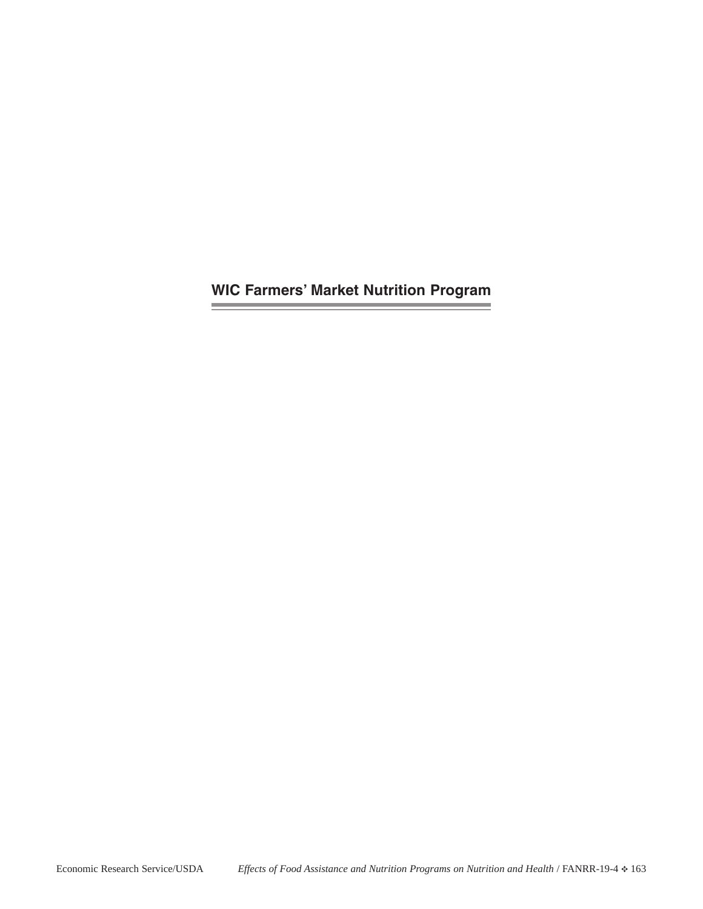# WIC Farmers' Market Nutrition Program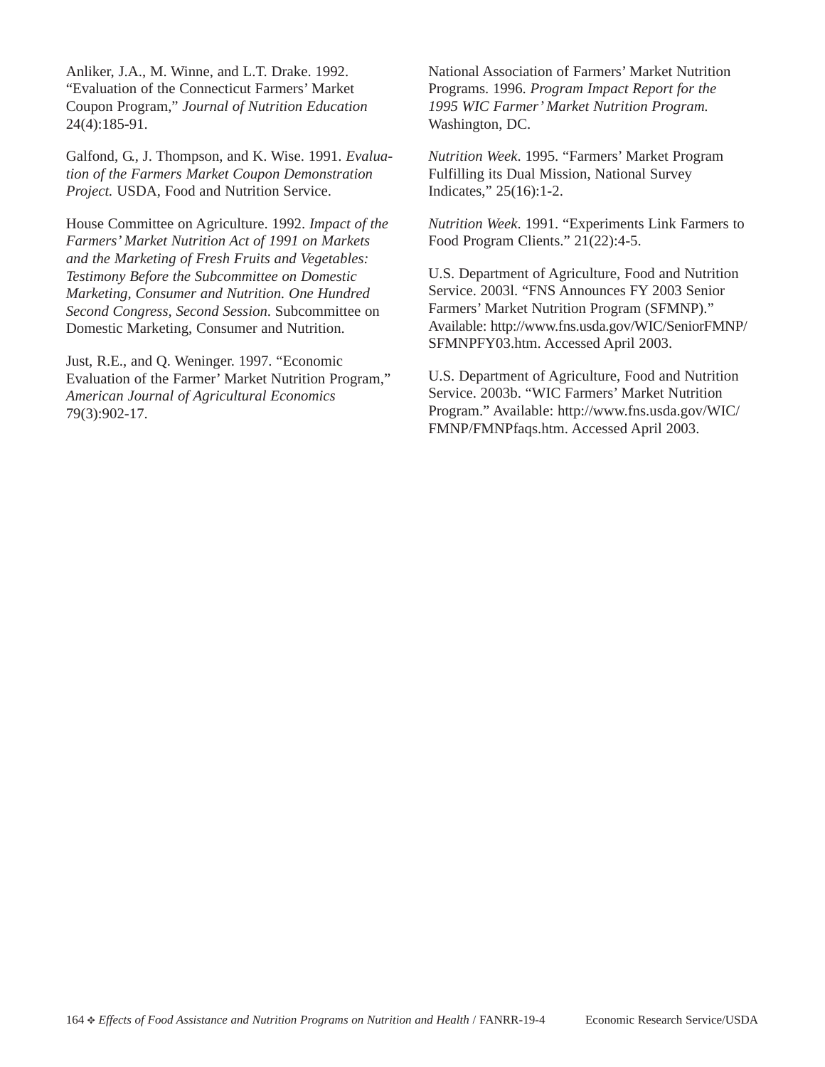Anliker, J.A., M. Winne, and L.T. Drake. 1992. "Evaluation of the Connecticut Farmers' Market Coupon Program," *Journal of Nutrition Education* 24(4):185-91.

Galfond, G., J. Thompson, and K. Wise. 1991. *Evaluation of the Farmers Market Coupon Demonstration Project.* USDA, Food and Nutrition Service.

House Committee on Agriculture. 1992. *Impact of the Farmers' Market Nutrition Act of 1991 on Markets and the Marketing of Fresh Fruits and Vegetables: Testimony Before the Subcommittee on Domestic Marketing, Consumer and Nutrition. One Hundred Second Congress, Second Session.* Subcommittee on Domestic Marketing, Consumer and Nutrition.

Just, R.E., and Q. Weninger. 1997. "Economic Evaluation of the Farmer' Market Nutrition Program," *American Journal of Agricultural Economics* 79(3):902-17.

National Association of Farmers' Market Nutrition Programs. 1996. *Program Impact Report for the 1995 WIC Farmer' Market Nutrition Program.* Washington, DC.

*Nutrition Week*. 1995. "Farmers' Market Program Fulfilling its Dual Mission, National Survey Indicates," 25(16):1-2.

*Nutrition Week*. 1991. "Experiments Link Farmers to Food Program Clients." 21(22):4-5.

U.S. Department of Agriculture, Food and Nutrition Service. 2003l. "FNS Announces FY 2003 Senior Farmers' Market Nutrition Program (SFMNP)." Available: http://www.fns.usda.gov/WIC/SeniorFMNP/SFMNPFY03.htm. Accessed April 2003.

U.S. Department of Agriculture, Food and Nutrition Service. 2003b. "WIC Farmers' Market Nutrition Program." Available: http://www.fns.usda.gov/WIC/FMNP/FMNPfaqs.htm. Accessed April 2003.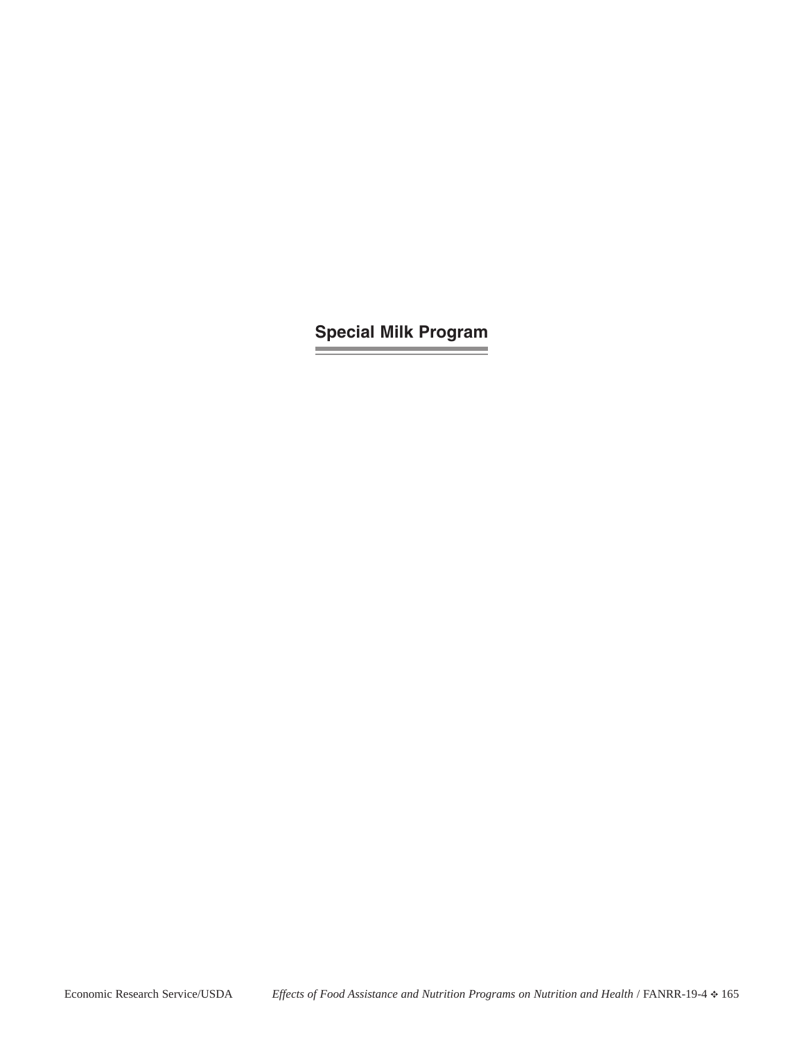# Special Milk Program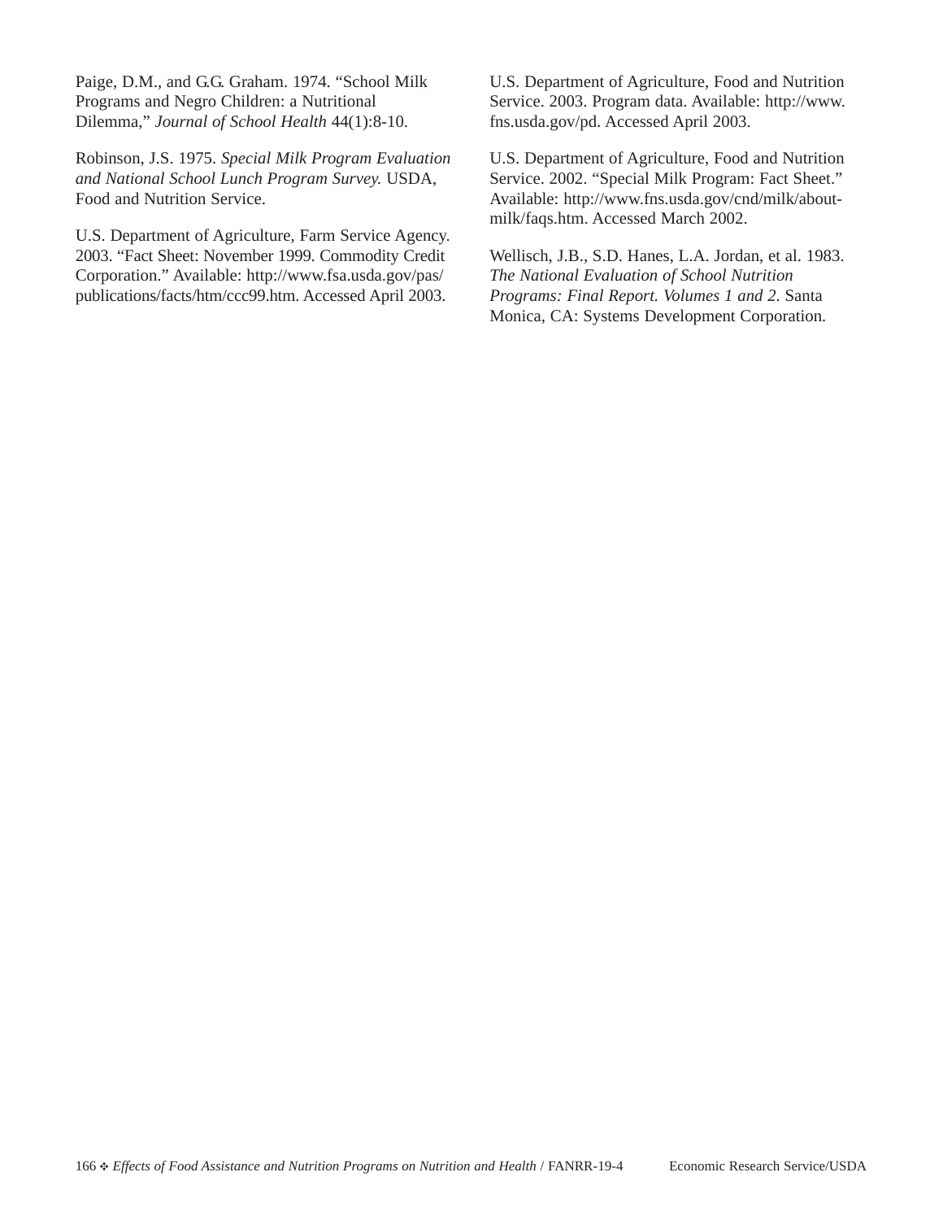Paige, D.M., and G.G. Graham. 1974. "School Milk Programs and Negro Children: a Nutritional Dilemma," *Journal of School Health* 44(1):8-10.

Robinson, J.S. 1975. *Special Milk Program Evaluation and National School Lunch Program Survey.* USDA, Food and Nutrition Service.

U.S. Department of Agriculture, Farm Service Agency. 2003. "Fact Sheet: November 1999. Commodity Credit Corporation." Available: http://www.fsa.usda.gov/pas/publications/facts/htm/ccc99.htm. Accessed April 2003.

U.S. Department of Agriculture, Food and Nutrition Service. 2003. Program data. Available: http://www.fns.usda.gov/pd. Accessed April 2003.

U.S. Department of Agriculture, Food and Nutrition Service. 2002. "Special Milk Program: Fact Sheet." Available: http://www.fns.usda.gov/cnd/milk/about-milk/faqs.htm. Accessed March 2002.

Wellisch, J.B., S.D. Hanes, L.A. Jordan, et al. 1983. *The National Evaluation of School Nutrition Programs: Final Report. Volumes 1 and 2*. Santa Monica, CA: Systems Development Corporation.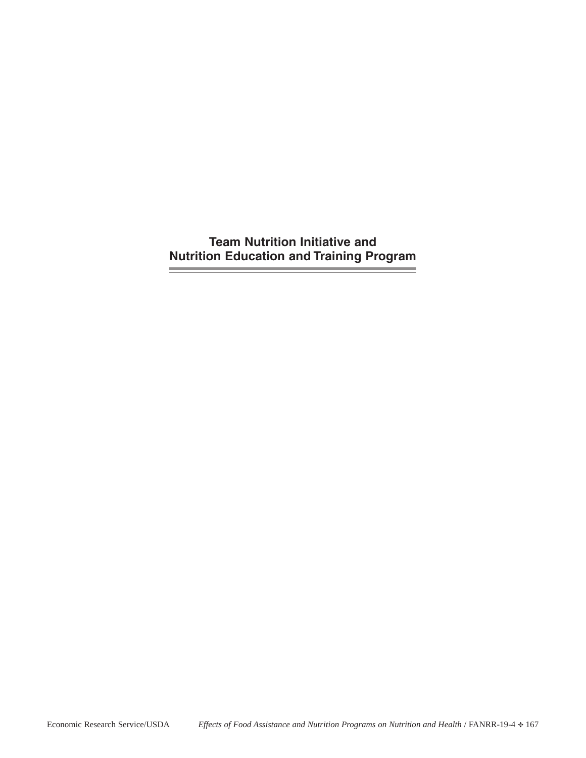# Team Nutrition Initiative and Nutrition Education and Training Program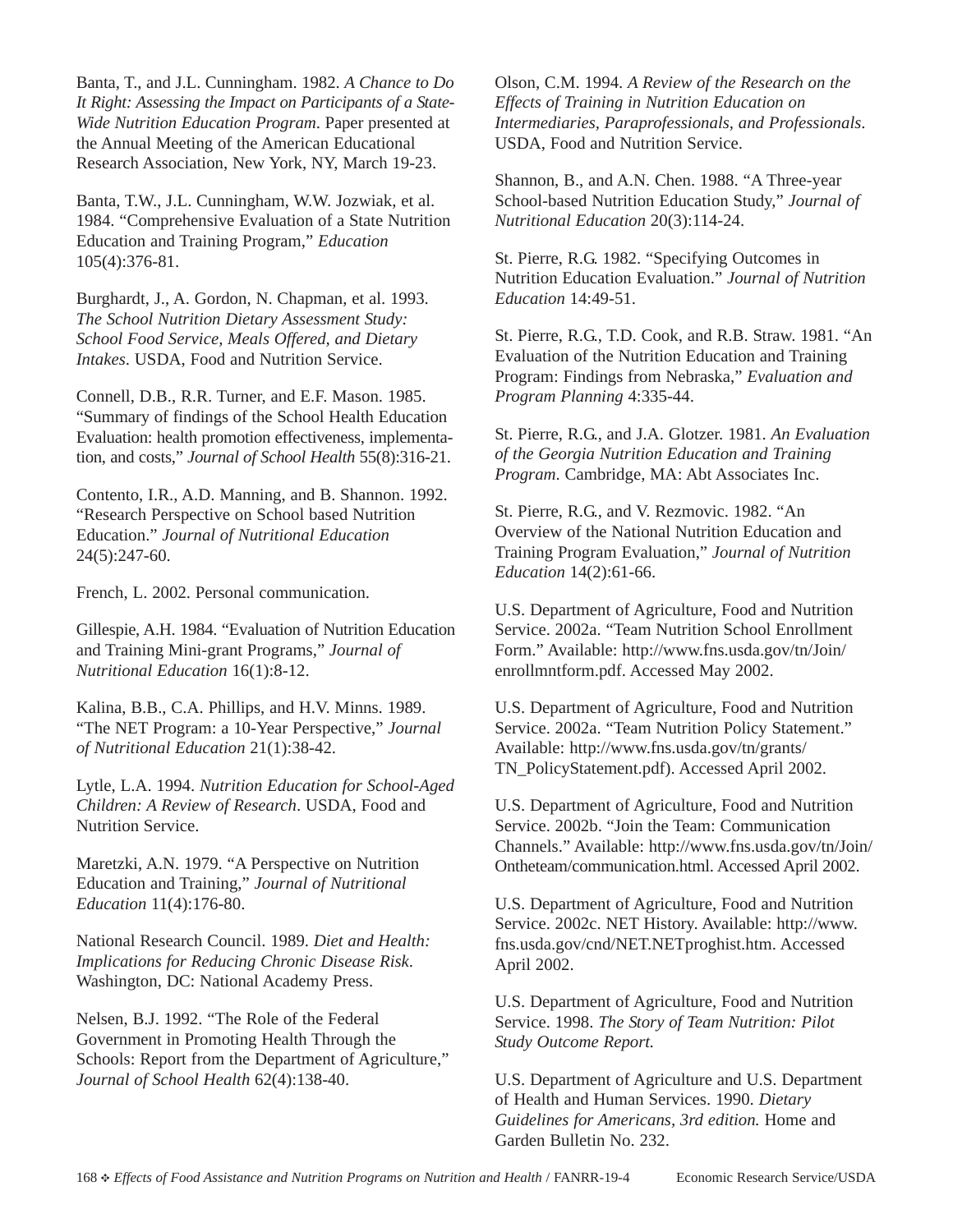Banta, T., and J.L. Cunningham. 1982. *A Chance to Do It Right: Assessing the Impact on Participants of a State-Wide Nutrition Education Program*. Paper presented at the Annual Meeting of the American Educational Research Association, New York, NY, March 19-23.

Banta, T.W., J.L. Cunningham, W.W. Jozwiak, et al. 1984. "Comprehensive Evaluation of a State Nutrition Education and Training Program," *Education* 105(4):376-81.

Burghardt, J., A. Gordon, N. Chapman, et al. 1993. *The School Nutrition Dietary Assessment Study: School Food Service, Meals Offered, and Dietary Intakes*. USDA, Food and Nutrition Service.

Connell, D.B., R.R. Turner, and E.F. Mason. 1985. "Summary of findings of the School Health Education Evaluation: health promotion effectiveness, implementation, and costs," *Journal of School Health* 55(8):316-21.

Contento, I.R., A.D. Manning, and B. Shannon. 1992. "Research Perspective on School based Nutrition Education." *Journal of Nutritional Education* 24(5):247-60.

French, L. 2002. Personal communication.

Gillespie, A.H. 1984. "Evaluation of Nutrition Education and Training Mini-grant Programs," *Journal of Nutritional Education* 16(1):8-12.

Kalina, B.B., C.A. Phillips, and H.V. Minns. 1989. "The NET Program: a 10-Year Perspective," *Journal of Nutritional Education* 21(1):38-42.

Lytle, L.A. 1994. *Nutrition Education for School-Aged Children: A Review of Research*. USDA, Food and Nutrition Service.

Maretzki, A.N. 1979. "A Perspective on Nutrition Education and Training," *Journal of Nutritional Education* 11(4):176-80.

National Research Council. 1989. *Diet and Health: Implications for Reducing Chronic Disease Risk*. Washington, DC: National Academy Press.

Nelsen, B.J. 1992. "The Role of the Federal Government in Promoting Health Through the Schools: Report from the Department of Agriculture," *Journal of School Health* 62(4):138-40.

Olson, C.M. 1994. *A Review of the Research on the Effects of Training in Nutrition Education on Intermediaries, Paraprofessionals, and Professionals*. USDA, Food and Nutrition Service.

Shannon, B., and A.N. Chen. 1988. "A Three-year School-based Nutrition Education Study," *Journal of Nutritional Education* 20(3):114-24.

St. Pierre, R.G. 1982. "Specifying Outcomes in Nutrition Education Evaluation." *Journal of Nutrition Education* 14:49-51.

St. Pierre, R.G., T.D. Cook, and R.B. Straw. 1981. "An Evaluation of the Nutrition Education and Training Program: Findings from Nebraska," *Evaluation and Program Planning* 4:335-44.

St. Pierre, R.G., and J.A. Glotzer. 1981. *An Evaluation of the Georgia Nutrition Education and Training Program*. Cambridge, MA: Abt Associates Inc.

St. Pierre, R.G., and V. Rezmovic. 1982. "An Overview of the National Nutrition Education and Training Program Evaluation," *Journal of Nutrition Education* 14(2):61-66.

U.S. Department of Agriculture, Food and Nutrition Service. 2002a. "Team Nutrition School Enrollment Form." Available: http://www.fns.usda.gov/tn/Join/enrollmntform.pdf. Accessed May 2002.

U.S. Department of Agriculture, Food and Nutrition Service. 2002a. "Team Nutrition Policy Statement." Available: http://www.fns.usda.gov/tn/grants/TN_PolicyStatement.pdf). Accessed April 2002.

U.S. Department of Agriculture, Food and Nutrition Service. 2002b. "Join the Team: Communication Channels." Available: http://www.fns.usda.gov/tn/Join/Ontheteam/communication.html. Accessed April 2002.

U.S. Department of Agriculture, Food and Nutrition Service. 2002c. NET History. Available: http://www.fns.usda.gov/cnd/NET.NETproghist.htm. Accessed April 2002.

U.S. Department of Agriculture, Food and Nutrition Service. 1998. *The Story of Team Nutrition: Pilot Study Outcome Report.*

U.S. Department of Agriculture and U.S. Department of Health and Human Services. 1990. *Dietary Guidelines for Americans, 3rd edition.* Home and Garden Bulletin No. 232.